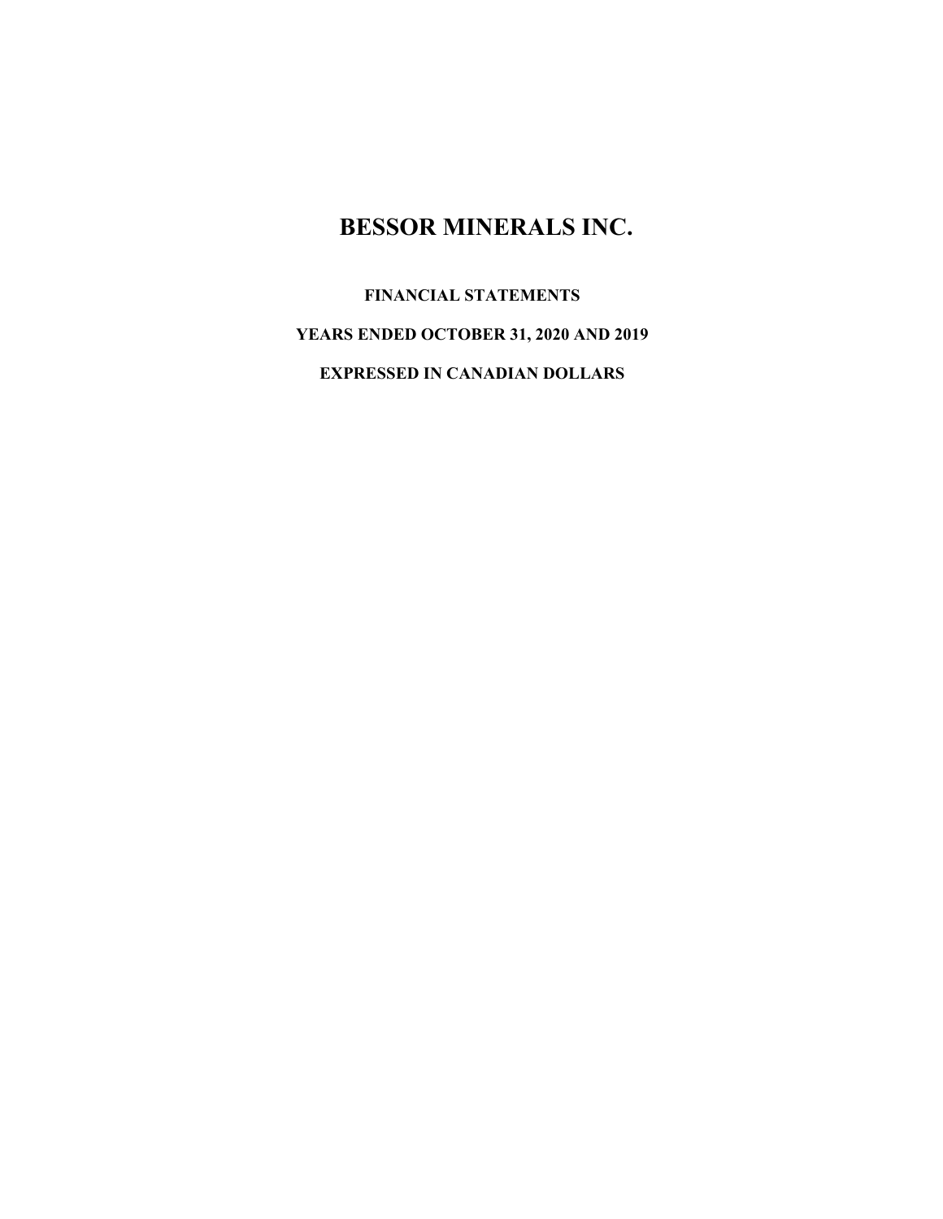# BESSOR MINERALS INC.

**FINANCIAL STATEMENTS**

**YEARS ENDED OCTOBER 31, 2020 AND 2019**

**EXPRESSED IN CANADIAN DOLLARS**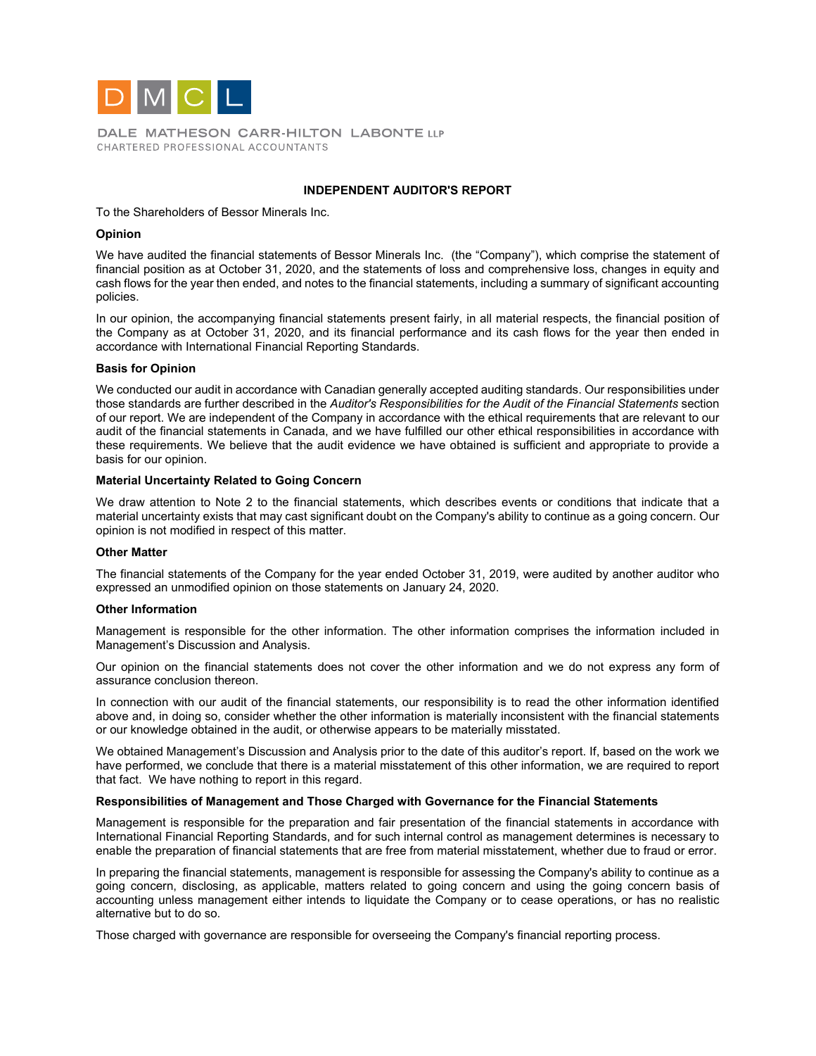DMCL

DALE MATHESON CARR-HILTON LABONTE LLP
CHARTERED PROFESSIONAL ACCOUNTANTS

# INDEPENDENT AUDITOR'S REPORT

To the Shareholders of Bessor Minerals Inc.

**Opinion**

We have audited the financial statements of Bessor Minerals Inc. (the "Company"), which comprise the statement of financial position as at October 31, 2020, and the statements of loss and comprehensive loss, changes in equity and cash flows for the year then ended, and notes to the financial statements, including a summary of significant accounting policies.

In our opinion, the accompanying financial statements present fairly, in all material respects, the financial position of the Company as at October 31, 2020, and its financial performance and its cash flows for the year then ended in accordance with International Financial Reporting Standards.

**Basis for Opinion**

We conducted our audit in accordance with Canadian generally accepted auditing standards. Our responsibilities under those standards are further described in the *Auditor's Responsibilities for the Audit of the Financial Statements* section of our report. We are independent of the Company in accordance with the ethical requirements that are relevant to our audit of the financial statements in Canada, and we have fulfilled our other ethical responsibilities in accordance with these requirements. We believe that the audit evidence we have obtained is sufficient and appropriate to provide a basis for our opinion.

**Material Uncertainty Related to Going Concern**

We draw attention to Note 2 to the financial statements, which describes events or conditions that indicate that a material uncertainty exists that may cast significant doubt on the Company's ability to continue as a going concern. Our opinion is not modified in respect of this matter.

**Other Matter**

The financial statements of the Company for the year ended October 31, 2019, were audited by another auditor who expressed an unmodified opinion on those statements on January 24, 2020.

**Other Information**

Management is responsible for the other information. The other information comprises the information included in Management's Discussion and Analysis.

Our opinion on the financial statements does not cover the other information and we do not express any form of assurance conclusion thereon.

In connection with our audit of the financial statements, our responsibility is to read the other information identified above and, in doing so, consider whether the other information is materially inconsistent with the financial statements or our knowledge obtained in the audit, or otherwise appears to be materially misstated.

We obtained Management's Discussion and Analysis prior to the date of this auditor's report. If, based on the work we have performed, we conclude that there is a material misstatement of this other information, we are required to report that fact. We have nothing to report in this regard.

**Responsibilities of Management and Those Charged with Governance for the Financial Statements**

Management is responsible for the preparation and fair presentation of the financial statements in accordance with International Financial Reporting Standards, and for such internal control as management determines is necessary to enable the preparation of financial statements that are free from material misstatement, whether due to fraud or error.

In preparing the financial statements, management is responsible for assessing the Company's ability to continue as a going concern, disclosing, as applicable, matters related to going concern and using the going concern basis of accounting unless management either intends to liquidate the Company or to cease operations, or has no realistic alternative but to do so.

Those charged with governance are responsible for overseeing the Company's financial reporting process.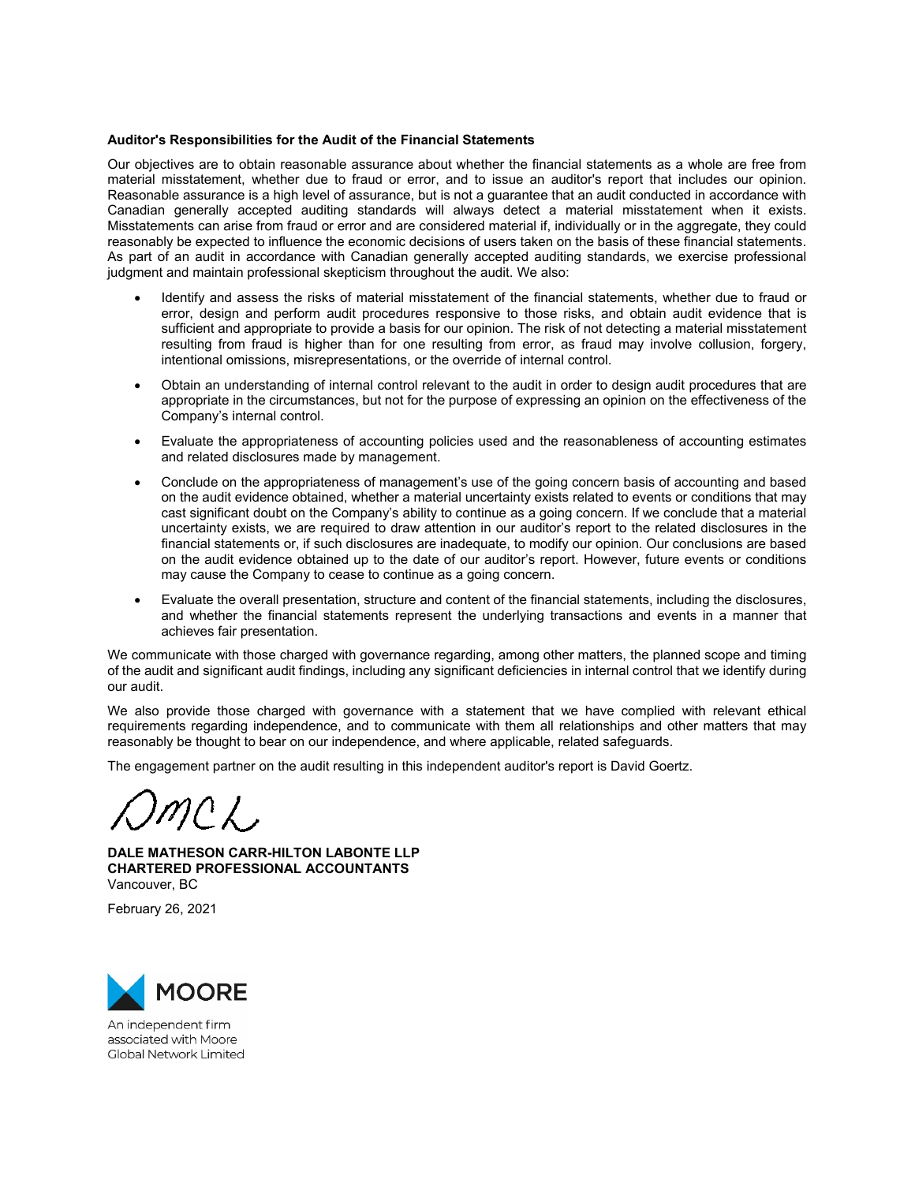**Auditor's Responsibilities for the Audit of the Financial Statements**

Our objectives are to obtain reasonable assurance about whether the financial statements as a whole are free from material misstatement, whether due to fraud or error, and to issue an auditor's report that includes our opinion. Reasonable assurance is a high level of assurance, but is not a guarantee that an audit conducted in accordance with Canadian generally accepted auditing standards will always detect a material misstatement when it exists. Misstatements can arise from fraud or error and are considered material if, individually or in the aggregate, they could reasonably be expected to influence the economic decisions of users taken on the basis of these financial statements. As part of an audit in accordance with Canadian generally accepted auditing standards, we exercise professional judgment and maintain professional skepticism throughout the audit. We also:

- Identify and assess the risks of material misstatement of the financial statements, whether due to fraud or error, design and perform audit procedures responsive to those risks, and obtain audit evidence that is sufficient and appropriate to provide a basis for our opinion. The risk of not detecting a material misstatement resulting from fraud is higher than for one resulting from error, as fraud may involve collusion, forgery, intentional omissions, misrepresentations, or the override of internal control.

- Obtain an understanding of internal control relevant to the audit in order to design audit procedures that are appropriate in the circumstances, but not for the purpose of expressing an opinion on the effectiveness of the Company's internal control.

- Evaluate the appropriateness of accounting policies used and the reasonableness of accounting estimates and related disclosures made by management.

- Conclude on the appropriateness of management's use of the going concern basis of accounting and based on the audit evidence obtained, whether a material uncertainty exists related to events or conditions that may cast significant doubt on the Company's ability to continue as a going concern. If we conclude that a material uncertainty exists, we are required to draw attention in our auditor's report to the related disclosures in the financial statements or, if such disclosures are inadequate, to modify our opinion. Our conclusions are based on the audit evidence obtained up to the date of our auditor's report. However, future events or conditions may cause the Company to cease to continue as a going concern.

- Evaluate the overall presentation, structure and content of the financial statements, including the disclosures, and whether the financial statements represent the underlying transactions and events in a manner that achieves fair presentation.

We communicate with those charged with governance regarding, among other matters, the planned scope and timing of the audit and significant audit findings, including any significant deficiencies in internal control that we identify during our audit.

We also provide those charged with governance with a statement that we have complied with relevant ethical requirements regarding independence, and to communicate with them all relationships and other matters that may reasonably be thought to bear on our independence, and where applicable, related safeguards.

The engagement partner on the audit resulting in this independent auditor's report is David Goertz.

DMCL

**DALE MATHESON CARR-HILTON LABONTE LLP**
**CHARTERED PROFESSIONAL ACCOUNTANTS**
Vancouver, BC

February 26, 2021

MOORE

An independent firm associated with Moore Global Network Limited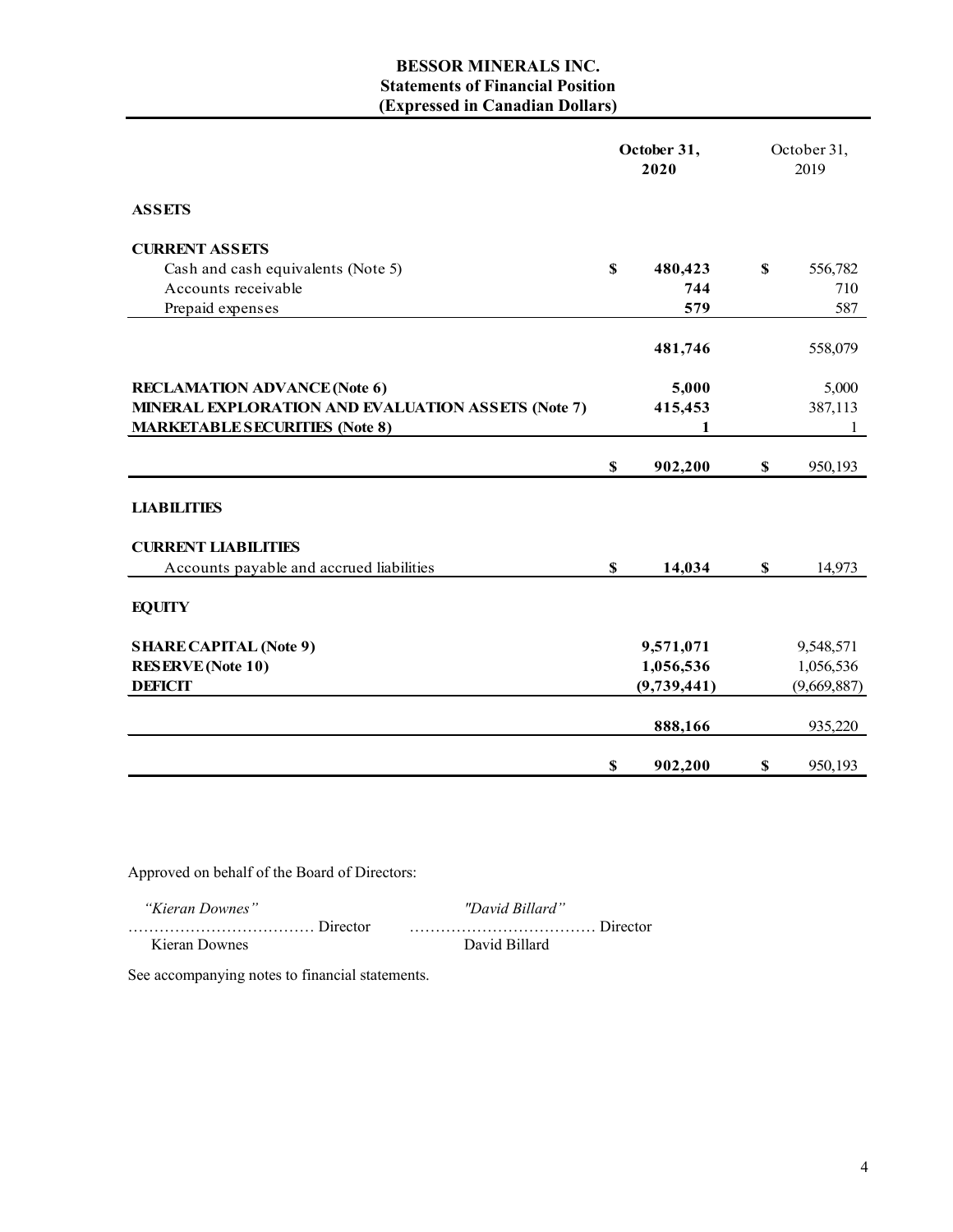# BESSOR MINERALS INC.
## Statements of Financial Position
### (Expressed in Canadian Dollars)

| | October 31, 2020 | October 31, 2019 |
|---|---|---|
| **ASSETS** | | |
| **CURRENT ASSETS** | | |
| Cash and cash equivalents (Note 5) | $ **480,423** | $ 556,782 |
| Accounts receivable | **744** | 710 |
| Prepaid expenses | **579** | 587 |
| | **481,746** | 558,079 |
| **RECLAMATION ADVANCE (Note 6)** | **5,000** | 5,000 |
| **MINERAL EXPLORATION AND EVALUATION ASSETS (Note 7)** | **415,453** | 387,113 |
| **MARKETABLE SECURITIES (Note 8)** | **1** | 1 |
| | $ **902,200** | $ 950,193 |
| **LIABILITIES** | | |
| **CURRENT LIABILITIES** | | |
| Accounts payable and accrued liabilities | $ **14,034** | $ 14,973 |
| **EQUITY** | | |
| **SHARE CAPITAL (Note 9)** | **9,571,071** | 9,548,571 |
| **RESERVE (Note 10)** | **1,056,536** | 1,056,536 |
| **DEFICIT** | **(9,739,441)** | (9,669,887) |
| | **888,166** | 935,220 |
| | $ **902,200** | $ 950,193 |

Approved on behalf of the Board of Directors:

| | |
|---|---|
| *"Kieran Downes"* | *"David Billard"* |
| ……………………………… Director | ……………………………… Director |
| Kieran Downes | David Billard |

See accompanying notes to financial statements.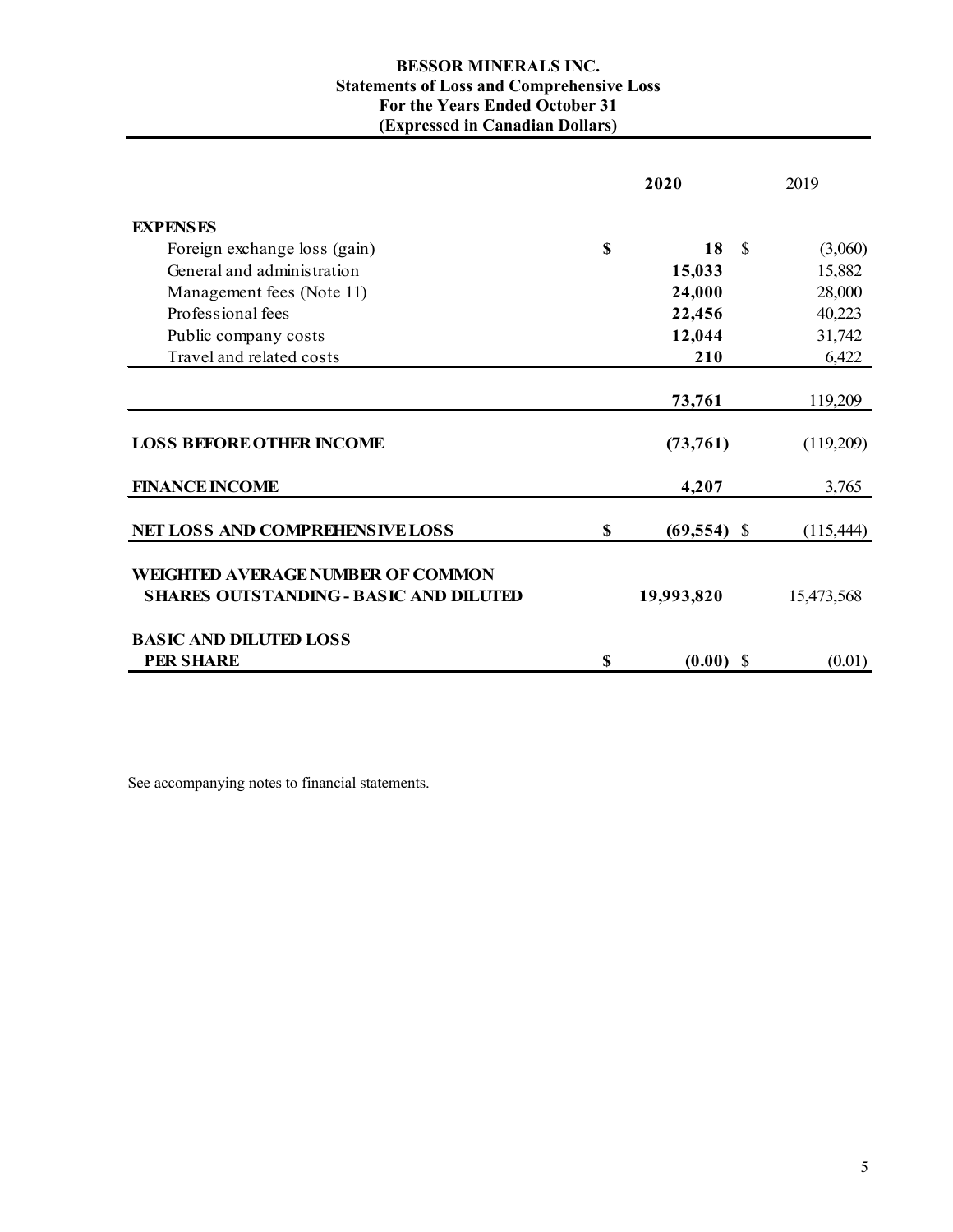# BESSOR MINERALS INC.
## Statements of Loss and Comprehensive Loss
### For the Years Ended October 31
### (Expressed in Canadian Dollars)

| | 2020 | 2019 |
|---|---|---|
| **EXPENSES** | | |
| Foreign exchange loss (gain) | $ 18 | $ (3,060) |
| General and administration | 15,033 | 15,882 |
| Management fees (Note 11) | 24,000 | 28,000 |
| Professional fees | 22,456 | 40,223 |
| Public company costs | 12,044 | 31,742 |
| Travel and related costs | 210 | 6,422 |
| | 73,761 | 119,209 |
| **LOSS BEFORE OTHER INCOME** | (73,761) | (119,209) |
| **FINANCE INCOME** | 4,207 | 3,765 |
| **NET LOSS AND COMPREHENSIVE LOSS** | $ (69,554) | $ (115,444) |
| **WEIGHTED AVERAGE NUMBER OF COMMON SHARES OUTSTANDING - BASIC AND DILUTED** | 19,993,820 | 15,473,568 |
| **BASIC AND DILUTED LOSS PER SHARE** | $ (0.00) | $ (0.01) |

See accompanying notes to financial statements.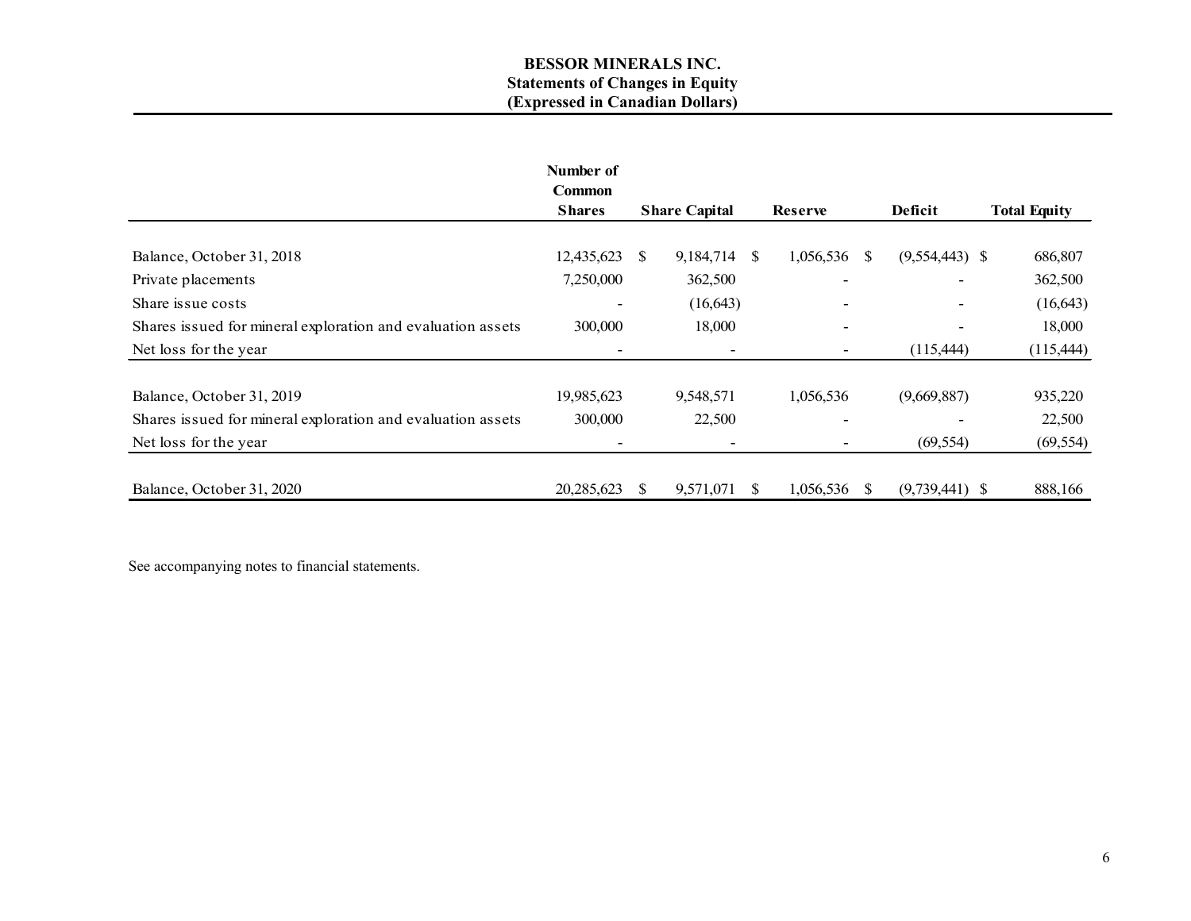# BESSOR MINERALS INC.
## Statements of Changes in Equity
### (Expressed in Canadian Dollars)

| | Number of Common Shares | Share Capital | Reserve | Deficit | Total Equity |
|---|---|---|---|---|---|
| Balance, October 31, 2018 | 12,435,623 | $ 9,184,714 | $ 1,056,536 | $ (9,554,443) | $ 686,807 |
| Private placements | 7,250,000 | 362,500 | - | - | 362,500 |
| Share issue costs | - | (16,643) | - | - | (16,643) |
| Shares issued for mineral exploration and evaluation assets | 300,000 | 18,000 | - | - | 18,000 |
| Net loss for the year | - | - | - | (115,444) | (115,444) |
| Balance, October 31, 2019 | 19,985,623 | 9,548,571 | 1,056,536 | (9,669,887) | 935,220 |
| Shares issued for mineral exploration and evaluation assets | 300,000 | 22,500 | - | - | 22,500 |
| Net loss for the year | - | - | - | (69,554) | (69,554) |
| Balance, October 31, 2020 | 20,285,623 | $ 9,571,071 | $ 1,056,536 | $ (9,739,441) | $ 888,166 |

See accompanying notes to financial statements.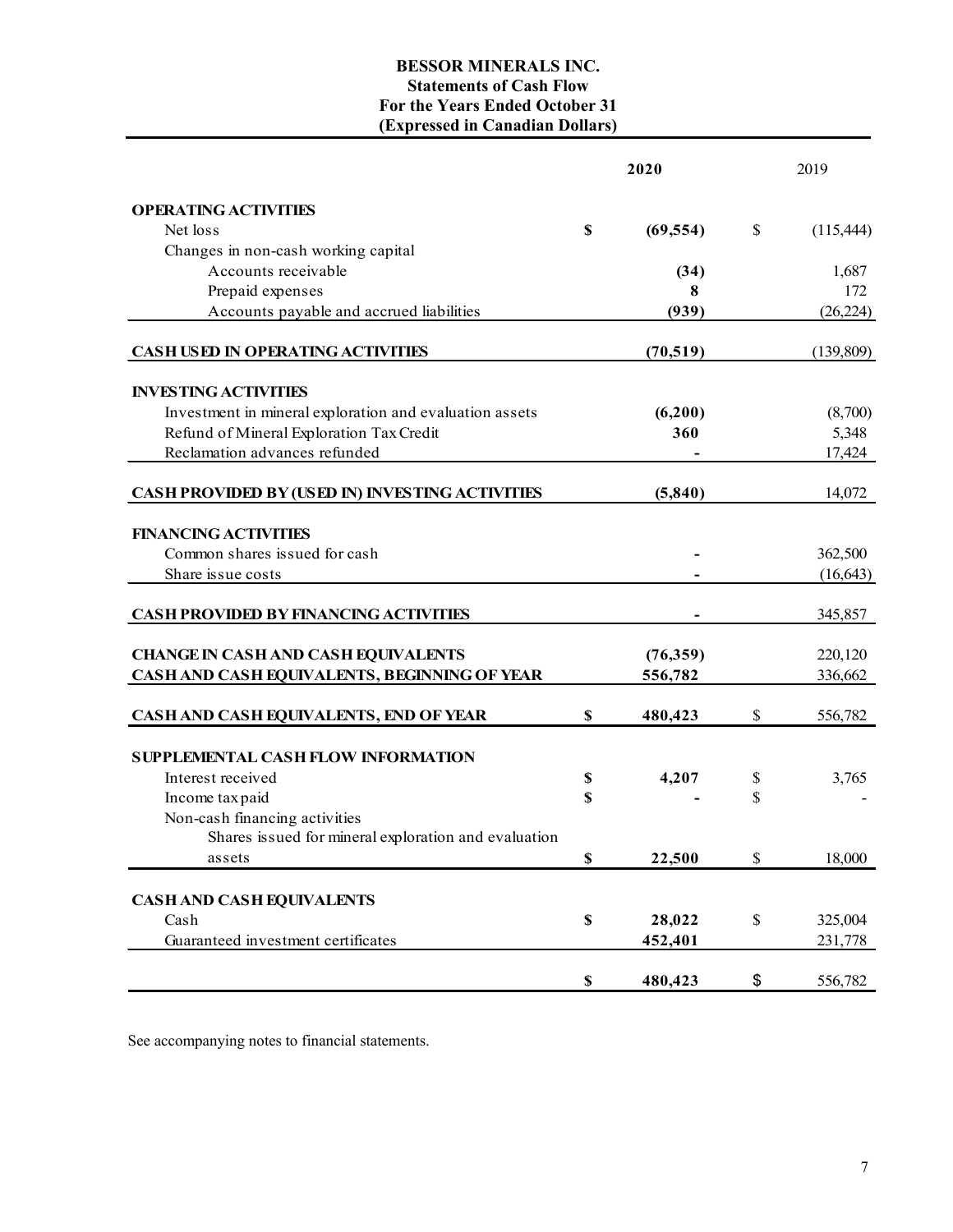# BESSOR MINERALS INC.
## Statements of Cash Flow
### For the Years Ended October 31
### (Expressed in Canadian Dollars)

| | **2020** | 2019 |
|---|---|---|
| **OPERATING ACTIVITIES** | | |
| Net loss | **$ (69,554)** | $ (115,444) |
| Changes in non-cash working capital | | |
| Accounts receivable | **(34)** | 1,687 |
| Prepaid expenses | **8** | 172 |
| Accounts payable and accrued liabilities | **(939)** | (26,224) |
| **CASH USED IN OPERATING ACTIVITIES** | **(70,519)** | (139,809) |
| **INVESTING ACTIVITIES** | | |
| Investment in mineral exploration and evaluation assets | **(6,200)** | (8,700) |
| Refund of Mineral Exploration Tax Credit | **360** | 5,348 |
| Reclamation advances refunded | **-** | 17,424 |
| **CASH PROVIDED BY (USED IN) INVESTING ACTIVITIES** | **(5,840)** | 14,072 |
| **FINANCING ACTIVITIES** | | |
| Common shares issued for cash | **-** | 362,500 |
| Share issue costs | **-** | (16,643) |
| **CASH PROVIDED BY FINANCING ACTIVITIES** | **-** | 345,857 |
| **CHANGE IN CASH AND CASH EQUIVALENTS** | **(76,359)** | 220,120 |
| **CASH AND CASH EQUIVALENTS, BEGINNING OF YEAR** | **556,782** | 336,662 |
| **CASH AND CASH EQUIVALENTS, END OF YEAR** | **$ 480,423** | $ 556,782 |
| **SUPPLEMENTAL CASH FLOW INFORMATION** | | |
| Interest received | **$ 4,207** | $ 3,765 |
| Income tax paid | **$ -** | $ - |
| Non-cash financing activities | | |
| Shares issued for mineral exploration and evaluation assets | **$ 22,500** | $ 18,000 |
| **CASH AND CASH EQUIVALENTS** | | |
| Cash | **$ 28,022** | $ 325,004 |
| Guaranteed investment certificates | **452,401** | 231,778 |
| | **$ 480,423** | $ 556,782 |

See accompanying notes to financial statements.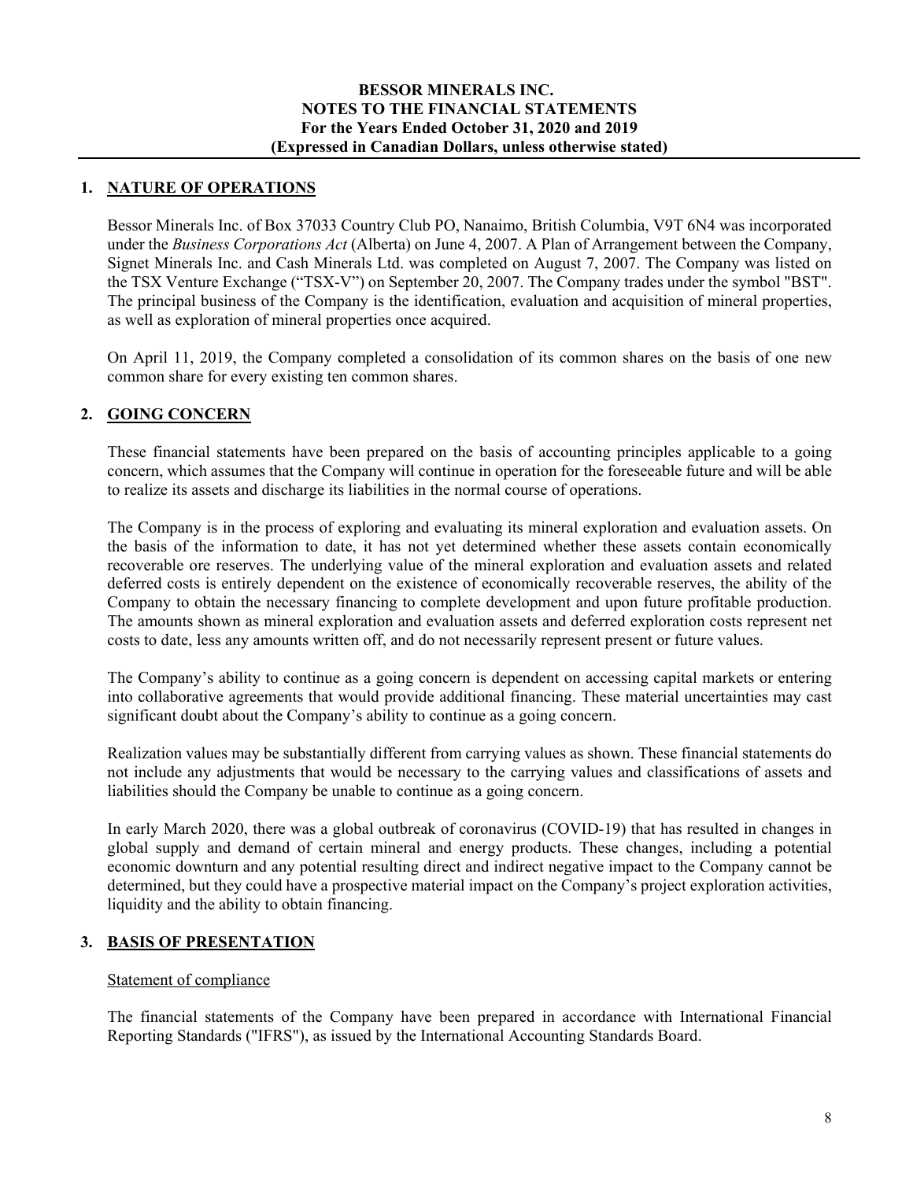## 1. NATURE OF OPERATIONS

Bessor Minerals Inc. of Box 37033 Country Club PO, Nanaimo, British Columbia, V9T 6N4 was incorporated under the *Business Corporations Act* (Alberta) on June 4, 2007. A Plan of Arrangement between the Company, Signet Minerals Inc. and Cash Minerals Ltd. was completed on August 7, 2007. The Company was listed on the TSX Venture Exchange ("TSX-V") on September 20, 2007. The Company trades under the symbol "BST". The principal business of the Company is the identification, evaluation and acquisition of mineral properties, as well as exploration of mineral properties once acquired.

On April 11, 2019, the Company completed a consolidation of its common shares on the basis of one new common share for every existing ten common shares.

## 2. GOING CONCERN

These financial statements have been prepared on the basis of accounting principles applicable to a going concern, which assumes that the Company will continue in operation for the foreseeable future and will be able to realize its assets and discharge its liabilities in the normal course of operations.

The Company is in the process of exploring and evaluating its mineral exploration and evaluation assets. On the basis of the information to date, it has not yet determined whether these assets contain economically recoverable ore reserves. The underlying value of the mineral exploration and evaluation assets and related deferred costs is entirely dependent on the existence of economically recoverable reserves, the ability of the Company to obtain the necessary financing to complete development and upon future profitable production. The amounts shown as mineral exploration and evaluation assets and deferred exploration costs represent net costs to date, less any amounts written off, and do not necessarily represent present or future values.

The Company's ability to continue as a going concern is dependent on accessing capital markets or entering into collaborative agreements that would provide additional financing. These material uncertainties may cast significant doubt about the Company's ability to continue as a going concern.

Realization values may be substantially different from carrying values as shown. These financial statements do not include any adjustments that would be necessary to the carrying values and classifications of assets and liabilities should the Company be unable to continue as a going concern.

In early March 2020, there was a global outbreak of coronavirus (COVID-19) that has resulted in changes in global supply and demand of certain mineral and energy products. These changes, including a potential economic downturn and any potential resulting direct and indirect negative impact to the Company cannot be determined, but they could have a prospective material impact on the Company's project exploration activities, liquidity and the ability to obtain financing.

## 3. BASIS OF PRESENTATION

### Statement of compliance

The financial statements of the Company have been prepared in accordance with International Financial Reporting Standards ("IFRS"), as issued by the International Accounting Standards Board.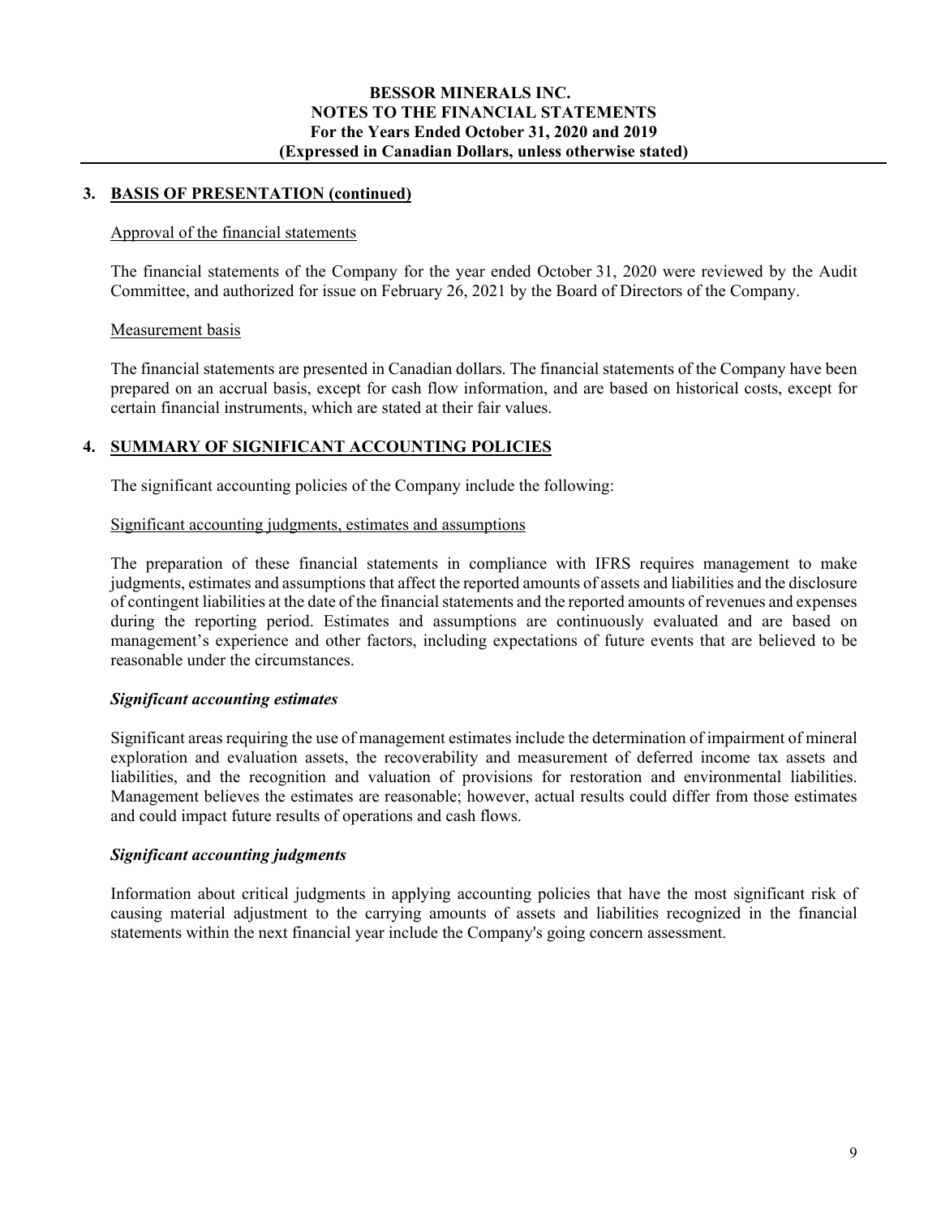## 3. BASIS OF PRESENTATION (continued)

Approval of the financial statements

The financial statements of the Company for the year ended October 31, 2020 were reviewed by the Audit Committee, and authorized for issue on February 26, 2021 by the Board of Directors of the Company.

Measurement basis

The financial statements are presented in Canadian dollars. The financial statements of the Company have been prepared on an accrual basis, except for cash flow information, and are based on historical costs, except for certain financial instruments, which are stated at their fair values.

## 4. SUMMARY OF SIGNIFICANT ACCOUNTING POLICIES

The significant accounting policies of the Company include the following:

Significant accounting judgments, estimates and assumptions

The preparation of these financial statements in compliance with IFRS requires management to make judgments, estimates and assumptions that affect the reported amounts of assets and liabilities and the disclosure of contingent liabilities at the date of the financial statements and the reported amounts of revenues and expenses during the reporting period. Estimates and assumptions are continuously evaluated and are based on management's experience and other factors, including expectations of future events that are believed to be reasonable under the circumstances.

***Significant accounting estimates***

Significant areas requiring the use of management estimates include the determination of impairment of mineral exploration and evaluation assets, the recoverability and measurement of deferred income tax assets and liabilities, and the recognition and valuation of provisions for restoration and environmental liabilities. Management believes the estimates are reasonable; however, actual results could differ from those estimates and could impact future results of operations and cash flows.

***Significant accounting judgments***

Information about critical judgments in applying accounting policies that have the most significant risk of causing material adjustment to the carrying amounts of assets and liabilities recognized in the financial statements within the next financial year include the Company's going concern assessment.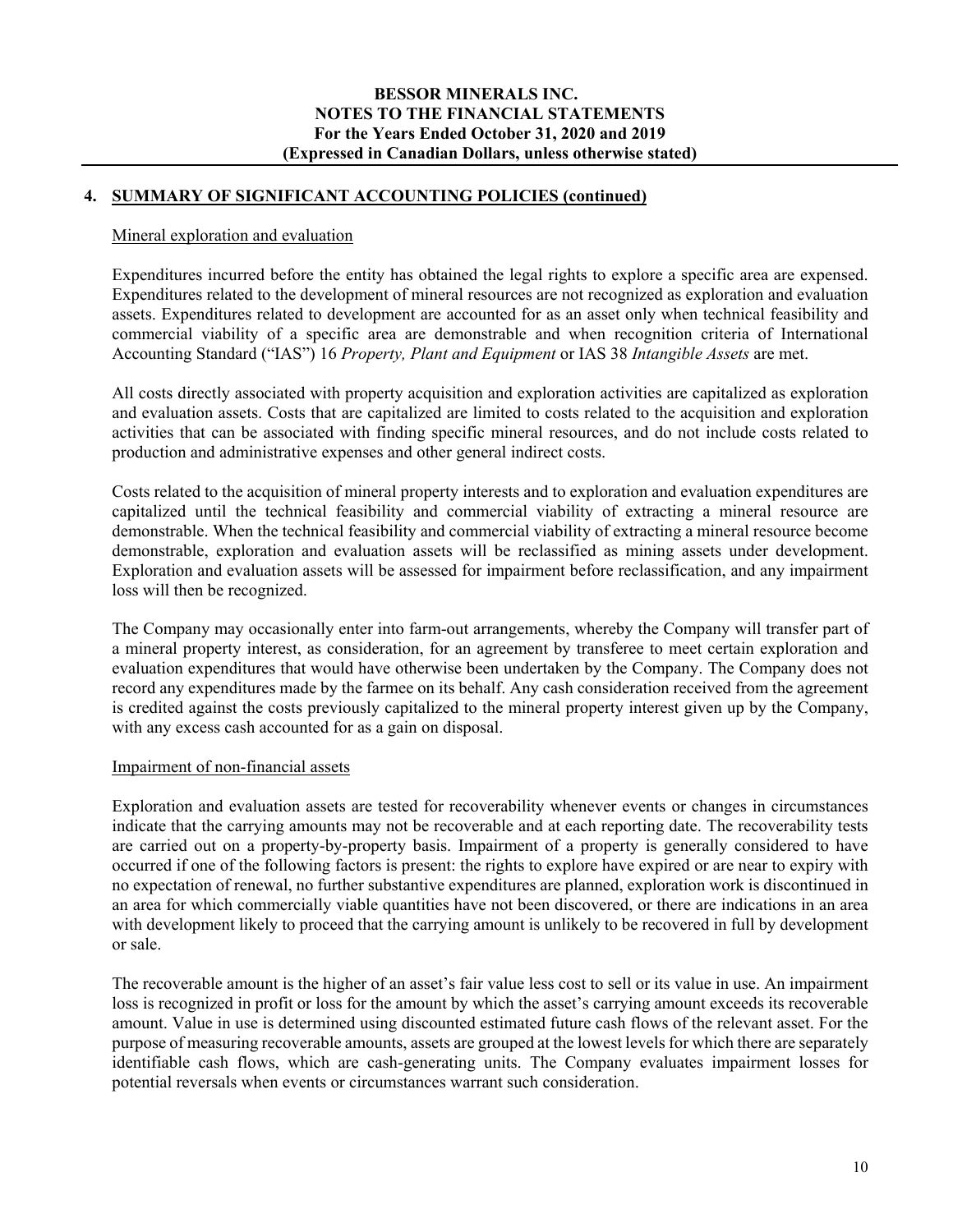## 4. SUMMARY OF SIGNIFICANT ACCOUNTING POLICIES (continued)

### Mineral exploration and evaluation

Expenditures incurred before the entity has obtained the legal rights to explore a specific area are expensed. Expenditures related to the development of mineral resources are not recognized as exploration and evaluation assets. Expenditures related to development are accounted for as an asset only when technical feasibility and commercial viability of a specific area are demonstrable and when recognition criteria of International Accounting Standard ("IAS") 16 *Property, Plant and Equipment* or IAS 38 *Intangible Assets* are met.

All costs directly associated with property acquisition and exploration activities are capitalized as exploration and evaluation assets. Costs that are capitalized are limited to costs related to the acquisition and exploration activities that can be associated with finding specific mineral resources, and do not include costs related to production and administrative expenses and other general indirect costs.

Costs related to the acquisition of mineral property interests and to exploration and evaluation expenditures are capitalized until the technical feasibility and commercial viability of extracting a mineral resource are demonstrable. When the technical feasibility and commercial viability of extracting a mineral resource become demonstrable, exploration and evaluation assets will be reclassified as mining assets under development. Exploration and evaluation assets will be assessed for impairment before reclassification, and any impairment loss will then be recognized.

The Company may occasionally enter into farm-out arrangements, whereby the Company will transfer part of a mineral property interest, as consideration, for an agreement by transferee to meet certain exploration and evaluation expenditures that would have otherwise been undertaken by the Company. The Company does not record any expenditures made by the farmee on its behalf. Any cash consideration received from the agreement is credited against the costs previously capitalized to the mineral property interest given up by the Company, with any excess cash accounted for as a gain on disposal.

### Impairment of non-financial assets

Exploration and evaluation assets are tested for recoverability whenever events or changes in circumstances indicate that the carrying amounts may not be recoverable and at each reporting date. The recoverability tests are carried out on a property-by-property basis. Impairment of a property is generally considered to have occurred if one of the following factors is present: the rights to explore have expired or are near to expiry with no expectation of renewal, no further substantive expenditures are planned, exploration work is discontinued in an area for which commercially viable quantities have not been discovered, or there are indications in an area with development likely to proceed that the carrying amount is unlikely to be recovered in full by development or sale.

The recoverable amount is the higher of an asset's fair value less cost to sell or its value in use. An impairment loss is recognized in profit or loss for the amount by which the asset's carrying amount exceeds its recoverable amount. Value in use is determined using discounted estimated future cash flows of the relevant asset. For the purpose of measuring recoverable amounts, assets are grouped at the lowest levels for which there are separately identifiable cash flows, which are cash-generating units. The Company evaluates impairment losses for potential reversals when events or circumstances warrant such consideration.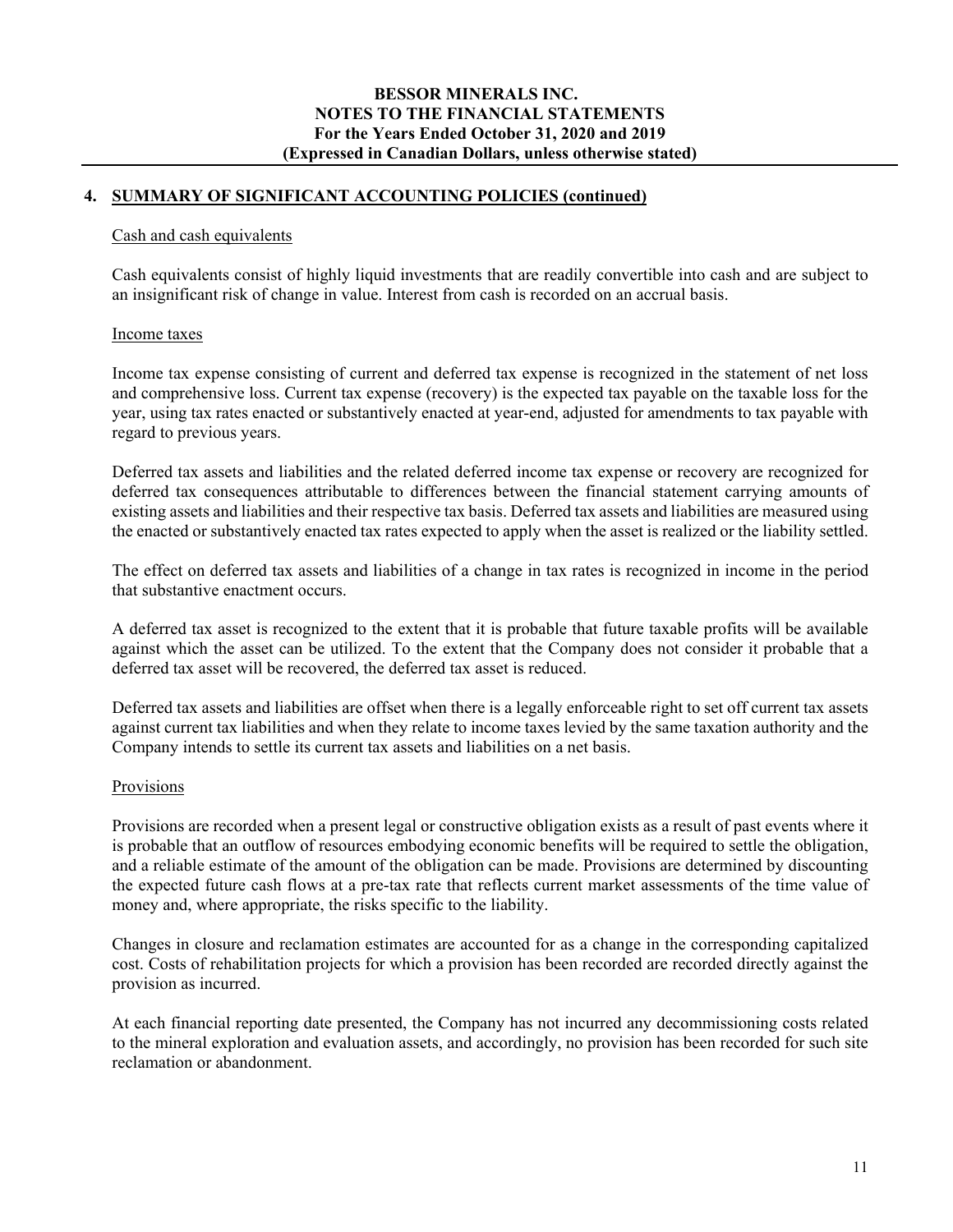## 4. SUMMARY OF SIGNIFICANT ACCOUNTING POLICIES (continued)

### Cash and cash equivalents

Cash equivalents consist of highly liquid investments that are readily convertible into cash and are subject to an insignificant risk of change in value. Interest from cash is recorded on an accrual basis.

### Income taxes

Income tax expense consisting of current and deferred tax expense is recognized in the statement of net loss and comprehensive loss. Current tax expense (recovery) is the expected tax payable on the taxable loss for the year, using tax rates enacted or substantively enacted at year-end, adjusted for amendments to tax payable with regard to previous years.

Deferred tax assets and liabilities and the related deferred income tax expense or recovery are recognized for deferred tax consequences attributable to differences between the financial statement carrying amounts of existing assets and liabilities and their respective tax basis. Deferred tax assets and liabilities are measured using the enacted or substantively enacted tax rates expected to apply when the asset is realized or the liability settled.

The effect on deferred tax assets and liabilities of a change in tax rates is recognized in income in the period that substantive enactment occurs.

A deferred tax asset is recognized to the extent that it is probable that future taxable profits will be available against which the asset can be utilized. To the extent that the Company does not consider it probable that a deferred tax asset will be recovered, the deferred tax asset is reduced.

Deferred tax assets and liabilities are offset when there is a legally enforceable right to set off current tax assets against current tax liabilities and when they relate to income taxes levied by the same taxation authority and the Company intends to settle its current tax assets and liabilities on a net basis.

### Provisions

Provisions are recorded when a present legal or constructive obligation exists as a result of past events where it is probable that an outflow of resources embodying economic benefits will be required to settle the obligation, and a reliable estimate of the amount of the obligation can be made. Provisions are determined by discounting the expected future cash flows at a pre-tax rate that reflects current market assessments of the time value of money and, where appropriate, the risks specific to the liability.

Changes in closure and reclamation estimates are accounted for as a change in the corresponding capitalized cost. Costs of rehabilitation projects for which a provision has been recorded are recorded directly against the provision as incurred.

At each financial reporting date presented, the Company has not incurred any decommissioning costs related to the mineral exploration and evaluation assets, and accordingly, no provision has been recorded for such site reclamation or abandonment.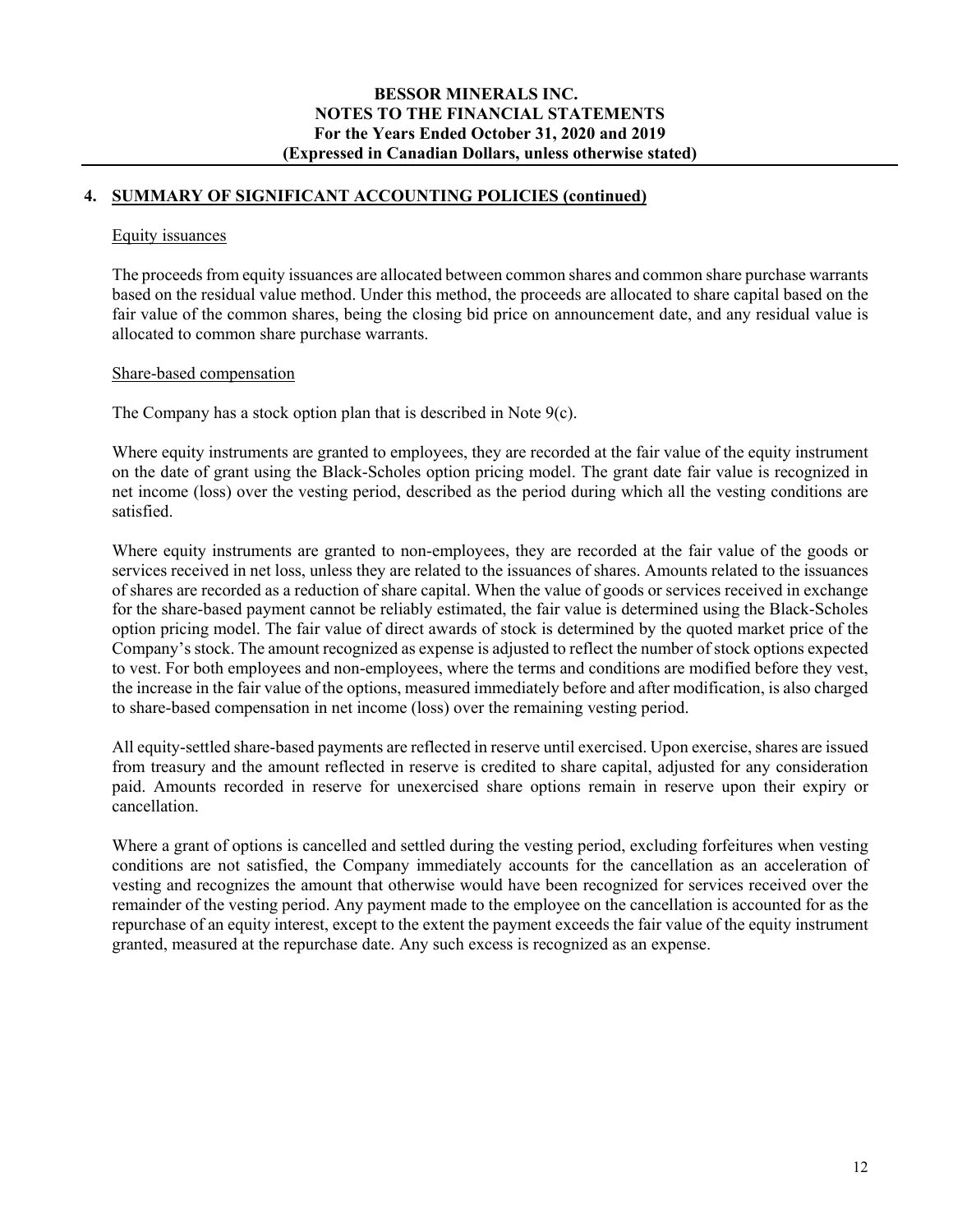## 4. SUMMARY OF SIGNIFICANT ACCOUNTING POLICIES (continued)

### Equity issuances

The proceeds from equity issuances are allocated between common shares and common share purchase warrants based on the residual value method. Under this method, the proceeds are allocated to share capital based on the fair value of the common shares, being the closing bid price on announcement date, and any residual value is allocated to common share purchase warrants.

### Share-based compensation

The Company has a stock option plan that is described in Note 9(c).

Where equity instruments are granted to employees, they are recorded at the fair value of the equity instrument on the date of grant using the Black-Scholes option pricing model. The grant date fair value is recognized in net income (loss) over the vesting period, described as the period during which all the vesting conditions are satisfied.

Where equity instruments are granted to non-employees, they are recorded at the fair value of the goods or services received in net loss, unless they are related to the issuances of shares. Amounts related to the issuances of shares are recorded as a reduction of share capital. When the value of goods or services received in exchange for the share-based payment cannot be reliably estimated, the fair value is determined using the Black-Scholes option pricing model. The fair value of direct awards of stock is determined by the quoted market price of the Company's stock. The amount recognized as expense is adjusted to reflect the number of stock options expected to vest. For both employees and non-employees, where the terms and conditions are modified before they vest, the increase in the fair value of the options, measured immediately before and after modification, is also charged to share-based compensation in net income (loss) over the remaining vesting period.

All equity-settled share-based payments are reflected in reserve until exercised. Upon exercise, shares are issued from treasury and the amount reflected in reserve is credited to share capital, adjusted for any consideration paid. Amounts recorded in reserve for unexercised share options remain in reserve upon their expiry or cancellation.

Where a grant of options is cancelled and settled during the vesting period, excluding forfeitures when vesting conditions are not satisfied, the Company immediately accounts for the cancellation as an acceleration of vesting and recognizes the amount that otherwise would have been recognized for services received over the remainder of the vesting period. Any payment made to the employee on the cancellation is accounted for as the repurchase of an equity interest, except to the extent the payment exceeds the fair value of the equity instrument granted, measured at the repurchase date. Any such excess is recognized as an expense.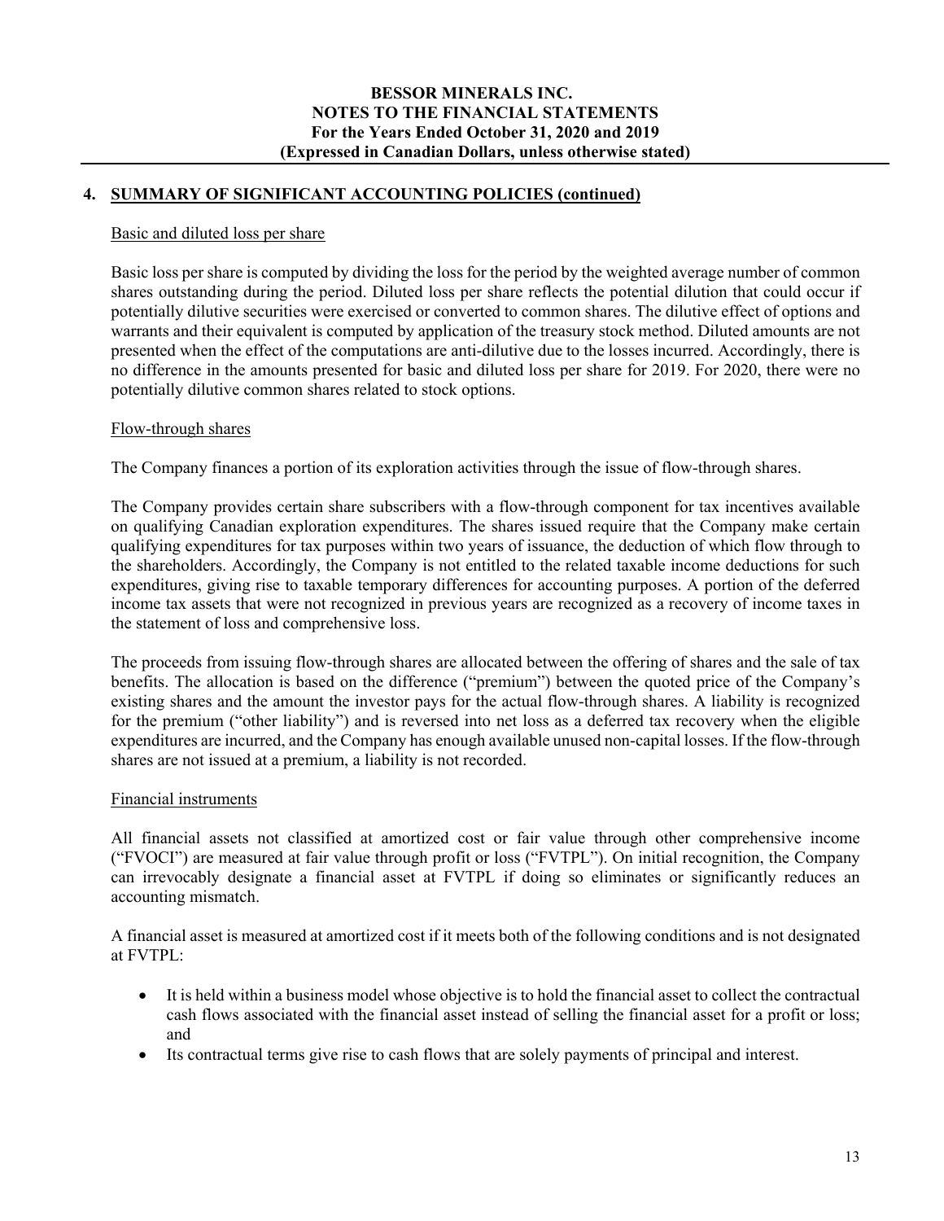## 4. SUMMARY OF SIGNIFICANT ACCOUNTING POLICIES (continued)

### Basic and diluted loss per share

Basic loss per share is computed by dividing the loss for the period by the weighted average number of common shares outstanding during the period. Diluted loss per share reflects the potential dilution that could occur if potentially dilutive securities were exercised or converted to common shares. The dilutive effect of options and warrants and their equivalent is computed by application of the treasury stock method. Diluted amounts are not presented when the effect of the computations are anti-dilutive due to the losses incurred. Accordingly, there is no difference in the amounts presented for basic and diluted loss per share for 2019. For 2020, there were no potentially dilutive common shares related to stock options.

### Flow-through shares

The Company finances a portion of its exploration activities through the issue of flow-through shares.

The Company provides certain share subscribers with a flow-through component for tax incentives available on qualifying Canadian exploration expenditures. The shares issued require that the Company make certain qualifying expenditures for tax purposes within two years of issuance, the deduction of which flow through to the shareholders. Accordingly, the Company is not entitled to the related taxable income deductions for such expenditures, giving rise to taxable temporary differences for accounting purposes. A portion of the deferred income tax assets that were not recognized in previous years are recognized as a recovery of income taxes in the statement of loss and comprehensive loss.

The proceeds from issuing flow-through shares are allocated between the offering of shares and the sale of tax benefits. The allocation is based on the difference ("premium") between the quoted price of the Company's existing shares and the amount the investor pays for the actual flow-through shares. A liability is recognized for the premium ("other liability") and is reversed into net loss as a deferred tax recovery when the eligible expenditures are incurred, and the Company has enough available unused non-capital losses. If the flow-through shares are not issued at a premium, a liability is not recorded.

### Financial instruments

All financial assets not classified at amortized cost or fair value through other comprehensive income ("FVOCI") are measured at fair value through profit or loss ("FVTPL"). On initial recognition, the Company can irrevocably designate a financial asset at FVTPL if doing so eliminates or significantly reduces an accounting mismatch.

A financial asset is measured at amortized cost if it meets both of the following conditions and is not designated at FVTPL:

- It is held within a business model whose objective is to hold the financial asset to collect the contractual cash flows associated with the financial asset instead of selling the financial asset for a profit or loss; and
- Its contractual terms give rise to cash flows that are solely payments of principal and interest.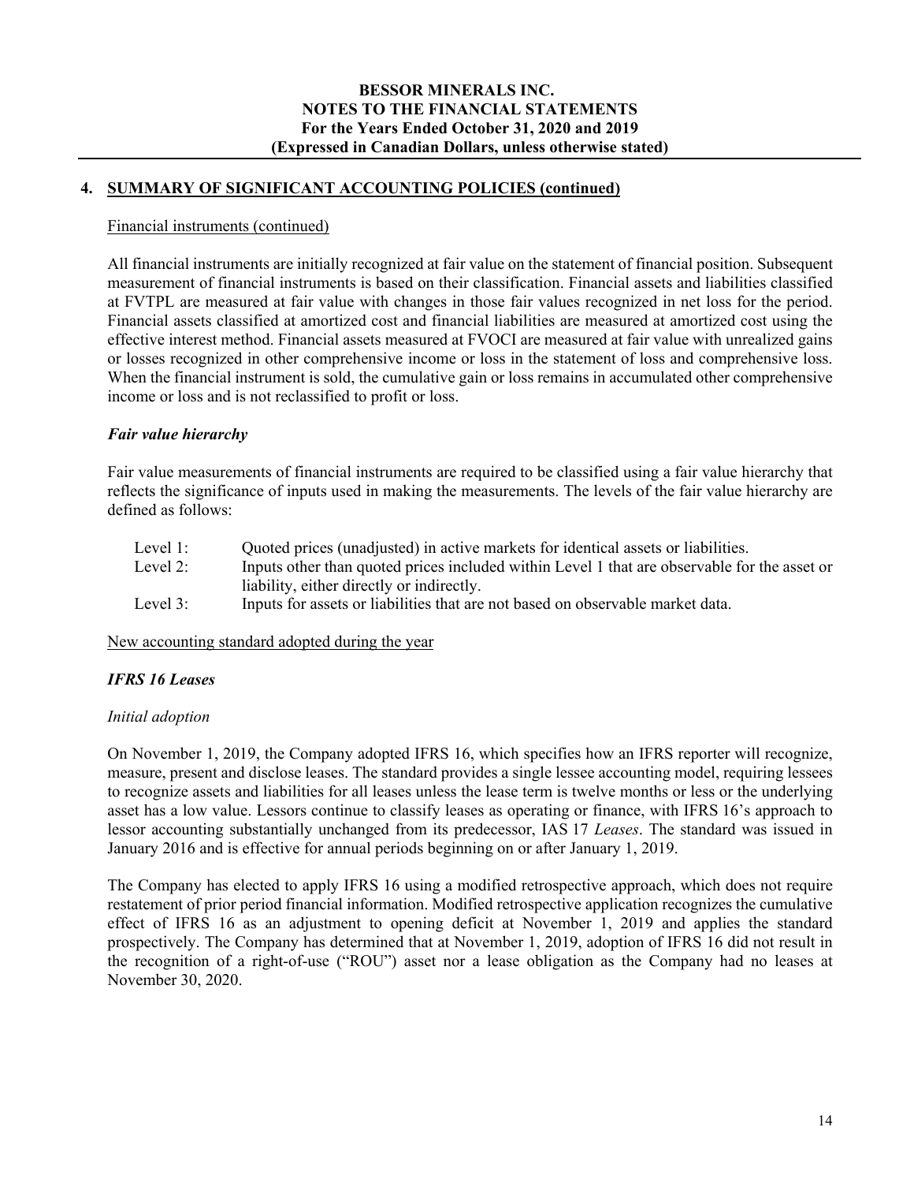## 4. SUMMARY OF SIGNIFICANT ACCOUNTING POLICIES (continued)

Financial instruments (continued)

All financial instruments are initially recognized at fair value on the statement of financial position. Subsequent measurement of financial instruments is based on their classification. Financial assets and liabilities classified at FVTPL are measured at fair value with changes in those fair values recognized in net loss for the period. Financial assets classified at amortized cost and financial liabilities are measured at amortized cost using the effective interest method. Financial assets measured at FVOCI are measured at fair value with unrealized gains or losses recognized in other comprehensive income or loss in the statement of loss and comprehensive loss. When the financial instrument is sold, the cumulative gain or loss remains in accumulated other comprehensive income or loss and is not reclassified to profit or loss.

### *Fair value hierarchy*

Fair value measurements of financial instruments are required to be classified using a fair value hierarchy that reflects the significance of inputs used in making the measurements. The levels of the fair value hierarchy are defined as follows:

- Level 1: Quoted prices (unadjusted) in active markets for identical assets or liabilities.
- Level 2: Inputs other than quoted prices included within Level 1 that are observable for the asset or liability, either directly or indirectly.
- Level 3: Inputs for assets or liabilities that are not based on observable market data.

New accounting standard adopted during the year

### *IFRS 16 Leases*

*Initial adoption*

On November 1, 2019, the Company adopted IFRS 16, which specifies how an IFRS reporter will recognize, measure, present and disclose leases. The standard provides a single lessee accounting model, requiring lessees to recognize assets and liabilities for all leases unless the lease term is twelve months or less or the underlying asset has a low value. Lessors continue to classify leases as operating or finance, with IFRS 16's approach to lessor accounting substantially unchanged from its predecessor, IAS 17 *Leases*. The standard was issued in January 2016 and is effective for annual periods beginning on or after January 1, 2019.

The Company has elected to apply IFRS 16 using a modified retrospective approach, which does not require restatement of prior period financial information. Modified retrospective application recognizes the cumulative effect of IFRS 16 as an adjustment to opening deficit at November 1, 2019 and applies the standard prospectively. The Company has determined that at November 1, 2019, adoption of IFRS 16 did not result in the recognition of a right-of-use ("ROU") asset nor a lease obligation as the Company had no leases at November 30, 2020.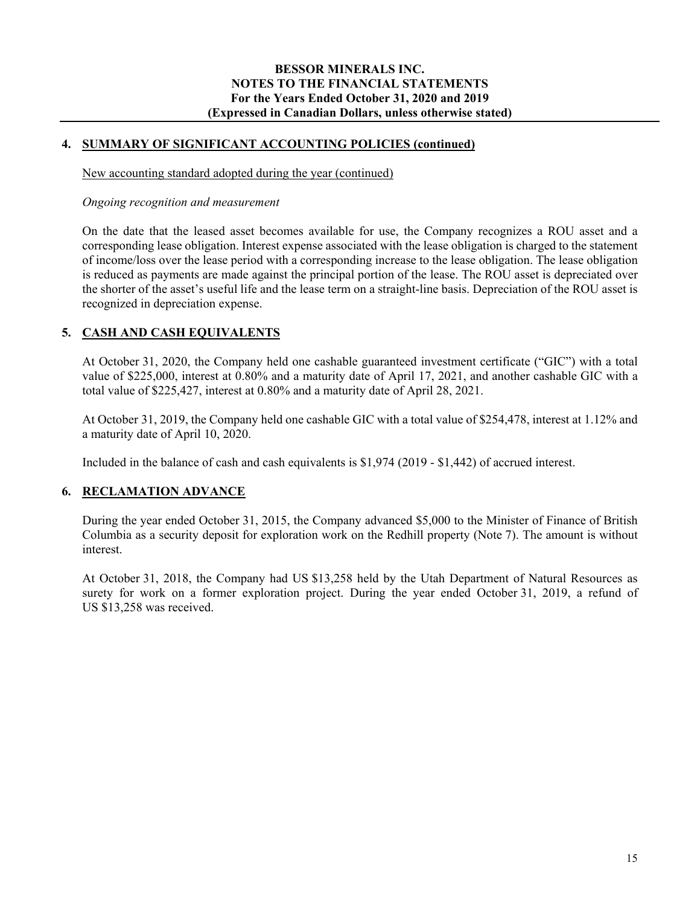## 4. SUMMARY OF SIGNIFICANT ACCOUNTING POLICIES (continued)

New accounting standard adopted during the year (continued)

*Ongoing recognition and measurement*

On the date that the leased asset becomes available for use, the Company recognizes a ROU asset and a corresponding lease obligation. Interest expense associated with the lease obligation is charged to the statement of income/loss over the lease period with a corresponding increase to the lease obligation. The lease obligation is reduced as payments are made against the principal portion of the lease. The ROU asset is depreciated over the shorter of the asset's useful life and the lease term on a straight-line basis. Depreciation of the ROU asset is recognized in depreciation expense.

## 5. CASH AND CASH EQUIVALENTS

At October 31, 2020, the Company held one cashable guaranteed investment certificate ("GIC") with a total value of $225,000, interest at 0.80% and a maturity date of April 17, 2021, and another cashable GIC with a total value of $225,427, interest at 0.80% and a maturity date of April 28, 2021.

At October 31, 2019, the Company held one cashable GIC with a total value of $254,478, interest at 1.12% and a maturity date of April 10, 2020.

Included in the balance of cash and cash equivalents is $1,974 (2019 - $1,442) of accrued interest.

## 6. RECLAMATION ADVANCE

During the year ended October 31, 2015, the Company advanced $5,000 to the Minister of Finance of British Columbia as a security deposit for exploration work on the Redhill property (Note 7). The amount is without interest.

At October 31, 2018, the Company had US $13,258 held by the Utah Department of Natural Resources as surety for work on a former exploration project. During the year ended October 31, 2019, a refund of US $13,258 was received.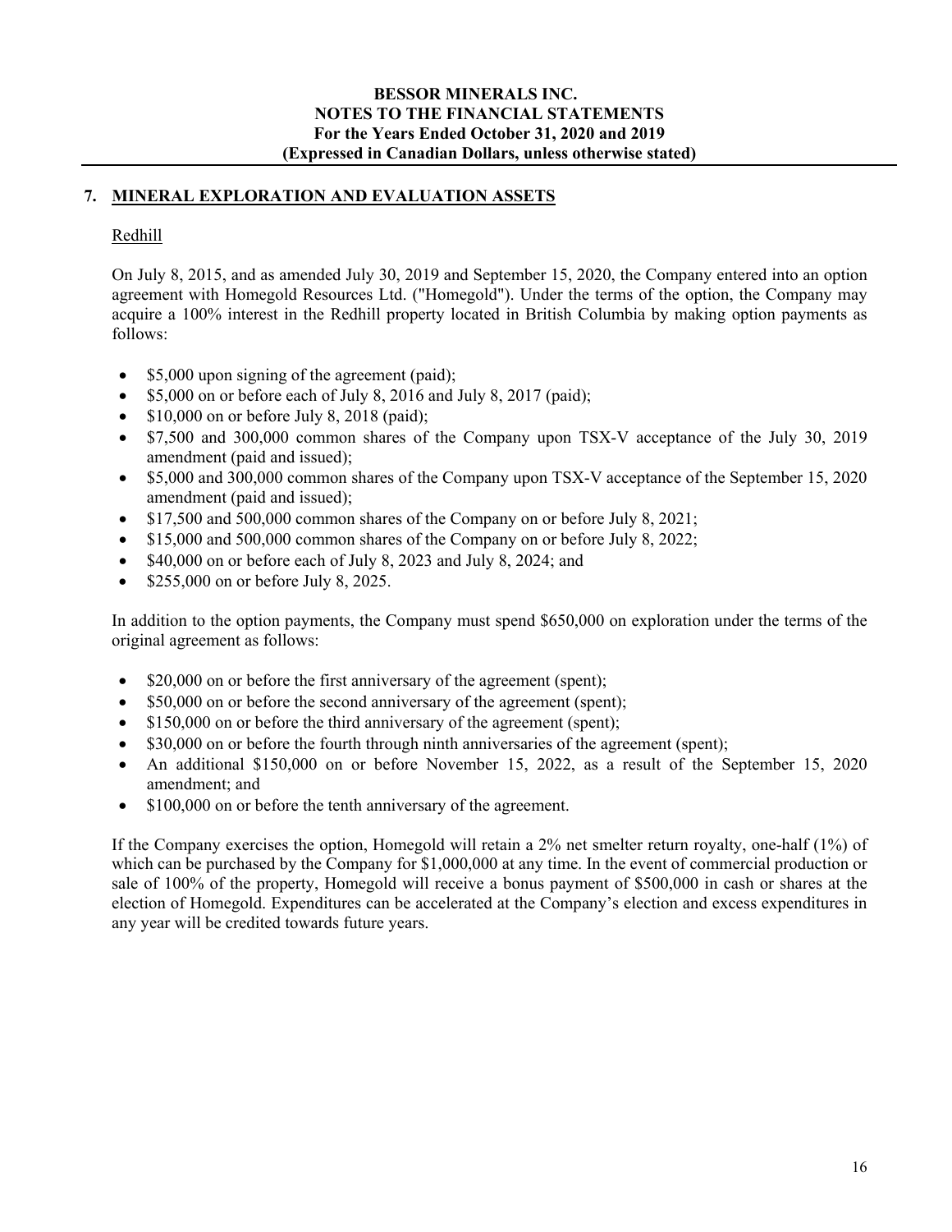## 7. MINERAL EXPLORATION AND EVALUATION ASSETS

### Redhill

On July 8, 2015, and as amended July 30, 2019 and September 15, 2020, the Company entered into an option agreement with Homegold Resources Ltd. ("Homegold"). Under the terms of the option, the Company may acquire a 100% interest in the Redhill property located in British Columbia by making option payments as follows:

- $5,000 upon signing of the agreement (paid);
- $5,000 on or before each of July 8, 2016 and July 8, 2017 (paid);
- $10,000 on or before July 8, 2018 (paid);
- $7,500 and 300,000 common shares of the Company upon TSX-V acceptance of the July 30, 2019 amendment (paid and issued);
- $5,000 and 300,000 common shares of the Company upon TSX-V acceptance of the September 15, 2020 amendment (paid and issued);
- $17,500 and 500,000 common shares of the Company on or before July 8, 2021;
- $15,000 and 500,000 common shares of the Company on or before July 8, 2022;
- $40,000 on or before each of July 8, 2023 and July 8, 2024; and
- $255,000 on or before July 8, 2025.

In addition to the option payments, the Company must spend $650,000 on exploration under the terms of the original agreement as follows:

- $20,000 on or before the first anniversary of the agreement (spent);
- $50,000 on or before the second anniversary of the agreement (spent);
- $150,000 on or before the third anniversary of the agreement (spent);
- $30,000 on or before the fourth through ninth anniversaries of the agreement (spent);
- An additional $150,000 on or before November 15, 2022, as a result of the September 15, 2020 amendment; and
- $100,000 on or before the tenth anniversary of the agreement.

If the Company exercises the option, Homegold will retain a 2% net smelter return royalty, one-half (1%) of which can be purchased by the Company for $1,000,000 at any time. In the event of commercial production or sale of 100% of the property, Homegold will receive a bonus payment of $500,000 in cash or shares at the election of Homegold. Expenditures can be accelerated at the Company's election and excess expenditures in any year will be credited towards future years.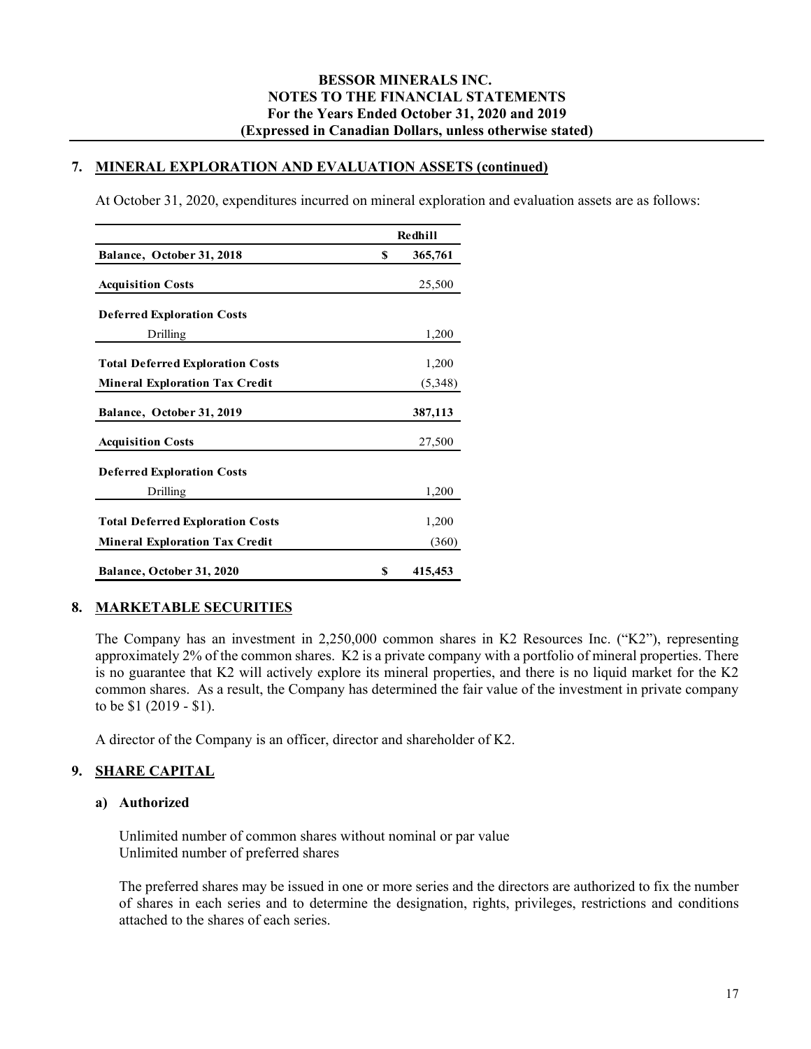## 7. MINERAL EXPLORATION AND EVALUATION ASSETS (continued)

At October 31, 2020, expenditures incurred on mineral exploration and evaluation assets are as follows:

| | Redhill |
|---|---|
| **Balance, October 31, 2018** | **$ 365,761** |
| **Acquisition Costs** | 25,500 |
| **Deferred Exploration Costs** | |
| Drilling | 1,200 |
| **Total Deferred Exploration Costs** | 1,200 |
| **Mineral Exploration Tax Credit** | (5,348) |
| **Balance, October 31, 2019** | **387,113** |
| **Acquisition Costs** | 27,500 |
| **Deferred Exploration Costs** | |
| Drilling | 1,200 |
| **Total Deferred Exploration Costs** | 1,200 |
| **Mineral Exploration Tax Credit** | (360) |
| **Balance, October 31, 2020** | **$ 415,453** |

## 8. MARKETABLE SECURITIES

The Company has an investment in 2,250,000 common shares in K2 Resources Inc. ("K2"), representing approximately 2% of the common shares. K2 is a private company with a portfolio of mineral properties. There is no guarantee that K2 will actively explore its mineral properties, and there is no liquid market for the K2 common shares. As a result, the Company has determined the fair value of the investment in private company to be $1 (2019 - $1).

A director of the Company is an officer, director and shareholder of K2.

## 9. SHARE CAPITAL

### a) Authorized

Unlimited number of common shares without nominal or par value
Unlimited number of preferred shares

The preferred shares may be issued in one or more series and the directors are authorized to fix the number of shares in each series and to determine the designation, rights, privileges, restrictions and conditions attached to the shares of each series.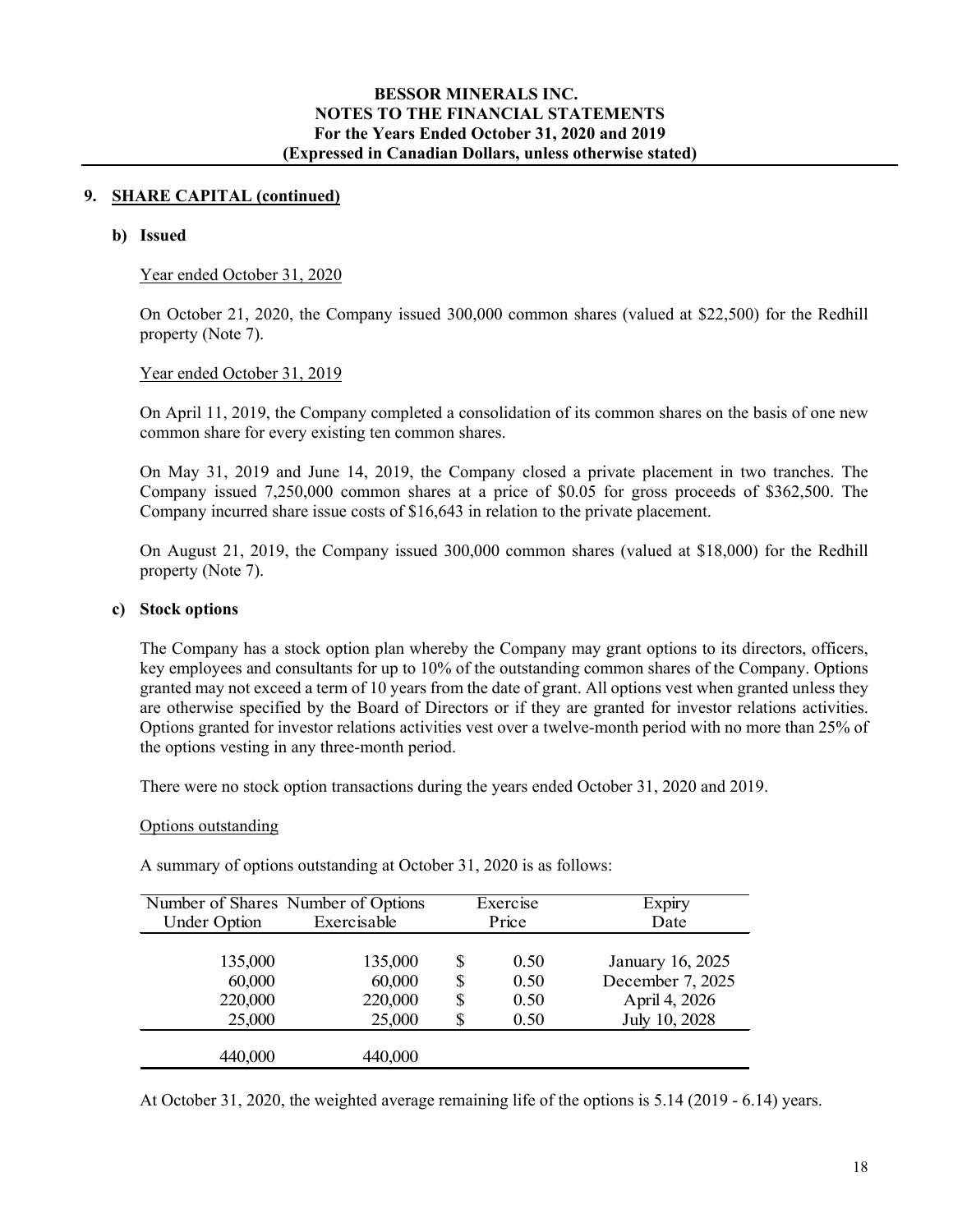## 9. SHARE CAPITAL (continued)

### b) Issued

Year ended October 31, 2020

On October 21, 2020, the Company issued 300,000 common shares (valued at $22,500) for the Redhill property (Note 7).

Year ended October 31, 2019

On April 11, 2019, the Company completed a consolidation of its common shares on the basis of one new common share for every existing ten common shares.

On May 31, 2019 and June 14, 2019, the Company closed a private placement in two tranches. The Company issued 7,250,000 common shares at a price of $0.05 for gross proceeds of $362,500. The Company incurred share issue costs of $16,643 in relation to the private placement.

On August 21, 2019, the Company issued 300,000 common shares (valued at $18,000) for the Redhill property (Note 7).

### c) Stock options

The Company has a stock option plan whereby the Company may grant options to its directors, officers, key employees and consultants for up to 10% of the outstanding common shares of the Company. Options granted may not exceed a term of 10 years from the date of grant. All options vest when granted unless they are otherwise specified by the Board of Directors or if they are granted for investor relations activities. Options granted for investor relations activities vest over a twelve-month period with no more than 25% of the options vesting in any three-month period.

There were no stock option transactions during the years ended October 31, 2020 and 2019.

Options outstanding

A summary of options outstanding at October 31, 2020 is as follows:

| Number of Shares Under Option | Number of Options Exercisable | Exercise Price | Expiry Date |
|---|---|---|---|
| 135,000 | 135,000 | $ 0.50 | January 16, 2025 |
| 60,000 | 60,000 | $ 0.50 | December 7, 2025 |
| 220,000 | 220,000 | $ 0.50 | April 4, 2026 |
| 25,000 | 25,000 | $ 0.50 | July 10, 2028 |
| 440,000 | 440,000 | | |

At October 31, 2020, the weighted average remaining life of the options is 5.14 (2019 - 6.14) years.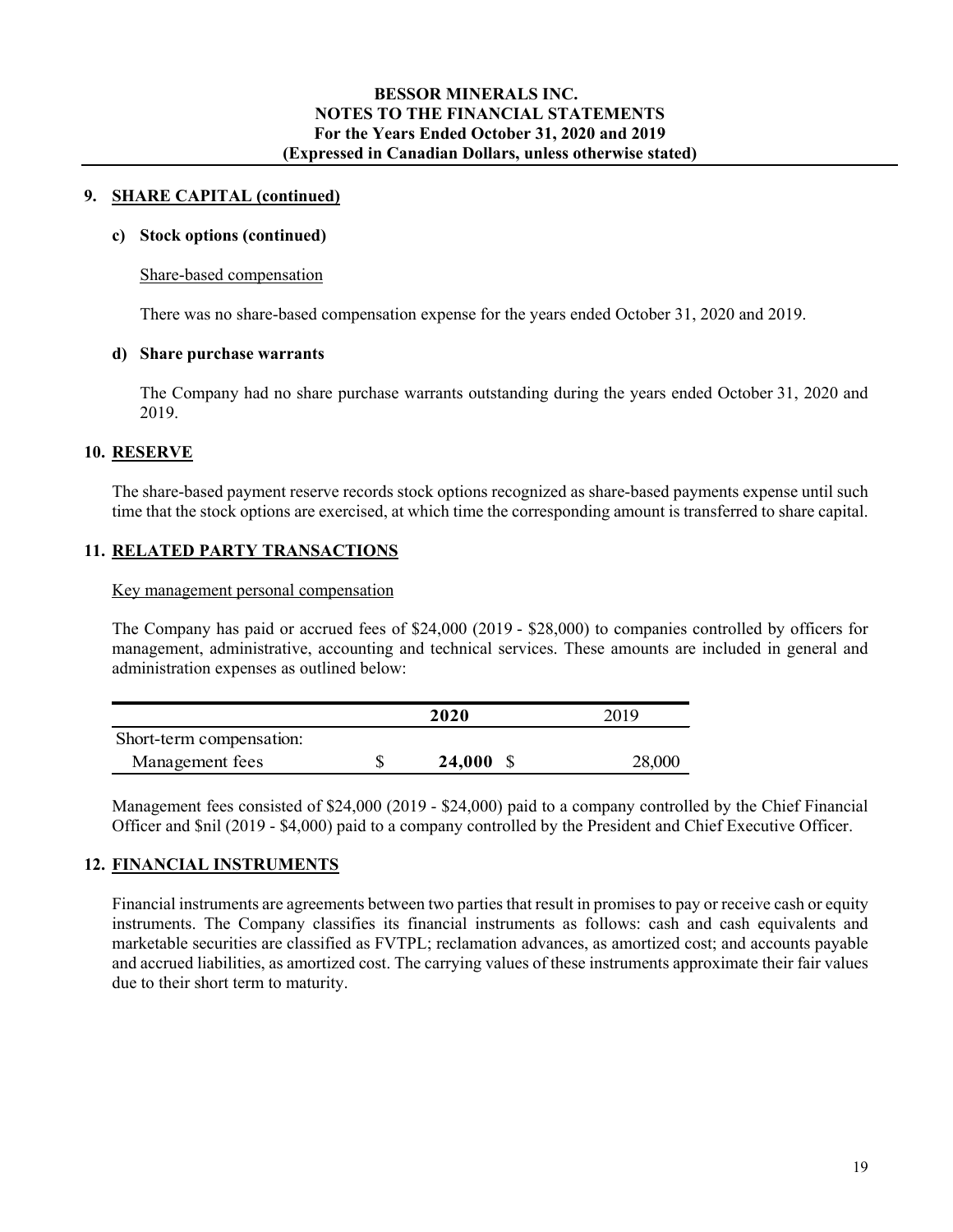## 9. SHARE CAPITAL (continued)

### c) Stock options (continued)

Share-based compensation

There was no share-based compensation expense for the years ended October 31, 2020 and 2019.

### d) Share purchase warrants

The Company had no share purchase warrants outstanding during the years ended October 31, 2020 and 2019.

## 10. RESERVE

The share-based payment reserve records stock options recognized as share-based payments expense until such time that the stock options are exercised, at which time the corresponding amount is transferred to share capital.

## 11. RELATED PARTY TRANSACTIONS

Key management personal compensation

The Company has paid or accrued fees of $24,000 (2019 - $28,000) to companies controlled by officers for management, administrative, accounting and technical services. These amounts are included in general and administration expenses as outlined below:

| | 2020 | 2019 |
|---|---|---|
| Short-term compensation: | | |
| Management fees | $ **24,000** | $ 28,000 |

Management fees consisted of $24,000 (2019 - $24,000) paid to a company controlled by the Chief Financial Officer and $nil (2019 - $4,000) paid to a company controlled by the President and Chief Executive Officer.

## 12. FINANCIAL INSTRUMENTS

Financial instruments are agreements between two parties that result in promises to pay or receive cash or equity instruments. The Company classifies its financial instruments as follows: cash and cash equivalents and marketable securities are classified as FVTPL; reclamation advances, as amortized cost; and accounts payable and accrued liabilities, as amortized cost. The carrying values of these instruments approximate their fair values due to their short term to maturity.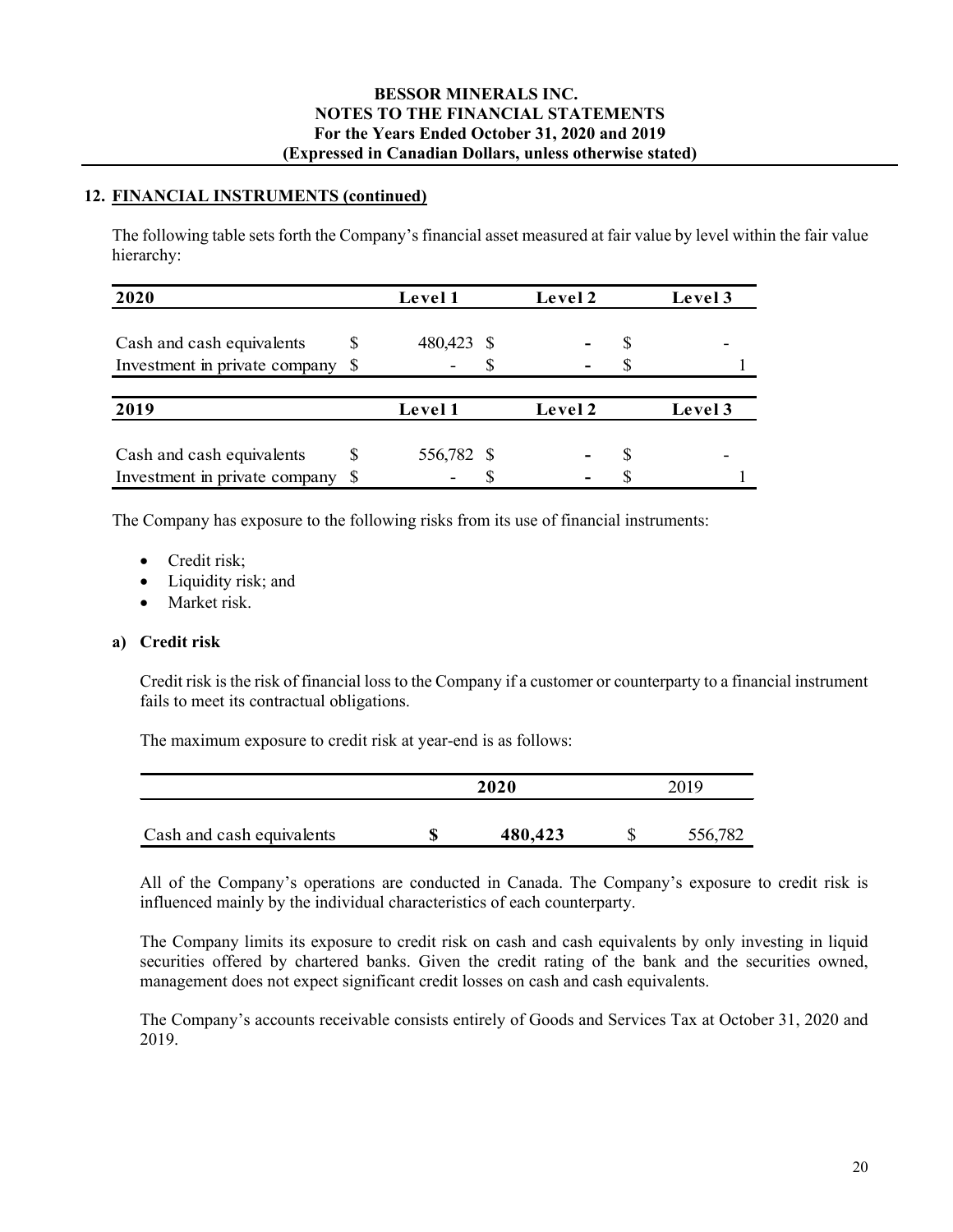## 12. FINANCIAL INSTRUMENTS (continued)

The following table sets forth the Company's financial asset measured at fair value by level within the fair value hierarchy:

| 2020 | Level 1 | Level 2 | Level 3 |
|---|---|---|---|
| Cash and cash equivalents | $ 480,423 | $ - | $ - |
| Investment in private company | $ - | $ - | $ 1 |

| 2019 | Level 1 | Level 2 | Level 3 |
|---|---|---|---|
| Cash and cash equivalents | $ 556,782 | $ - | $ - |
| Investment in private company | $ - | $ - | $ 1 |

The Company has exposure to the following risks from its use of financial instruments:

- Credit risk;
- Liquidity risk; and
- Market risk.

### a) Credit risk

Credit risk is the risk of financial loss to the Company if a customer or counterparty to a financial instrument fails to meet its contractual obligations.

The maximum exposure to credit risk at year-end is as follows:

| | 2020 | 2019 |
|---|---|---|
| Cash and cash equivalents | **$ 480,423** | $ 556,782 |

All of the Company's operations are conducted in Canada. The Company's exposure to credit risk is influenced mainly by the individual characteristics of each counterparty.

The Company limits its exposure to credit risk on cash and cash equivalents by only investing in liquid securities offered by chartered banks. Given the credit rating of the bank and the securities owned, management does not expect significant credit losses on cash and cash equivalents.

The Company's accounts receivable consists entirely of Goods and Services Tax at October 31, 2020 and 2019.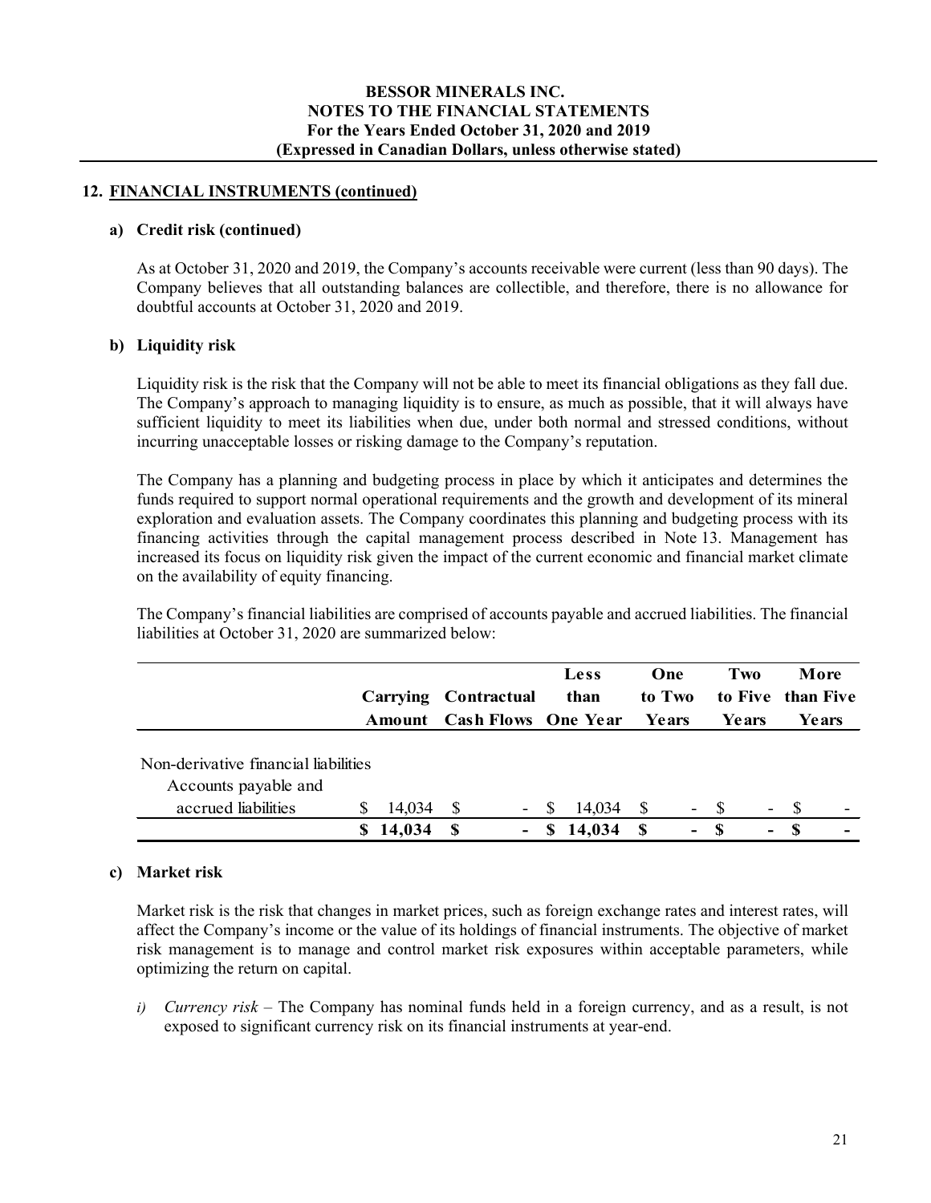## 12. FINANCIAL INSTRUMENTS (continued)

### a) Credit risk (continued)

As at October 31, 2020 and 2019, the Company's accounts receivable were current (less than 90 days). The Company believes that all outstanding balances are collectible, and therefore, there is no allowance for doubtful accounts at October 31, 2020 and 2019.

### b) Liquidity risk

Liquidity risk is the risk that the Company will not be able to meet its financial obligations as they fall due. The Company's approach to managing liquidity is to ensure, as much as possible, that it will always have sufficient liquidity to meet its liabilities when due, under both normal and stressed conditions, without incurring unacceptable losses or risking damage to the Company's reputation.

The Company has a planning and budgeting process in place by which it anticipates and determines the funds required to support normal operational requirements and the growth and development of its mineral exploration and evaluation assets. The Company coordinates this planning and budgeting process with its financing activities through the capital management process described in Note 13. Management has increased its focus on liquidity risk given the impact of the current economic and financial market climate on the availability of equity financing.

The Company's financial liabilities are comprised of accounts payable and accrued liabilities. The financial liabilities at October 31, 2020 are summarized below:

| | Carrying Amount | Contractual Cash Flows | Less than One Year | One to Two Years | Two to Five Years | More than Five Years |
|---|---|---|---|---|---|---|
| Non-derivative financial liabilities | | | | | | |
| Accounts payable and accrued liabilities | $ 14,034 | $ - | $ 14,034 | $ - | $ - | $ - |
| | **$ 14,034** | **$ -** | **$ 14,034** | **$ -** | **$ -** | **$ -** |

### c) Market risk

Market risk is the risk that changes in market prices, such as foreign exchange rates and interest rates, will affect the Company's income or the value of its holdings of financial instruments. The objective of market risk management is to manage and control market risk exposures within acceptable parameters, while optimizing the return on capital.

*i) Currency risk* – The Company has nominal funds held in a foreign currency, and as a result, is not exposed to significant currency risk on its financial instruments at year-end.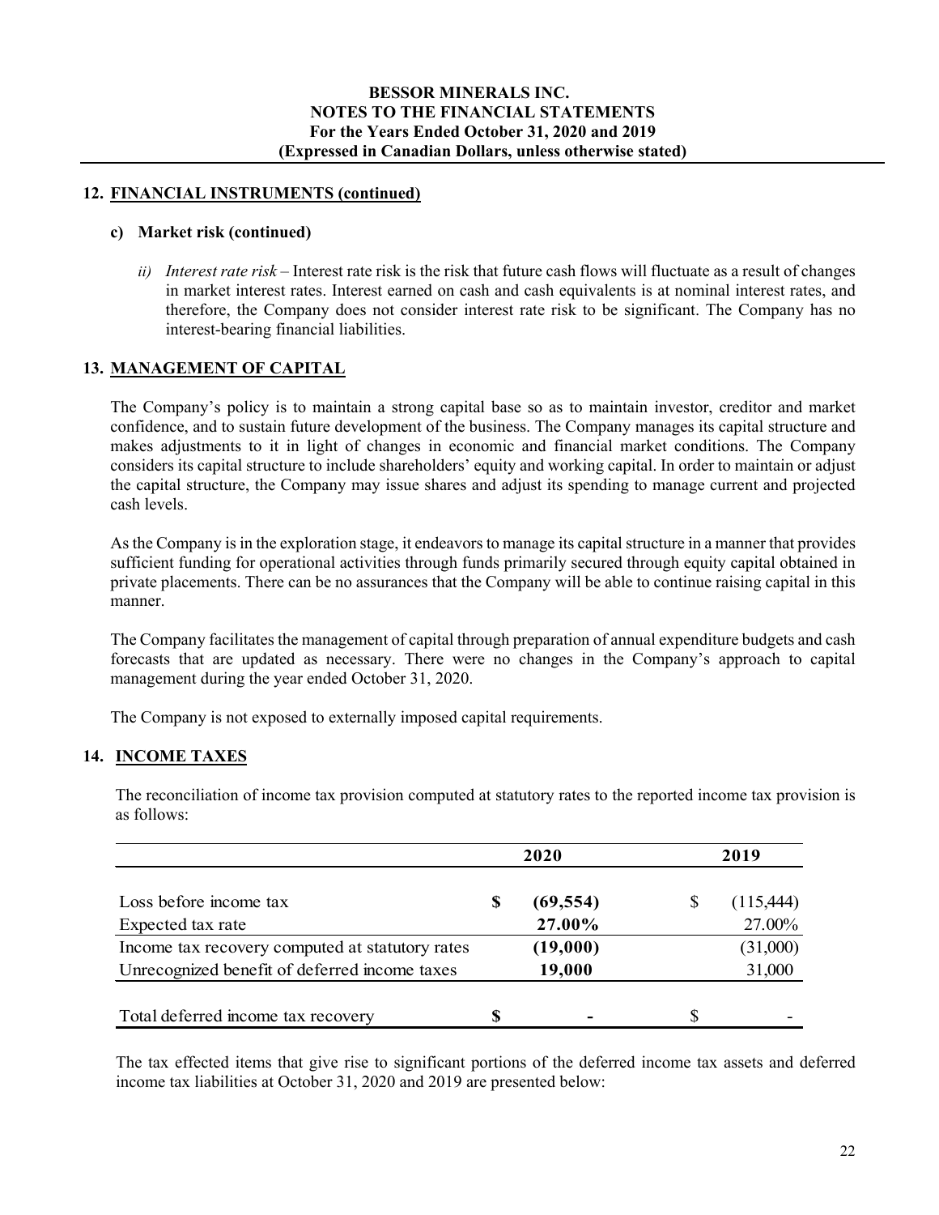## 12. FINANCIAL INSTRUMENTS (continued)

### c) Market risk (continued)

*ii) Interest rate risk* – Interest rate risk is the risk that future cash flows will fluctuate as a result of changes in market interest rates. Interest earned on cash and cash equivalents is at nominal interest rates, and therefore, the Company does not consider interest rate risk to be significant. The Company has no interest-bearing financial liabilities.

## 13. MANAGEMENT OF CAPITAL

The Company's policy is to maintain a strong capital base so as to maintain investor, creditor and market confidence, and to sustain future development of the business. The Company manages its capital structure and makes adjustments to it in light of changes in economic and financial market conditions. The Company considers its capital structure to include shareholders' equity and working capital. In order to maintain or adjust the capital structure, the Company may issue shares and adjust its spending to manage current and projected cash levels.

As the Company is in the exploration stage, it endeavors to manage its capital structure in a manner that provides sufficient funding for operational activities through funds primarily secured through equity capital obtained in private placements. There can be no assurances that the Company will be able to continue raising capital in this manner.

The Company facilitates the management of capital through preparation of annual expenditure budgets and cash forecasts that are updated as necessary. There were no changes in the Company's approach to capital management during the year ended October 31, 2020.

The Company is not exposed to externally imposed capital requirements.

## 14. INCOME TAXES

The reconciliation of income tax provision computed at statutory rates to the reported income tax provision is as follows:

| | 2020 | 2019 |
|---|---|---|
| Loss before income tax | **$ (69,554)** | $ (115,444) |
| Expected tax rate | **27.00%** | 27.00% |
| Income tax recovery computed at statutory rates | **(19,000)** | (31,000) |
| Unrecognized benefit of deferred income taxes | **19,000** | 31,000 |
| Total deferred income tax recovery | **$ -** | $ - |

The tax effected items that give rise to significant portions of the deferred income tax assets and deferred income tax liabilities at October 31, 2020 and 2019 are presented below: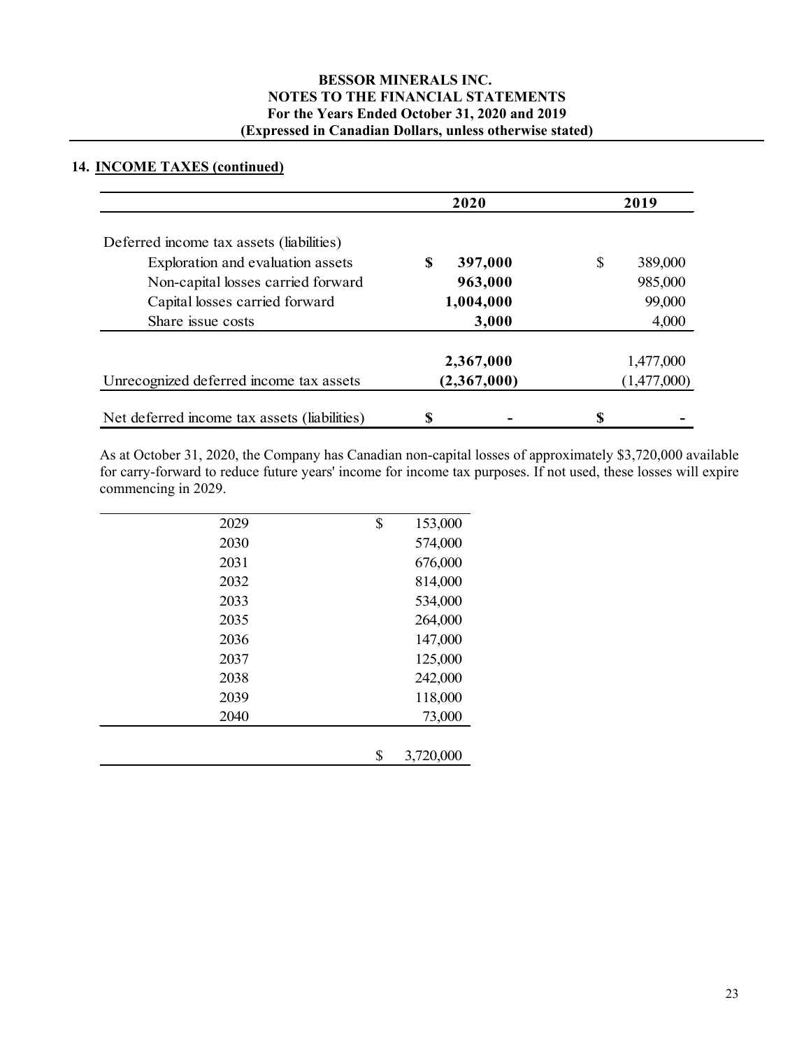## 14. INCOME TAXES (continued)

| | 2020 | 2019 |
|---|---|---|
| Deferred income tax assets (liabilities) | | |
| Exploration and evaluation assets | **$ 397,000** | $ 389,000 |
| Non-capital losses carried forward | **963,000** | 985,000 |
| Capital losses carried forward | **1,004,000** | 99,000 |
| Share issue costs | **3,000** | 4,000 |
| | **2,367,000** | 1,477,000 |
| Unrecognized deferred income tax assets | **(2,367,000)** | (1,477,000) |
| Net deferred income tax assets (liabilities) | **$ -** | **$ -** |

As at October 31, 2020, the Company has Canadian non-capital losses of approximately $3,720,000 available for carry-forward to reduce future years' income for income tax purposes. If not used, these losses will expire commencing in 2029.

| Year | Amount |
|---|---|
| 2029 | $ 153,000 |
| 2030 | 574,000 |
| 2031 | 676,000 |
| 2032 | 814,000 |
| 2033 | 534,000 |
| 2035 | 264,000 |
| 2036 | 147,000 |
| 2037 | 125,000 |
| 2038 | 242,000 |
| 2039 | 118,000 |
| 2040 | 73,000 |
| | $ 3,720,000 |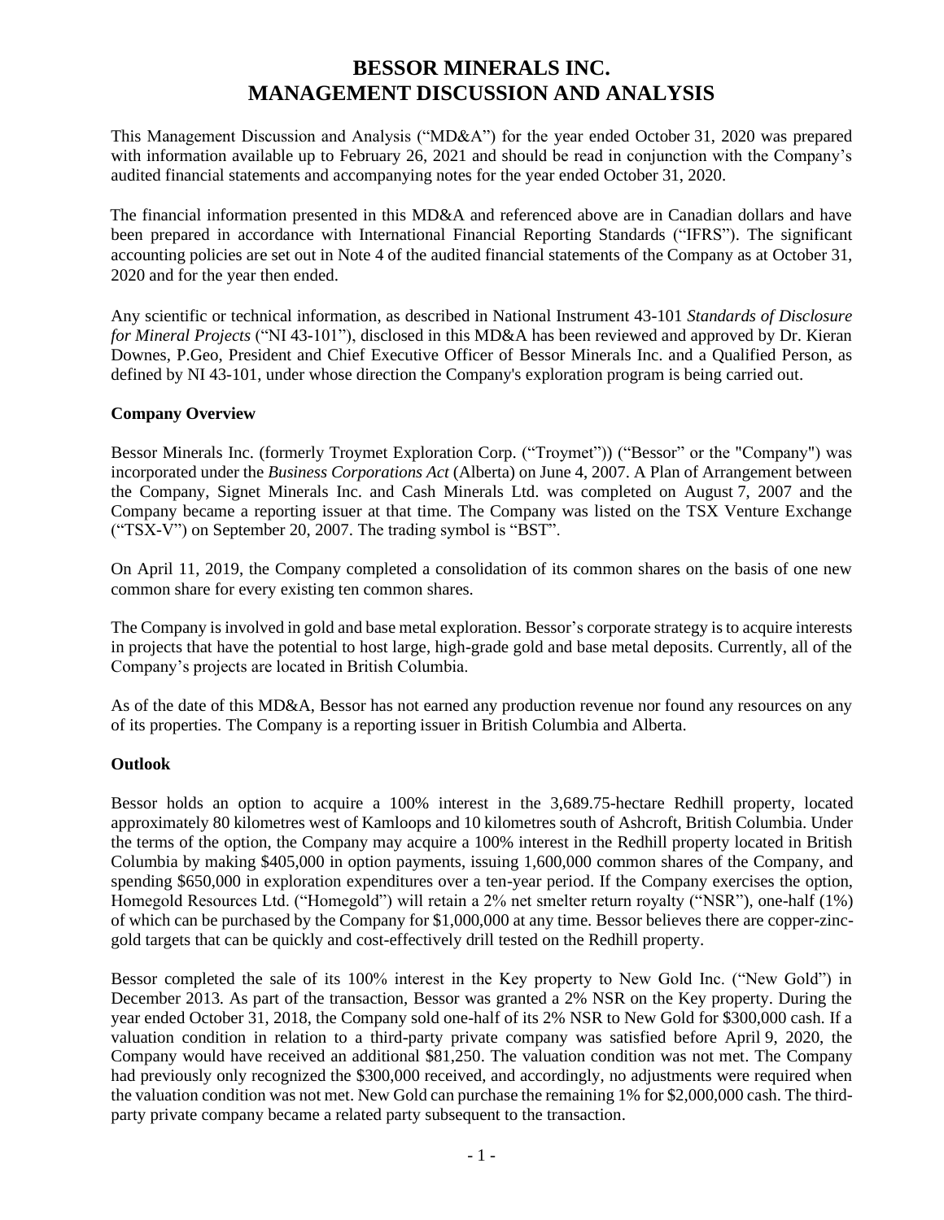# BESSOR MINERALS INC.
# MANAGEMENT DISCUSSION AND ANALYSIS

This Management Discussion and Analysis ("MD&A") for the year ended October 31, 2020 was prepared with information available up to February 26, 2021 and should be read in conjunction with the Company's audited financial statements and accompanying notes for the year ended October 31, 2020.

The financial information presented in this MD&A and referenced above are in Canadian dollars and have been prepared in accordance with International Financial Reporting Standards ("IFRS"). The significant accounting policies are set out in Note 4 of the audited financial statements of the Company as at October 31, 2020 and for the year then ended.

Any scientific or technical information, as described in National Instrument 43-101 *Standards of Disclosure for Mineral Projects* ("NI 43-101"), disclosed in this MD&A has been reviewed and approved by Dr. Kieran Downes, P.Geo, President and Chief Executive Officer of Bessor Minerals Inc. and a Qualified Person, as defined by NI 43-101, under whose direction the Company's exploration program is being carried out.

**Company Overview**

Bessor Minerals Inc. (formerly Troymet Exploration Corp. ("Troymet")) ("Bessor" or the "Company") was incorporated under the *Business Corporations Act* (Alberta) on June 4, 2007. A Plan of Arrangement between the Company, Signet Minerals Inc. and Cash Minerals Ltd. was completed on August 7, 2007 and the Company became a reporting issuer at that time. The Company was listed on the TSX Venture Exchange ("TSX-V") on September 20, 2007. The trading symbol is "BST".

On April 11, 2019, the Company completed a consolidation of its common shares on the basis of one new common share for every existing ten common shares.

The Company is involved in gold and base metal exploration. Bessor's corporate strategy is to acquire interests in projects that have the potential to host large, high-grade gold and base metal deposits. Currently, all of the Company's projects are located in British Columbia.

As of the date of this MD&A, Bessor has not earned any production revenue nor found any resources on any of its properties. The Company is a reporting issuer in British Columbia and Alberta.

**Outlook**

Bessor holds an option to acquire a 100% interest in the 3,689.75-hectare Redhill property, located approximately 80 kilometres west of Kamloops and 10 kilometres south of Ashcroft, British Columbia. Under the terms of the option, the Company may acquire a 100% interest in the Redhill property located in British Columbia by making $405,000 in option payments, issuing 1,600,000 common shares of the Company, and spending $650,000 in exploration expenditures over a ten-year period. If the Company exercises the option, Homegold Resources Ltd. ("Homegold") will retain a 2% net smelter return royalty ("NSR"), one-half (1%) of which can be purchased by the Company for $1,000,000 at any time. Bessor believes there are copper-zinc-gold targets that can be quickly and cost-effectively drill tested on the Redhill property.

Bessor completed the sale of its 100% interest in the Key property to New Gold Inc. ("New Gold") in December 2013. As part of the transaction, Bessor was granted a 2% NSR on the Key property. During the year ended October 31, 2018, the Company sold one-half of its 2% NSR to New Gold for $300,000 cash. If a valuation condition in relation to a third-party private company was satisfied before April 9, 2020, the Company would have received an additional $81,250. The valuation condition was not met. The Company had previously only recognized the $300,000 received, and accordingly, no adjustments were required when the valuation condition was not met. New Gold can purchase the remaining 1% for $2,000,000 cash. The third-party private company became a related party subsequent to the transaction.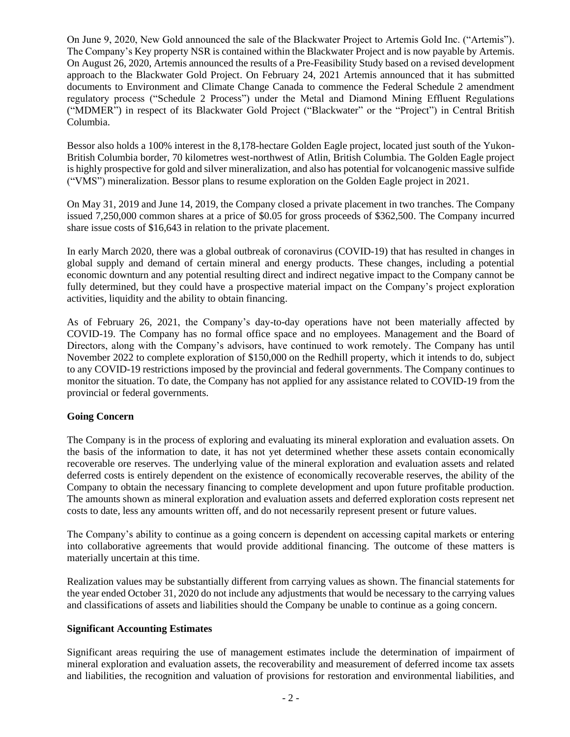On June 9, 2020, New Gold announced the sale of the Blackwater Project to Artemis Gold Inc. ("Artemis"). The Company's Key property NSR is contained within the Blackwater Project and is now payable by Artemis. On August 26, 2020, Artemis announced the results of a Pre-Feasibility Study based on a revised development approach to the Blackwater Gold Project. On February 24, 2021 Artemis announced that it has submitted documents to Environment and Climate Change Canada to commence the Federal Schedule 2 amendment regulatory process ("Schedule 2 Process") under the Metal and Diamond Mining Effluent Regulations ("MDMER") in respect of its Blackwater Gold Project ("Blackwater" or the "Project") in Central British Columbia.

Bessor also holds a 100% interest in the 8,178-hectare Golden Eagle project, located just south of the Yukon-British Columbia border, 70 kilometres west-northwest of Atlin, British Columbia. The Golden Eagle project is highly prospective for gold and silver mineralization, and also has potential for volcanogenic massive sulfide ("VMS") mineralization. Bessor plans to resume exploration on the Golden Eagle project in 2021.

On May 31, 2019 and June 14, 2019, the Company closed a private placement in two tranches. The Company issued 7,250,000 common shares at a price of $0.05 for gross proceeds of $362,500. The Company incurred share issue costs of $16,643 in relation to the private placement.

In early March 2020, there was a global outbreak of coronavirus (COVID-19) that has resulted in changes in global supply and demand of certain mineral and energy products. These changes, including a potential economic downturn and any potential resulting direct and indirect negative impact to the Company cannot be fully determined, but they could have a prospective material impact on the Company's project exploration activities, liquidity and the ability to obtain financing.

As of February 26, 2021, the Company's day-to-day operations have not been materially affected by COVID-19. The Company has no formal office space and no employees. Management and the Board of Directors, along with the Company's advisors, have continued to work remotely. The Company has until November 2022 to complete exploration of $150,000 on the Redhill property, which it intends to do, subject to any COVID-19 restrictions imposed by the provincial and federal governments. The Company continues to monitor the situation. To date, the Company has not applied for any assistance related to COVID-19 from the provincial or federal governments.

## Going Concern

The Company is in the process of exploring and evaluating its mineral exploration and evaluation assets. On the basis of the information to date, it has not yet determined whether these assets contain economically recoverable ore reserves. The underlying value of the mineral exploration and evaluation assets and related deferred costs is entirely dependent on the existence of economically recoverable reserves, the ability of the Company to obtain the necessary financing to complete development and upon future profitable production. The amounts shown as mineral exploration and evaluation assets and deferred exploration costs represent net costs to date, less any amounts written off, and do not necessarily represent present or future values.

The Company's ability to continue as a going concern is dependent on accessing capital markets or entering into collaborative agreements that would provide additional financing. The outcome of these matters is materially uncertain at this time.

Realization values may be substantially different from carrying values as shown. The financial statements for the year ended October 31, 2020 do not include any adjustments that would be necessary to the carrying values and classifications of assets and liabilities should the Company be unable to continue as a going concern.

## Significant Accounting Estimates

Significant areas requiring the use of management estimates include the determination of impairment of mineral exploration and evaluation assets, the recoverability and measurement of deferred income tax assets and liabilities, the recognition and valuation of provisions for restoration and environmental liabilities, and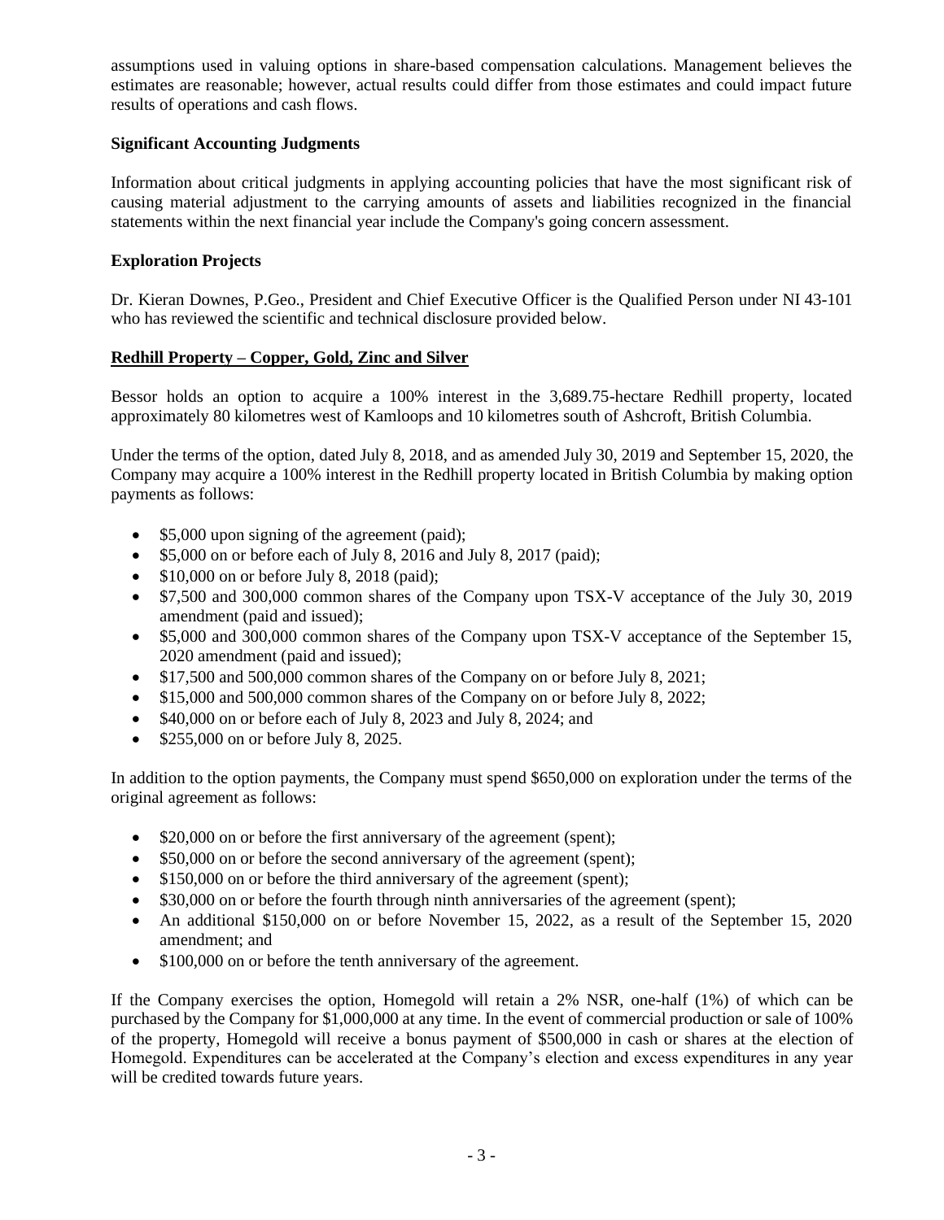assumptions used in valuing options in share-based compensation calculations. Management believes the estimates are reasonable; however, actual results could differ from those estimates and could impact future results of operations and cash flows.

**Significant Accounting Judgments**

Information about critical judgments in applying accounting policies that have the most significant risk of causing material adjustment to the carrying amounts of assets and liabilities recognized in the financial statements within the next financial year include the Company's going concern assessment.

**Exploration Projects**

Dr. Kieran Downes, P.Geo., President and Chief Executive Officer is the Qualified Person under NI 43-101 who has reviewed the scientific and technical disclosure provided below.

**Redhill Property – Copper, Gold, Zinc and Silver**

Bessor holds an option to acquire a 100% interest in the 3,689.75-hectare Redhill property, located approximately 80 kilometres west of Kamloops and 10 kilometres south of Ashcroft, British Columbia.

Under the terms of the option, dated July 8, 2018, and as amended July 30, 2019 and September 15, 2020, the Company may acquire a 100% interest in the Redhill property located in British Columbia by making option payments as follows:

- $5,000 upon signing of the agreement (paid);
- $5,000 on or before each of July 8, 2016 and July 8, 2017 (paid);
- $10,000 on or before July 8, 2018 (paid);
- $7,500 and 300,000 common shares of the Company upon TSX-V acceptance of the July 30, 2019 amendment (paid and issued);
- $5,000 and 300,000 common shares of the Company upon TSX-V acceptance of the September 15, 2020 amendment (paid and issued);
- $17,500 and 500,000 common shares of the Company on or before July 8, 2021;
- $15,000 and 500,000 common shares of the Company on or before July 8, 2022;
- $40,000 on or before each of July 8, 2023 and July 8, 2024; and
- $255,000 on or before July 8, 2025.

In addition to the option payments, the Company must spend $650,000 on exploration under the terms of the original agreement as follows:

- $20,000 on or before the first anniversary of the agreement (spent);
- $50,000 on or before the second anniversary of the agreement (spent);
- $150,000 on or before the third anniversary of the agreement (spent);
- $30,000 on or before the fourth through ninth anniversaries of the agreement (spent);
- An additional $150,000 on or before November 15, 2022, as a result of the September 15, 2020 amendment; and
- $100,000 on or before the tenth anniversary of the agreement.

If the Company exercises the option, Homegold will retain a 2% NSR, one-half (1%) of which can be purchased by the Company for $1,000,000 at any time. In the event of commercial production or sale of 100% of the property, Homegold will receive a bonus payment of $500,000 in cash or shares at the election of Homegold. Expenditures can be accelerated at the Company's election and excess expenditures in any year will be credited towards future years.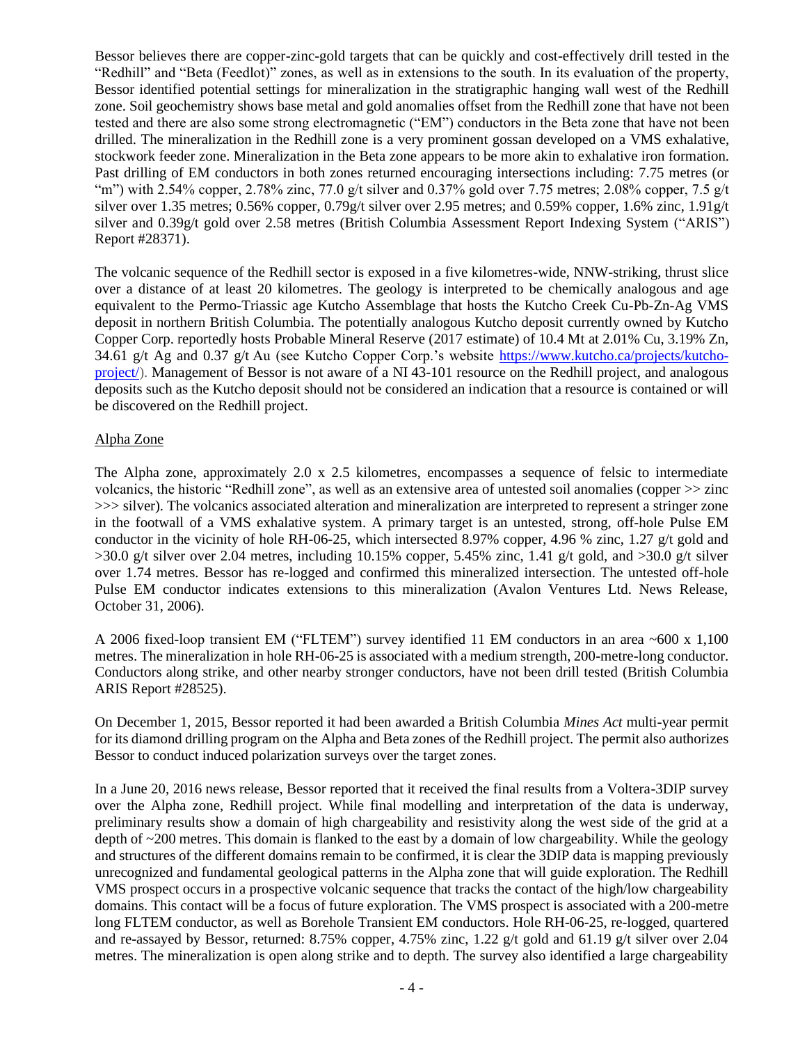Bessor believes there are copper-zinc-gold targets that can be quickly and cost-effectively drill tested in the "Redhill" and "Beta (Feedlot)" zones, as well as in extensions to the south. In its evaluation of the property, Bessor identified potential settings for mineralization in the stratigraphic hanging wall west of the Redhill zone. Soil geochemistry shows base metal and gold anomalies offset from the Redhill zone that have not been tested and there are also some strong electromagnetic ("EM") conductors in the Beta zone that have not been drilled. The mineralization in the Redhill zone is a very prominent gossan developed on a VMS exhalative, stockwork feeder zone. Mineralization in the Beta zone appears to be more akin to exhalative iron formation. Past drilling of EM conductors in both zones returned encouraging intersections including: 7.75 metres (or "m") with 2.54% copper, 2.78% zinc, 77.0 g/t silver and 0.37% gold over 7.75 metres; 2.08% copper, 7.5 g/t silver over 1.35 metres; 0.56% copper, 0.79g/t silver over 2.95 metres; and 0.59% copper, 1.6% zinc, 1.91g/t silver and 0.39g/t gold over 2.58 metres (British Columbia Assessment Report Indexing System ("ARIS") Report #28371).

The volcanic sequence of the Redhill sector is exposed in a five kilometres-wide, NNW-striking, thrust slice over a distance of at least 20 kilometres. The geology is interpreted to be chemically analogous and age equivalent to the Permo-Triassic age Kutcho Assemblage that hosts the Kutcho Creek Cu-Pb-Zn-Ag VMS deposit in northern British Columbia. The potentially analogous Kutcho deposit currently owned by Kutcho Copper Corp. reportedly hosts Probable Mineral Reserve (2017 estimate) of 10.4 Mt at 2.01% Cu, 3.19% Zn, 34.61 g/t Ag and 0.37 g/t Au (see Kutcho Copper Corp.'s website https://www.kutcho.ca/projects/kutcho-project/). Management of Bessor is not aware of a NI 43-101 resource on the Redhill project, and analogous deposits such as the Kutcho deposit should not be considered an indication that a resource is contained or will be discovered on the Redhill project.

Alpha Zone

The Alpha zone, approximately 2.0 x 2.5 kilometres, encompasses a sequence of felsic to intermediate volcanics, the historic "Redhill zone", as well as an extensive area of untested soil anomalies (copper >> zinc >>> silver). The volcanics associated alteration and mineralization are interpreted to represent a stringer zone in the footwall of a VMS exhalative system. A primary target is an untested, strong, off-hole Pulse EM conductor in the vicinity of hole RH-06-25, which intersected 8.97% copper, 4.96 % zinc, 1.27 g/t gold and >30.0 g/t silver over 2.04 metres, including 10.15% copper, 5.45% zinc, 1.41 g/t gold, and >30.0 g/t silver over 1.74 metres. Bessor has re-logged and confirmed this mineralized intersection. The untested off-hole Pulse EM conductor indicates extensions to this mineralization (Avalon Ventures Ltd. News Release, October 31, 2006).

A 2006 fixed-loop transient EM ("FLTEM") survey identified 11 EM conductors in an area ~600 x 1,100 metres. The mineralization in hole RH-06-25 is associated with a medium strength, 200-metre-long conductor. Conductors along strike, and other nearby stronger conductors, have not been drill tested (British Columbia ARIS Report #28525).

On December 1, 2015, Bessor reported it had been awarded a British Columbia *Mines Act* multi-year permit for its diamond drilling program on the Alpha and Beta zones of the Redhill project. The permit also authorizes Bessor to conduct induced polarization surveys over the target zones.

In a June 20, 2016 news release, Bessor reported that it received the final results from a Voltera-3DIP survey over the Alpha zone, Redhill project. While final modelling and interpretation of the data is underway, preliminary results show a domain of high chargeability and resistivity along the west side of the grid at a depth of ~200 metres. This domain is flanked to the east by a domain of low chargeability. While the geology and structures of the different domains remain to be confirmed, it is clear the 3DIP data is mapping previously unrecognized and fundamental geological patterns in the Alpha zone that will guide exploration. The Redhill VMS prospect occurs in a prospective volcanic sequence that tracks the contact of the high/low chargeability domains. This contact will be a focus of future exploration. The VMS prospect is associated with a 200-metre long FLTEM conductor, as well as Borehole Transient EM conductors. Hole RH-06-25, re-logged, quartered and re-assayed by Bessor, returned: 8.75% copper, 4.75% zinc, 1.22 g/t gold and 61.19 g/t silver over 2.04 metres. The mineralization is open along strike and to depth. The survey also identified a large chargeability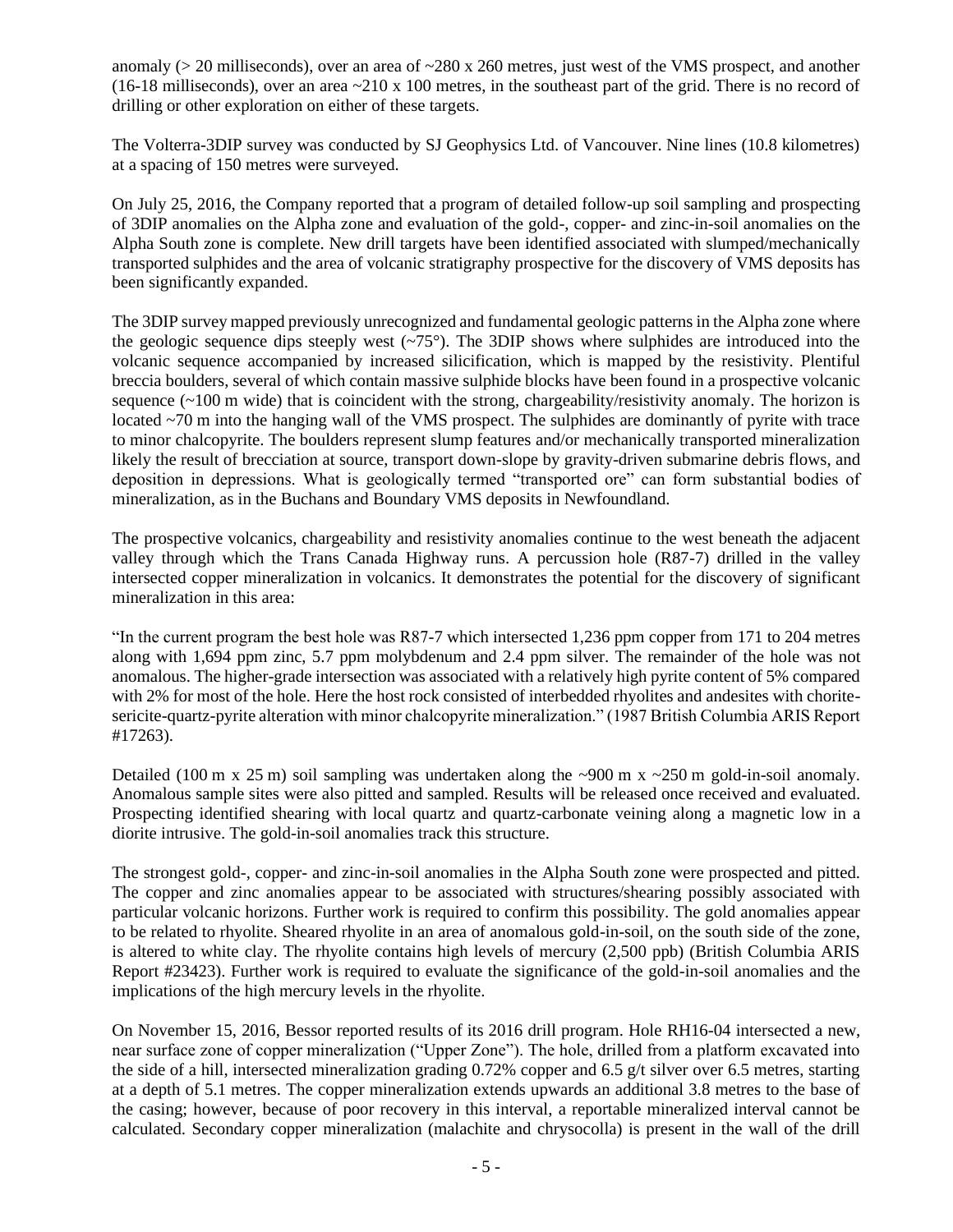anomaly (> 20 milliseconds), over an area of ~280 x 260 metres, just west of the VMS prospect, and another (16-18 milliseconds), over an area ~210 x 100 metres, in the southeast part of the grid. There is no record of drilling or other exploration on either of these targets.

The Volterra-3DIP survey was conducted by SJ Geophysics Ltd. of Vancouver. Nine lines (10.8 kilometres) at a spacing of 150 metres were surveyed.

On July 25, 2016, the Company reported that a program of detailed follow-up soil sampling and prospecting of 3DIP anomalies on the Alpha zone and evaluation of the gold-, copper- and zinc-in-soil anomalies on the Alpha South zone is complete. New drill targets have been identified associated with slumped/mechanically transported sulphides and the area of volcanic stratigraphy prospective for the discovery of VMS deposits has been significantly expanded.

The 3DIP survey mapped previously unrecognized and fundamental geologic patterns in the Alpha zone where the geologic sequence dips steeply west (~75°). The 3DIP shows where sulphides are introduced into the volcanic sequence accompanied by increased silicification, which is mapped by the resistivity. Plentiful breccia boulders, several of which contain massive sulphide blocks have been found in a prospective volcanic sequence (~100 m wide) that is coincident with the strong, chargeability/resistivity anomaly. The horizon is located ~70 m into the hanging wall of the VMS prospect. The sulphides are dominantly of pyrite with trace to minor chalcopyrite. The boulders represent slump features and/or mechanically transported mineralization likely the result of brecciation at source, transport down-slope by gravity-driven submarine debris flows, and deposition in depressions. What is geologically termed "transported ore" can form substantial bodies of mineralization, as in the Buchans and Boundary VMS deposits in Newfoundland.

The prospective volcanics, chargeability and resistivity anomalies continue to the west beneath the adjacent valley through which the Trans Canada Highway runs. A percussion hole (R87-7) drilled in the valley intersected copper mineralization in volcanics. It demonstrates the potential for the discovery of significant mineralization in this area:

"In the current program the best hole was R87-7 which intersected 1,236 ppm copper from 171 to 204 metres along with 1,694 ppm zinc, 5.7 ppm molybdenum and 2.4 ppm silver. The remainder of the hole was not anomalous. The higher-grade intersection was associated with a relatively high pyrite content of 5% compared with 2% for most of the hole. Here the host rock consisted of interbedded rhyolites and andesites with chorite-sericite-quartz-pyrite alteration with minor chalcopyrite mineralization." (1987 British Columbia ARIS Report #17263).

Detailed (100 m x 25 m) soil sampling was undertaken along the ~900 m x ~250 m gold-in-soil anomaly. Anomalous sample sites were also pitted and sampled. Results will be released once received and evaluated. Prospecting identified shearing with local quartz and quartz-carbonate veining along a magnetic low in a diorite intrusive. The gold-in-soil anomalies track this structure.

The strongest gold-, copper- and zinc-in-soil anomalies in the Alpha South zone were prospected and pitted. The copper and zinc anomalies appear to be associated with structures/shearing possibly associated with particular volcanic horizons. Further work is required to confirm this possibility. The gold anomalies appear to be related to rhyolite. Sheared rhyolite in an area of anomalous gold-in-soil, on the south side of the zone, is altered to white clay. The rhyolite contains high levels of mercury (2,500 ppb) (British Columbia ARIS Report #23423). Further work is required to evaluate the significance of the gold-in-soil anomalies and the implications of the high mercury levels in the rhyolite.

On November 15, 2016, Bessor reported results of its 2016 drill program. Hole RH16-04 intersected a new, near surface zone of copper mineralization ("Upper Zone"). The hole, drilled from a platform excavated into the side of a hill, intersected mineralization grading 0.72% copper and 6.5 g/t silver over 6.5 metres, starting at a depth of 5.1 metres. The copper mineralization extends upwards an additional 3.8 metres to the base of the casing; however, because of poor recovery in this interval, a reportable mineralized interval cannot be calculated. Secondary copper mineralization (malachite and chrysocolla) is present in the wall of the drill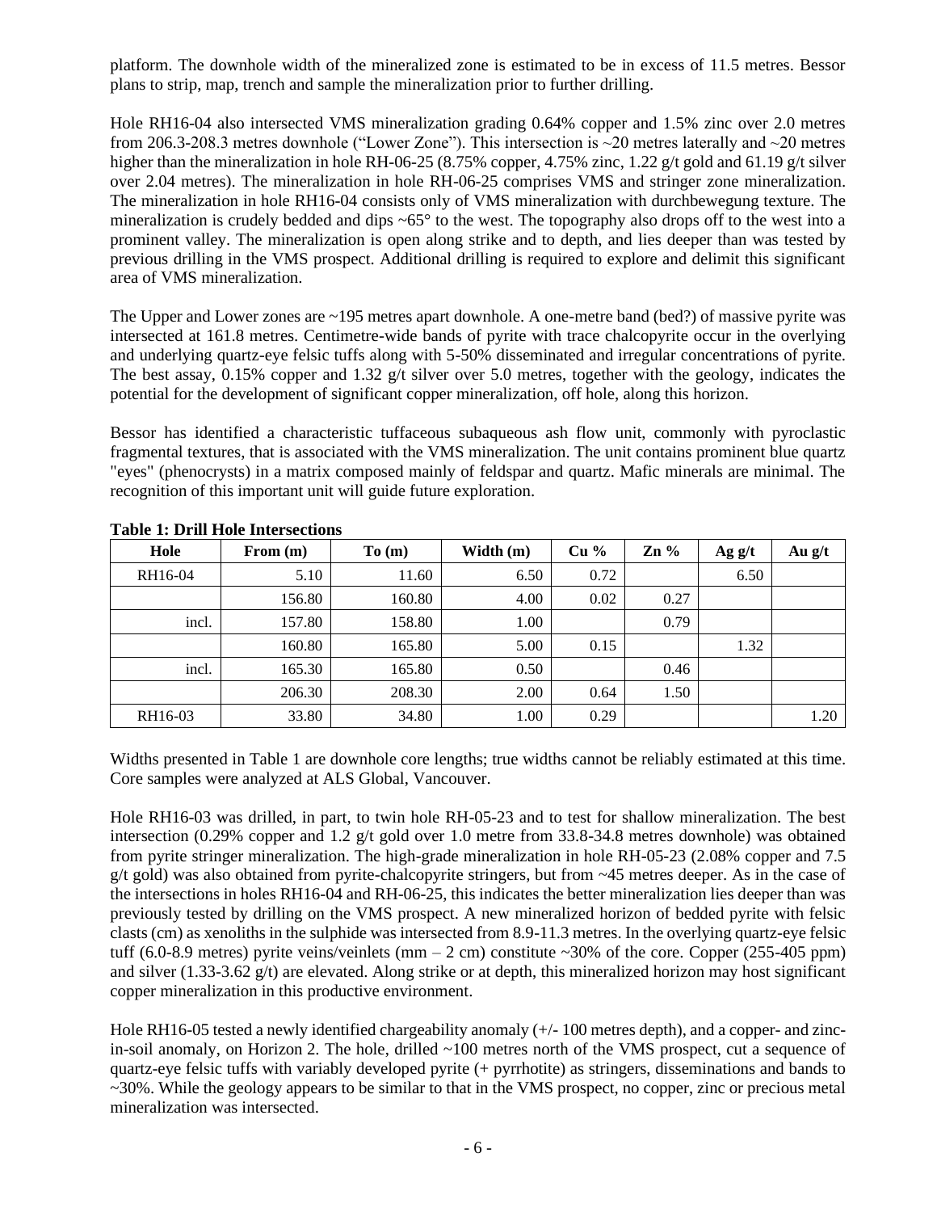platform. The downhole width of the mineralized zone is estimated to be in excess of 11.5 metres. Bessor plans to strip, map, trench and sample the mineralization prior to further drilling.

Hole RH16-04 also intersected VMS mineralization grading 0.64% copper and 1.5% zinc over 2.0 metres from 206.3-208.3 metres downhole ("Lower Zone"). This intersection is ~20 metres laterally and ~20 metres higher than the mineralization in hole RH-06-25 (8.75% copper, 4.75% zinc, 1.22 g/t gold and 61.19 g/t silver over 2.04 metres). The mineralization in hole RH-06-25 comprises VMS and stringer zone mineralization. The mineralization in hole RH16-04 consists only of VMS mineralization with durchbewegung texture. The mineralization is crudely bedded and dips ~65° to the west. The topography also drops off to the west into a prominent valley. The mineralization is open along strike and to depth, and lies deeper than was tested by previous drilling in the VMS prospect. Additional drilling is required to explore and delimit this significant area of VMS mineralization.

The Upper and Lower zones are ~195 metres apart downhole. A one-metre band (bed?) of massive pyrite was intersected at 161.8 metres. Centimetre-wide bands of pyrite with trace chalcopyrite occur in the overlying and underlying quartz-eye felsic tuffs along with 5-50% disseminated and irregular concentrations of pyrite. The best assay, 0.15% copper and 1.32 g/t silver over 5.0 metres, together with the geology, indicates the potential for the development of significant copper mineralization, off hole, along this horizon.

Bessor has identified a characteristic tuffaceous subaqueous ash flow unit, commonly with pyroclastic fragmental textures, that is associated with the VMS mineralization. The unit contains prominent blue quartz "eyes" (phenocrysts) in a matrix composed mainly of feldspar and quartz. Mafic minerals are minimal. The recognition of this important unit will guide future exploration.

**Table 1: Drill Hole Intersections**

| Hole | From (m) | To (m) | Width (m) | Cu % | Zn % | Ag g/t | Au g/t |
|---|---|---|---|---|---|---|---|
| RH16-04 | 5.10 | 11.60 | 6.50 | 0.72 | | 6.50 | |
| | 156.80 | 160.80 | 4.00 | 0.02 | 0.27 | | |
| incl. | 157.80 | 158.80 | 1.00 | | 0.79 | | |
| | 160.80 | 165.80 | 5.00 | 0.15 | | 1.32 | |
| incl. | 165.30 | 165.80 | 0.50 | | 0.46 | | |
| | 206.30 | 208.30 | 2.00 | 0.64 | 1.50 | | |
| RH16-03 | 33.80 | 34.80 | 1.00 | 0.29 | | | 1.20 |

Widths presented in Table 1 are downhole core lengths; true widths cannot be reliably estimated at this time. Core samples were analyzed at ALS Global, Vancouver.

Hole RH16-03 was drilled, in part, to twin hole RH-05-23 and to test for shallow mineralization. The best intersection (0.29% copper and 1.2 g/t gold over 1.0 metre from 33.8-34.8 metres downhole) was obtained from pyrite stringer mineralization. The high-grade mineralization in hole RH-05-23 (2.08% copper and 7.5 g/t gold) was also obtained from pyrite-chalcopyrite stringers, but from ~45 metres deeper. As in the case of the intersections in holes RH16-04 and RH-06-25, this indicates the better mineralization lies deeper than was previously tested by drilling on the VMS prospect. A new mineralized horizon of bedded pyrite with felsic clasts (cm) as xenoliths in the sulphide was intersected from 8.9-11.3 metres. In the overlying quartz-eye felsic tuff (6.0-8.9 metres) pyrite veins/veinlets (mm – 2 cm) constitute ~30% of the core. Copper (255-405 ppm) and silver (1.33-3.62 g/t) are elevated. Along strike or at depth, this mineralized horizon may host significant copper mineralization in this productive environment.

Hole RH16-05 tested a newly identified chargeability anomaly (+/- 100 metres depth), and a copper- and zinc-in-soil anomaly, on Horizon 2. The hole, drilled ~100 metres north of the VMS prospect, cut a sequence of quartz-eye felsic tuffs with variably developed pyrite (+ pyrrhotite) as stringers, disseminations and bands to ~30%. While the geology appears to be similar to that in the VMS prospect, no copper, zinc or precious metal mineralization was intersected.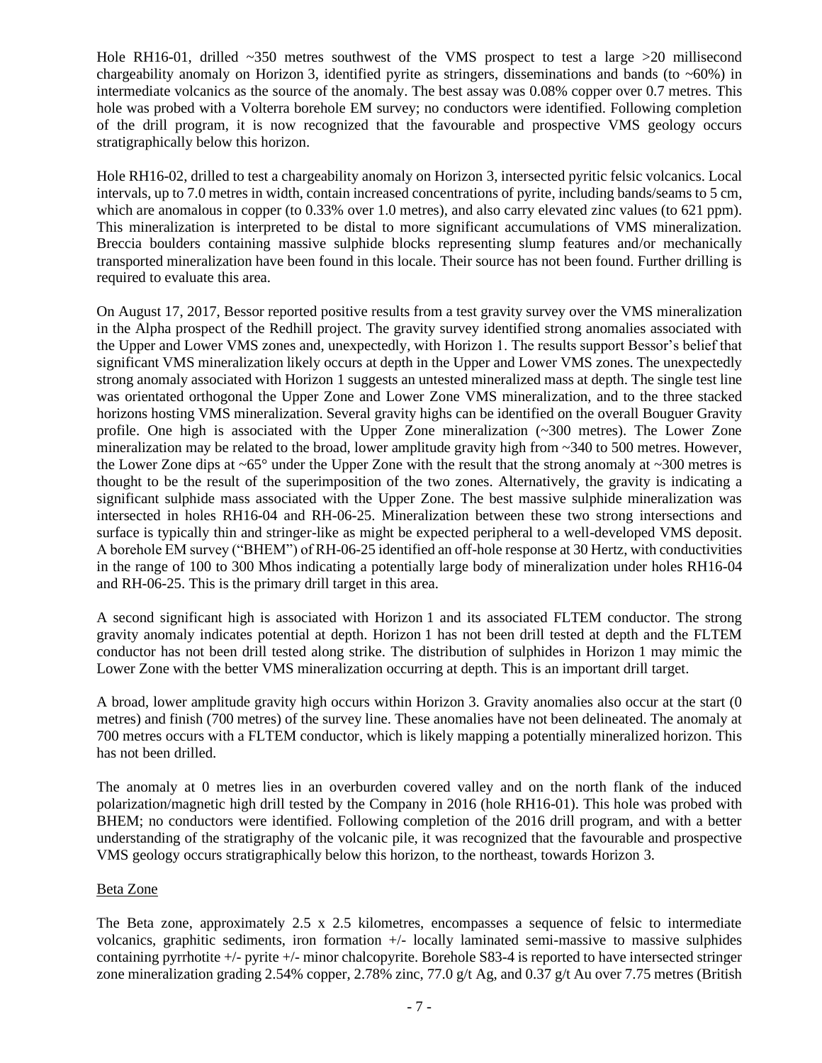Hole RH16-01, drilled ~350 metres southwest of the VMS prospect to test a large >20 millisecond chargeability anomaly on Horizon 3, identified pyrite as stringers, disseminations and bands (to ~60%) in intermediate volcanics as the source of the anomaly. The best assay was 0.08% copper over 0.7 metres. This hole was probed with a Volterra borehole EM survey; no conductors were identified. Following completion of the drill program, it is now recognized that the favourable and prospective VMS geology occurs stratigraphically below this horizon.

Hole RH16-02, drilled to test a chargeability anomaly on Horizon 3, intersected pyritic felsic volcanics. Local intervals, up to 7.0 metres in width, contain increased concentrations of pyrite, including bands/seams to 5 cm, which are anomalous in copper (to 0.33% over 1.0 metres), and also carry elevated zinc values (to 621 ppm). This mineralization is interpreted to be distal to more significant accumulations of VMS mineralization. Breccia boulders containing massive sulphide blocks representing slump features and/or mechanically transported mineralization have been found in this locale. Their source has not been found. Further drilling is required to evaluate this area.

On August 17, 2017, Bessor reported positive results from a test gravity survey over the VMS mineralization in the Alpha prospect of the Redhill project. The gravity survey identified strong anomalies associated with the Upper and Lower VMS zones and, unexpectedly, with Horizon 1. The results support Bessor's belief that significant VMS mineralization likely occurs at depth in the Upper and Lower VMS zones. The unexpectedly strong anomaly associated with Horizon 1 suggests an untested mineralized mass at depth. The single test line was orientated orthogonal the Upper Zone and Lower Zone VMS mineralization, and to the three stacked horizons hosting VMS mineralization. Several gravity highs can be identified on the overall Bouguer Gravity profile. One high is associated with the Upper Zone mineralization (~300 metres). The Lower Zone mineralization may be related to the broad, lower amplitude gravity high from ~340 to 500 metres. However, the Lower Zone dips at ~65° under the Upper Zone with the result that the strong anomaly at ~300 metres is thought to be the result of the superimposition of the two zones. Alternatively, the gravity is indicating a significant sulphide mass associated with the Upper Zone. The best massive sulphide mineralization was intersected in holes RH16-04 and RH-06-25. Mineralization between these two strong intersections and surface is typically thin and stringer-like as might be expected peripheral to a well-developed VMS deposit. A borehole EM survey ("BHEM") of RH-06-25 identified an off-hole response at 30 Hertz, with conductivities in the range of 100 to 300 Mhos indicating a potentially large body of mineralization under holes RH16-04 and RH-06-25. This is the primary drill target in this area.

A second significant high is associated with Horizon 1 and its associated FLTEM conductor. The strong gravity anomaly indicates potential at depth. Horizon 1 has not been drill tested at depth and the FLTEM conductor has not been drill tested along strike. The distribution of sulphides in Horizon 1 may mimic the Lower Zone with the better VMS mineralization occurring at depth. This is an important drill target.

A broad, lower amplitude gravity high occurs within Horizon 3. Gravity anomalies also occur at the start (0 metres) and finish (700 metres) of the survey line. These anomalies have not been delineated. The anomaly at 700 metres occurs with a FLTEM conductor, which is likely mapping a potentially mineralized horizon. This has not been drilled.

The anomaly at 0 metres lies in an overburden covered valley and on the north flank of the induced polarization/magnetic high drill tested by the Company in 2016 (hole RH16-01). This hole was probed with BHEM; no conductors were identified. Following completion of the 2016 drill program, and with a better understanding of the stratigraphy of the volcanic pile, it was recognized that the favourable and prospective VMS geology occurs stratigraphically below this horizon, to the northeast, towards Horizon 3.

## Beta Zone

The Beta zone, approximately 2.5 x 2.5 kilometres, encompasses a sequence of felsic to intermediate volcanics, graphitic sediments, iron formation +/- locally laminated semi-massive to massive sulphides containing pyrrhotite +/- pyrite +/- minor chalcopyrite. Borehole S83-4 is reported to have intersected stringer zone mineralization grading 2.54% copper, 2.78% zinc, 77.0 g/t Ag, and 0.37 g/t Au over 7.75 metres (British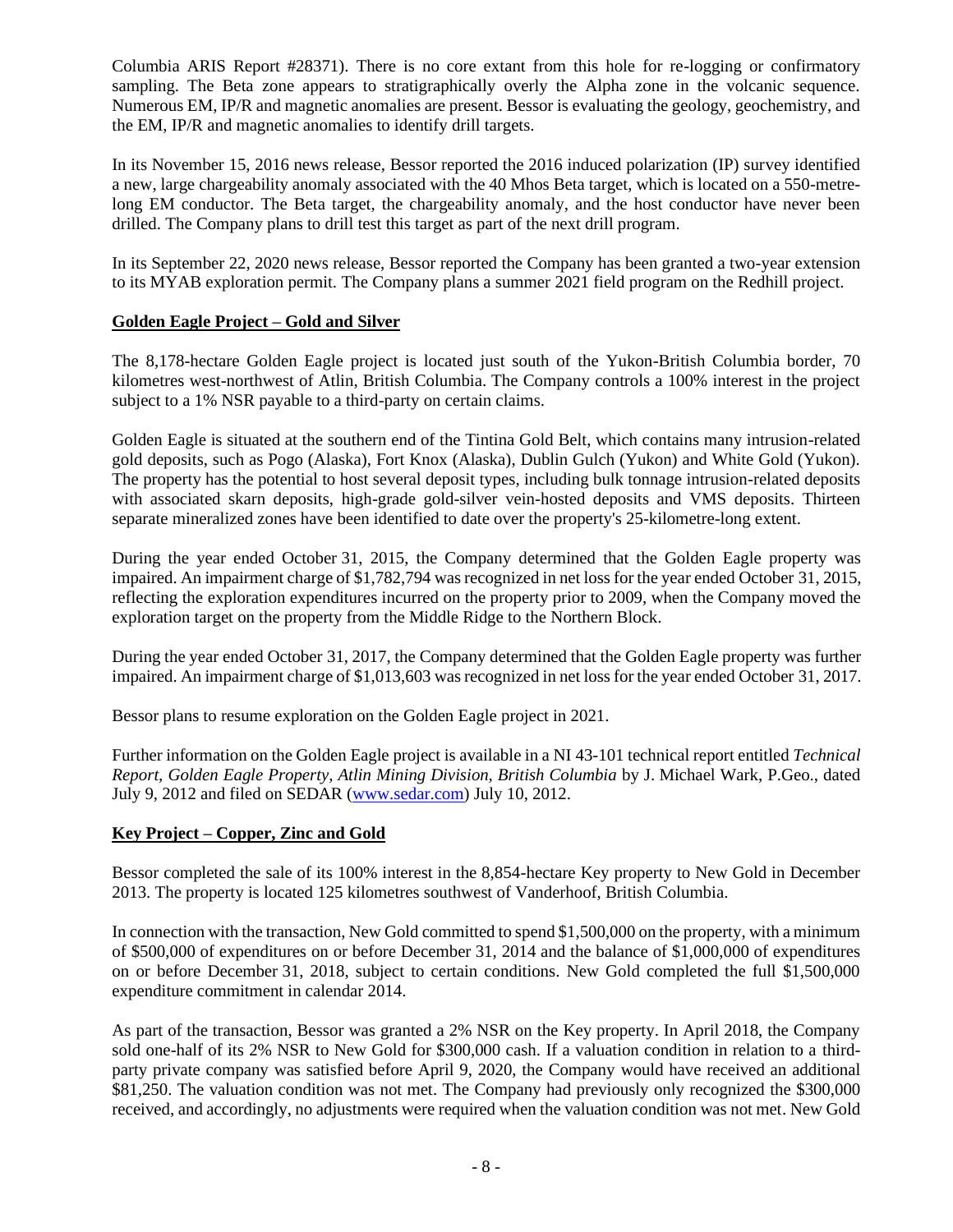Columbia ARIS Report #28371). There is no core extant from this hole for re-logging or confirmatory sampling. The Beta zone appears to stratigraphically overly the Alpha zone in the volcanic sequence. Numerous EM, IP/R and magnetic anomalies are present. Bessor is evaluating the geology, geochemistry, and the EM, IP/R and magnetic anomalies to identify drill targets.

In its November 15, 2016 news release, Bessor reported the 2016 induced polarization (IP) survey identified a new, large chargeability anomaly associated with the 40 Mhos Beta target, which is located on a 550-metre-long EM conductor. The Beta target, the chargeability anomaly, and the host conductor have never been drilled. The Company plans to drill test this target as part of the next drill program.

In its September 22, 2020 news release, Bessor reported the Company has been granted a two-year extension to its MYAB exploration permit. The Company plans a summer 2021 field program on the Redhill project.

## Golden Eagle Project – Gold and Silver

The 8,178-hectare Golden Eagle project is located just south of the Yukon-British Columbia border, 70 kilometres west-northwest of Atlin, British Columbia. The Company controls a 100% interest in the project subject to a 1% NSR payable to a third-party on certain claims.

Golden Eagle is situated at the southern end of the Tintina Gold Belt, which contains many intrusion-related gold deposits, such as Pogo (Alaska), Fort Knox (Alaska), Dublin Gulch (Yukon) and White Gold (Yukon). The property has the potential to host several deposit types, including bulk tonnage intrusion-related deposits with associated skarn deposits, high-grade gold-silver vein-hosted deposits and VMS deposits. Thirteen separate mineralized zones have been identified to date over the property's 25-kilometre-long extent.

During the year ended October 31, 2015, the Company determined that the Golden Eagle property was impaired. An impairment charge of $1,782,794 was recognized in net loss for the year ended October 31, 2015, reflecting the exploration expenditures incurred on the property prior to 2009, when the Company moved the exploration target on the property from the Middle Ridge to the Northern Block.

During the year ended October 31, 2017, the Company determined that the Golden Eagle property was further impaired. An impairment charge of $1,013,603 was recognized in net loss for the year ended October 31, 2017.

Bessor plans to resume exploration on the Golden Eagle project in 2021.

Further information on the Golden Eagle project is available in a NI 43-101 technical report entitled *Technical Report, Golden Eagle Property, Atlin Mining Division, British Columbia* by J. Michael Wark, P.Geo., dated July 9, 2012 and filed on SEDAR (www.sedar.com) July 10, 2012.

## Key Project – Copper, Zinc and Gold

Bessor completed the sale of its 100% interest in the 8,854-hectare Key property to New Gold in December 2013. The property is located 125 kilometres southwest of Vanderhoof, British Columbia.

In connection with the transaction, New Gold committed to spend $1,500,000 on the property, with a minimum of $500,000 of expenditures on or before December 31, 2014 and the balance of $1,000,000 of expenditures on or before December 31, 2018, subject to certain conditions. New Gold completed the full $1,500,000 expenditure commitment in calendar 2014.

As part of the transaction, Bessor was granted a 2% NSR on the Key property. In April 2018, the Company sold one-half of its 2% NSR to New Gold for $300,000 cash. If a valuation condition in relation to a third-party private company was satisfied before April 9, 2020, the Company would have received an additional $81,250. The valuation condition was not met. The Company had previously only recognized the $300,000 received, and accordingly, no adjustments were required when the valuation condition was not met. New Gold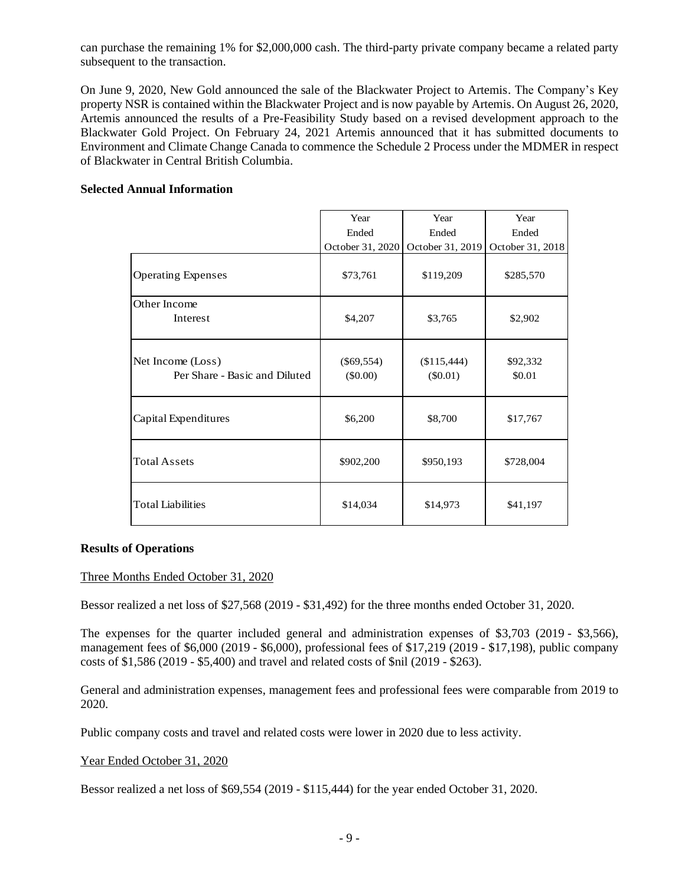can purchase the remaining 1% for $2,000,000 cash. The third-party private company became a related party subsequent to the transaction.

On June 9, 2020, New Gold announced the sale of the Blackwater Project to Artemis. The Company's Key property NSR is contained within the Blackwater Project and is now payable by Artemis. On August 26, 2020, Artemis announced the results of a Pre-Feasibility Study based on a revised development approach to the Blackwater Gold Project. On February 24, 2021 Artemis announced that it has submitted documents to Environment and Climate Change Canada to commence the Schedule 2 Process under the MDMER in respect of Blackwater in Central British Columbia.

**Selected Annual Information**

| | Year Ended October 31, 2020 | Year Ended October 31, 2019 | Year Ended October 31, 2018 |
|---|---|---|---|
| Operating Expenses | $73,761 | $119,209 | $285,570 |
| Other Income<br>Interest | $4,207 | $3,765 | $2,902 |
| Net Income (Loss)<br>Per Share - Basic and Diluted | ($69,554)<br>($0.00) | ($115,444)<br>($0.01) | $92,332<br>$0.01 |
| Capital Expenditures | $6,200 | $8,700 | $17,767 |
| Total Assets | $902,200 | $950,193 | $728,004 |
| Total Liabilities | $14,034 | $14,973 | $41,197 |

**Results of Operations**

Three Months Ended October 31, 2020

Bessor realized a net loss of $27,568 (2019 - $31,492) for the three months ended October 31, 2020.

The expenses for the quarter included general and administration expenses of $3,703 (2019 - $3,566), management fees of $6,000 (2019 - $6,000), professional fees of $17,219 (2019 - $17,198), public company costs of $1,586 (2019 - $5,400) and travel and related costs of $nil (2019 - $263).

General and administration expenses, management fees and professional fees were comparable from 2019 to 2020.

Public company costs and travel and related costs were lower in 2020 due to less activity.

Year Ended October 31, 2020

Bessor realized a net loss of $69,554 (2019 - $115,444) for the year ended October 31, 2020.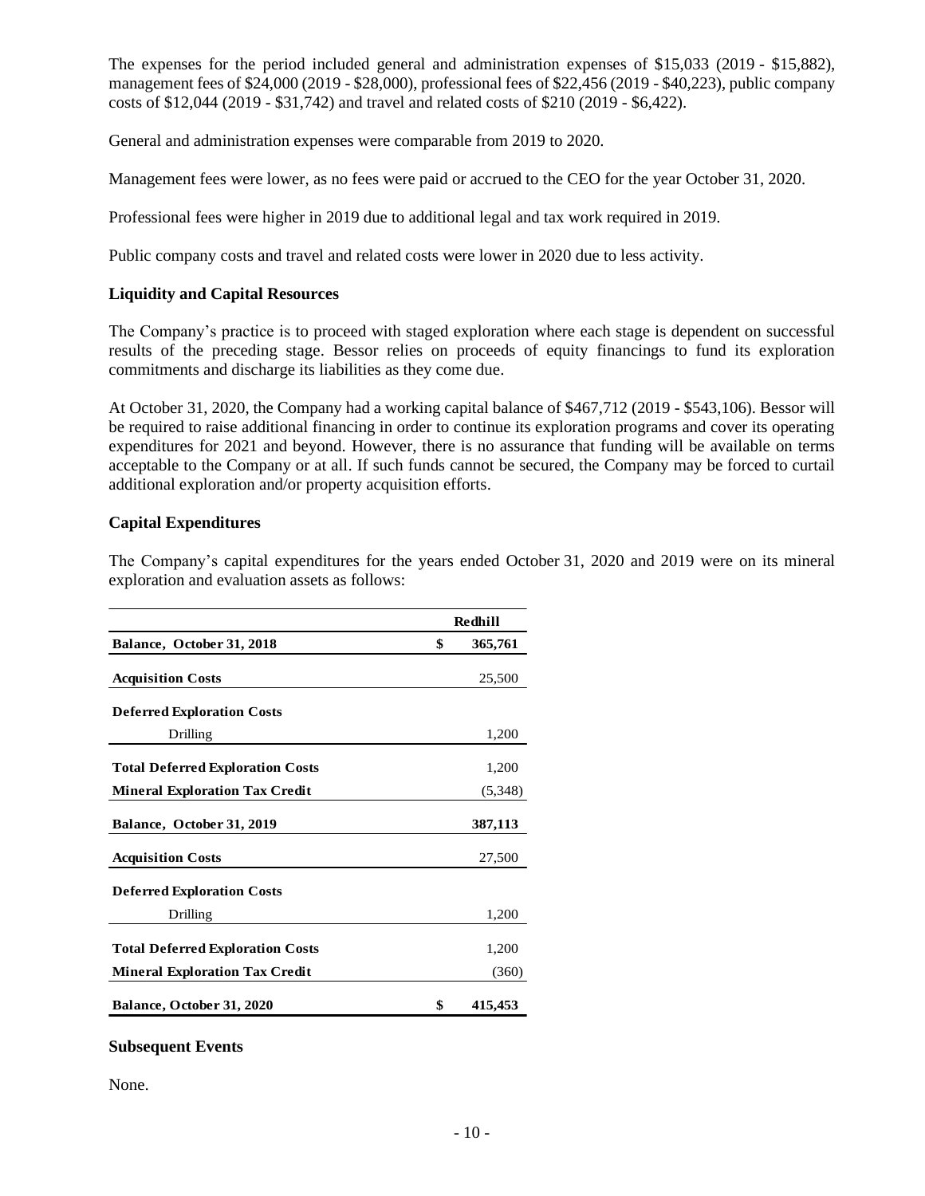The expenses for the period included general and administration expenses of $15,033 (2019 - $15,882), management fees of $24,000 (2019 - $28,000), professional fees of $22,456 (2019 - $40,223), public company costs of $12,044 (2019 - $31,742) and travel and related costs of $210 (2019 - $6,422).

General and administration expenses were comparable from 2019 to 2020.

Management fees were lower, as no fees were paid or accrued to the CEO for the year October 31, 2020.

Professional fees were higher in 2019 due to additional legal and tax work required in 2019.

Public company costs and travel and related costs were lower in 2020 due to less activity.

### Liquidity and Capital Resources

The Company's practice is to proceed with staged exploration where each stage is dependent on successful results of the preceding stage. Bessor relies on proceeds of equity financings to fund its exploration commitments and discharge its liabilities as they come due.

At October 31, 2020, the Company had a working capital balance of $467,712 (2019 - $543,106). Bessor will be required to raise additional financing in order to continue its exploration programs and cover its operating expenditures for 2021 and beyond. However, there is no assurance that funding will be available on terms acceptable to the Company or at all. If such funds cannot be secured, the Company may be forced to curtail additional exploration and/or property acquisition efforts.

### Capital Expenditures

The Company's capital expenditures for the years ended October 31, 2020 and 2019 were on its mineral exploration and evaluation assets as follows:

| | Redhill |
|---|---|
| **Balance, October 31, 2018** | $ 365,761 |
| **Acquisition Costs** | 25,500 |
| **Deferred Exploration Costs** | |
| Drilling | 1,200 |
| **Total Deferred Exploration Costs** | 1,200 |
| **Mineral Exploration Tax Credit** | (5,348) |
| **Balance, October 31, 2019** | **387,113** |
| **Acquisition Costs** | 27,500 |
| **Deferred Exploration Costs** | |
| Drilling | 1,200 |
| **Total Deferred Exploration Costs** | 1,200 |
| **Mineral Exploration Tax Credit** | (360) |
| **Balance, October 31, 2020** | **$ 415,453** |

### Subsequent Events

None.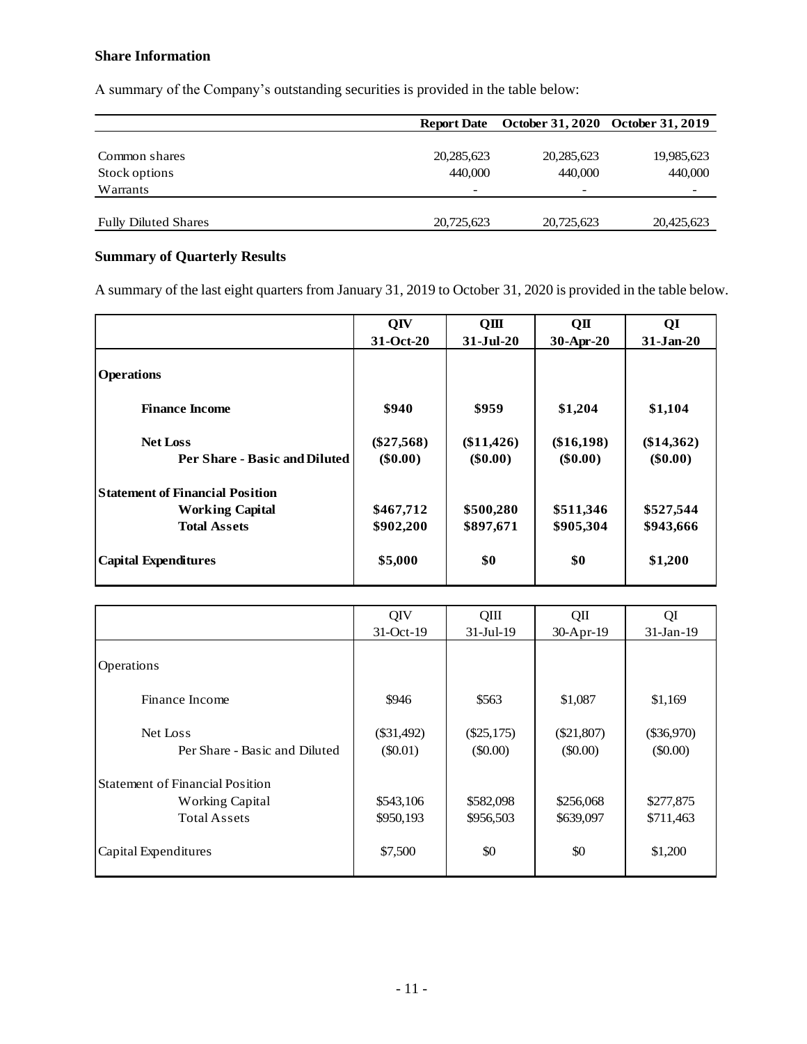### Share Information

A summary of the Company's outstanding securities is provided in the table below:

| | Report Date | October 31, 2020 | October 31, 2019 |
|---|---|---|---|
| Common shares | 20,285,623 | 20,285,623 | 19,985,623 |
| Stock options | 440,000 | 440,000 | 440,000 |
| Warrants | - | - | - |
| Fully Diluted Shares | 20,725,623 | 20,725,623 | 20,425,623 |

### Summary of Quarterly Results

A summary of the last eight quarters from January 31, 2019 to October 31, 2020 is provided in the table below.

| | **QIV 31-Oct-20** | **QIII 31-Jul-20** | **QII 30-Apr-20** | **QI 31-Jan-20** |
|---|---|---|---|---|
| **Operations** | | | | |
| **Finance Income** | **$940** | **$959** | **$1,204** | **$1,104** |
| **Net Loss** | **($27,568)** | **($11,426)** | **($16,198)** | **($14,362)** |
| **Per Share - Basic and Diluted** | **($0.00)** | **($0.00)** | **($0.00)** | **($0.00)** |
| **Statement of Financial Position** | | | | |
| **Working Capital** | **$467,712** | **$500,280** | **$511,346** | **$527,544** |
| **Total Assets** | **$902,200** | **$897,671** | **$905,304** | **$943,666** |
| **Capital Expenditures** | **$5,000** | **$0** | **$0** | **$1,200** |

| | QIV 31-Oct-19 | QIII 31-Jul-19 | QII 30-Apr-19 | QI 31-Jan-19 |
|---|---|---|---|---|
| Operations | | | | |
| Finance Income | $946 | $563 | $1,087 | $1,169 |
| Net Loss | ($31,492) | ($25,175) | ($21,807) | ($36,970) |
| Per Share - Basic and Diluted | ($0.01) | ($0.00) | ($0.00) | ($0.00) |
| Statement of Financial Position | | | | |
| Working Capital | $543,106 | $582,098 | $256,068 | $277,875 |
| Total Assets | $950,193 | $956,503 | $639,097 | $711,463 |
| Capital Expenditures | $7,500 | $0 | $0 | $1,200 |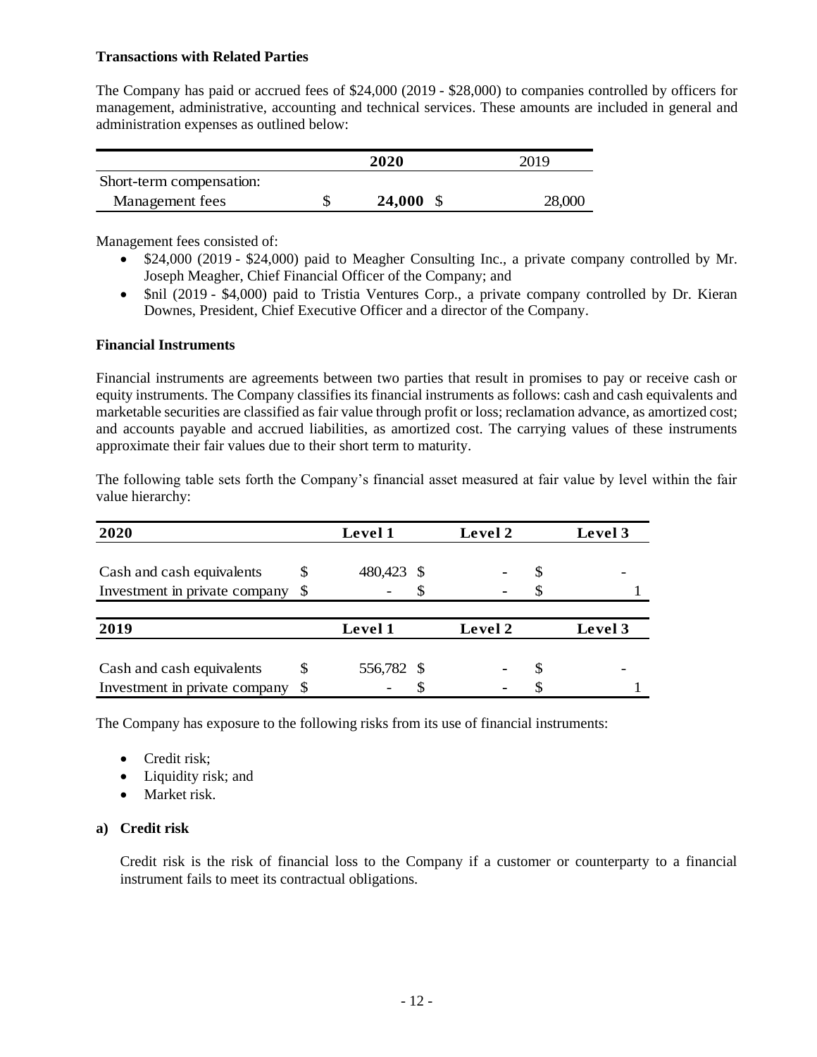**Transactions with Related Parties**

The Company has paid or accrued fees of $24,000 (2019 - $28,000) to companies controlled by officers for management, administrative, accounting and technical services. These amounts are included in general and administration expenses as outlined below:

| | 2020 | 2019 |
|---|---|---|
| Short-term compensation: | | |
| Management fees | $ **24,000** | $ 28,000 |

Management fees consisted of:

- $24,000 (2019 - $24,000) paid to Meagher Consulting Inc., a private company controlled by Mr. Joseph Meagher, Chief Financial Officer of the Company; and
- $nil (2019 - $4,000) paid to Tristia Ventures Corp., a private company controlled by Dr. Kieran Downes, President, Chief Executive Officer and a director of the Company.

**Financial Instruments**

Financial instruments are agreements between two parties that result in promises to pay or receive cash or equity instruments. The Company classifies its financial instruments as follows: cash and cash equivalents and marketable securities are classified as fair value through profit or loss; reclamation advance, as amortized cost; and accounts payable and accrued liabilities, as amortized cost. The carrying values of these instruments approximate their fair values due to their short term to maturity.

The following table sets forth the Company's financial asset measured at fair value by level within the fair value hierarchy:

| 2020 | Level 1 | Level 2 | Level 3 |
|---|---|---|---|
| Cash and cash equivalents | $ 480,423 | $ - | $ - |
| Investment in private company | $ - | $ - | $ 1 |

| 2019 | Level 1 | Level 2 | Level 3 |
|---|---|---|---|
| Cash and cash equivalents | $ 556,782 | $ - | $ - |
| Investment in private company | $ - | $ - | $ 1 |

The Company has exposure to the following risks from its use of financial instruments:

- Credit risk;
- Liquidity risk; and
- Market risk.

**a) Credit risk**

Credit risk is the risk of financial loss to the Company if a customer or counterparty to a financial instrument fails to meet its contractual obligations.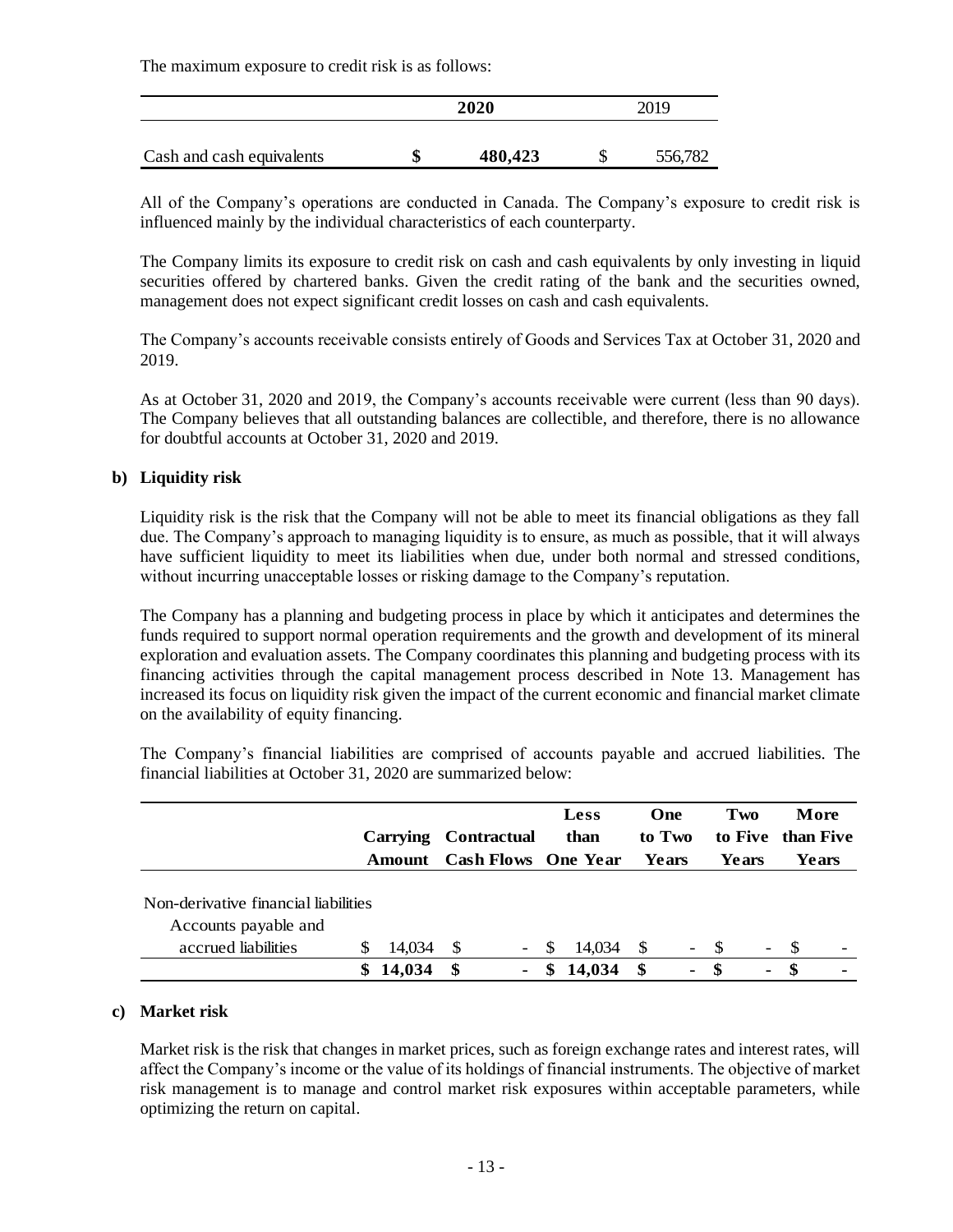The maximum exposure to credit risk is as follows:

| | 2020 | 2019 |
|---|---|---|
| Cash and cash equivalents | $ 480,423 | $ 556,782 |

All of the Company's operations are conducted in Canada. The Company's exposure to credit risk is influenced mainly by the individual characteristics of each counterparty.

The Company limits its exposure to credit risk on cash and cash equivalents by only investing in liquid securities offered by chartered banks. Given the credit rating of the bank and the securities owned, management does not expect significant credit losses on cash and cash equivalents.

The Company's accounts receivable consists entirely of Goods and Services Tax at October 31, 2020 and 2019.

As at October 31, 2020 and 2019, the Company's accounts receivable were current (less than 90 days). The Company believes that all outstanding balances are collectible, and therefore, there is no allowance for doubtful accounts at October 31, 2020 and 2019.

**b) Liquidity risk**

Liquidity risk is the risk that the Company will not be able to meet its financial obligations as they fall due. The Company's approach to managing liquidity is to ensure, as much as possible, that it will always have sufficient liquidity to meet its liabilities when due, under both normal and stressed conditions, without incurring unacceptable losses or risking damage to the Company's reputation.

The Company has a planning and budgeting process in place by which it anticipates and determines the funds required to support normal operation requirements and the growth and development of its mineral exploration and evaluation assets. The Company coordinates this planning and budgeting process with its financing activities through the capital management process described in Note 13. Management has increased its focus on liquidity risk given the impact of the current economic and financial market climate on the availability of equity financing.

The Company's financial liabilities are comprised of accounts payable and accrued liabilities. The financial liabilities at October 31, 2020 are summarized below:

| | Carrying Amount | Contractual Cash Flows | Less than One Year | One to Two Years | Two to Five Years | More than Five Years |
|---|---|---|---|---|---|---|
| Non-derivative financial liabilities | | | | | | |
| Accounts payable and accrued liabilities | $ 14,034 | $ - | $ 14,034 | $ - | $ - | $ - |
| | **$ 14,034** | **$ -** | **$ 14,034** | **$ -** | **$ -** | **$ -** |

**c) Market risk**

Market risk is the risk that changes in market prices, such as foreign exchange rates and interest rates, will affect the Company's income or the value of its holdings of financial instruments. The objective of market risk management is to manage and control market risk exposures within acceptable parameters, while optimizing the return on capital.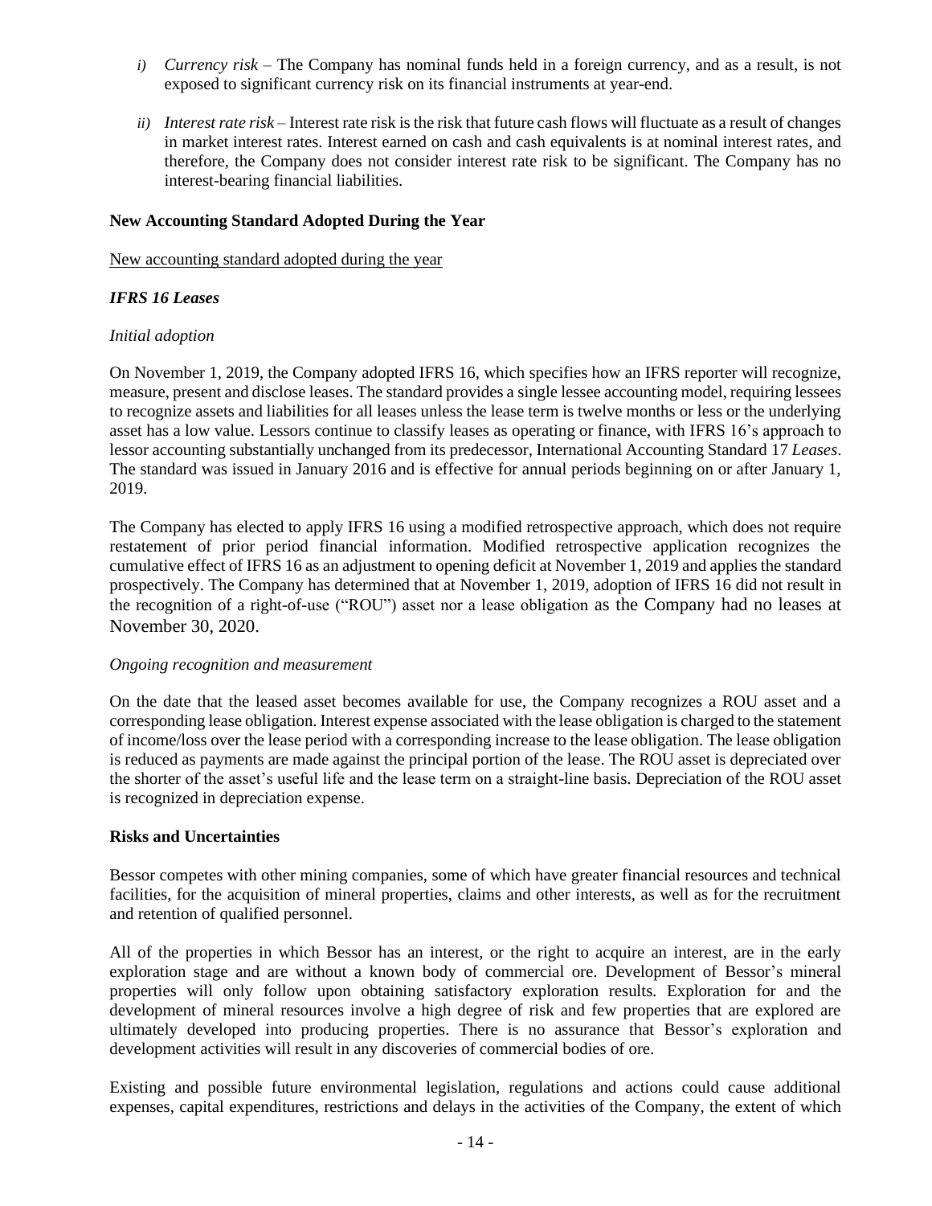*i) Currency risk* – The Company has nominal funds held in a foreign currency, and as a result, is not exposed to significant currency risk on its financial instruments at year-end.

*ii) Interest rate risk* – Interest rate risk is the risk that future cash flows will fluctuate as a result of changes in market interest rates. Interest earned on cash and cash equivalents is at nominal interest rates, and therefore, the Company does not consider interest rate risk to be significant. The Company has no interest-bearing financial liabilities.

**New Accounting Standard Adopted During the Year**

New accounting standard adopted during the year

***IFRS 16 Leases***

*Initial adoption*

On November 1, 2019, the Company adopted IFRS 16, which specifies how an IFRS reporter will recognize, measure, present and disclose leases. The standard provides a single lessee accounting model, requiring lessees to recognize assets and liabilities for all leases unless the lease term is twelve months or less or the underlying asset has a low value. Lessors continue to classify leases as operating or finance, with IFRS 16's approach to lessor accounting substantially unchanged from its predecessor, International Accounting Standard 17 *Leases*. The standard was issued in January 2016 and is effective for annual periods beginning on or after January 1, 2019.

The Company has elected to apply IFRS 16 using a modified retrospective approach, which does not require restatement of prior period financial information. Modified retrospective application recognizes the cumulative effect of IFRS 16 as an adjustment to opening deficit at November 1, 2019 and applies the standard prospectively. The Company has determined that at November 1, 2019, adoption of IFRS 16 did not result in the recognition of a right-of-use ("ROU") asset nor a lease obligation as the Company had no leases at November 30, 2020.

*Ongoing recognition and measurement*

On the date that the leased asset becomes available for use, the Company recognizes a ROU asset and a corresponding lease obligation. Interest expense associated with the lease obligation is charged to the statement of income/loss over the lease period with a corresponding increase to the lease obligation. The lease obligation is reduced as payments are made against the principal portion of the lease. The ROU asset is depreciated over the shorter of the asset's useful life and the lease term on a straight-line basis. Depreciation of the ROU asset is recognized in depreciation expense.

**Risks and Uncertainties**

Bessor competes with other mining companies, some of which have greater financial resources and technical facilities, for the acquisition of mineral properties, claims and other interests, as well as for the recruitment and retention of qualified personnel.

All of the properties in which Bessor has an interest, or the right to acquire an interest, are in the early exploration stage and are without a known body of commercial ore. Development of Bessor's mineral properties will only follow upon obtaining satisfactory exploration results. Exploration for and the development of mineral resources involve a high degree of risk and few properties that are explored are ultimately developed into producing properties. There is no assurance that Bessor's exploration and development activities will result in any discoveries of commercial bodies of ore.

Existing and possible future environmental legislation, regulations and actions could cause additional expenses, capital expenditures, restrictions and delays in the activities of the Company, the extent of which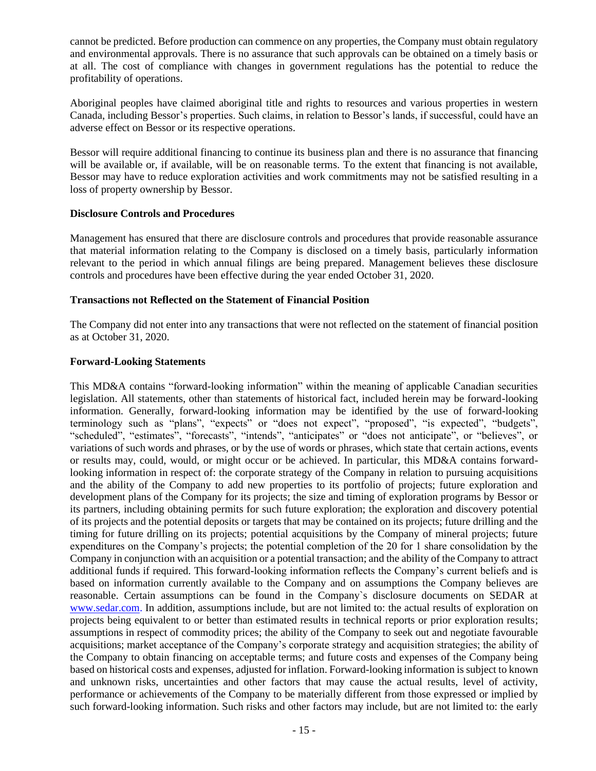cannot be predicted. Before production can commence on any properties, the Company must obtain regulatory and environmental approvals. There is no assurance that such approvals can be obtained on a timely basis or at all. The cost of compliance with changes in government regulations has the potential to reduce the profitability of operations.

Aboriginal peoples have claimed aboriginal title and rights to resources and various properties in western Canada, including Bessor's properties. Such claims, in relation to Bessor's lands, if successful, could have an adverse effect on Bessor or its respective operations.

Bessor will require additional financing to continue its business plan and there is no assurance that financing will be available or, if available, will be on reasonable terms. To the extent that financing is not available, Bessor may have to reduce exploration activities and work commitments may not be satisfied resulting in a loss of property ownership by Bessor.

**Disclosure Controls and Procedures**

Management has ensured that there are disclosure controls and procedures that provide reasonable assurance that material information relating to the Company is disclosed on a timely basis, particularly information relevant to the period in which annual filings are being prepared. Management believes these disclosure controls and procedures have been effective during the year ended October 31, 2020.

**Transactions not Reflected on the Statement of Financial Position**

The Company did not enter into any transactions that were not reflected on the statement of financial position as at October 31, 2020.

**Forward-Looking Statements**

This MD&A contains "forward-looking information" within the meaning of applicable Canadian securities legislation. All statements, other than statements of historical fact, included herein may be forward-looking information. Generally, forward-looking information may be identified by the use of forward-looking terminology such as "plans", "expects" or "does not expect", "proposed", "is expected", "budgets", "scheduled", "estimates", "forecasts", "intends", "anticipates" or "does not anticipate", or "believes", or variations of such words and phrases, or by the use of words or phrases, which state that certain actions, events or results may, could, would, or might occur or be achieved. In particular, this MD&A contains forward-looking information in respect of: the corporate strategy of the Company in relation to pursuing acquisitions and the ability of the Company to add new properties to its portfolio of projects; future exploration and development plans of the Company for its projects; the size and timing of exploration programs by Bessor or its partners, including obtaining permits for such future exploration; the exploration and discovery potential of its projects and the potential deposits or targets that may be contained on its projects; future drilling and the timing for future drilling on its projects; potential acquisitions by the Company of mineral projects; future expenditures on the Company's projects; the potential completion of the 20 for 1 share consolidation by the Company in conjunction with an acquisition or a potential transaction; and the ability of the Company to attract additional funds if required. This forward-looking information reflects the Company's current beliefs and is based on information currently available to the Company and on assumptions the Company believes are reasonable. Certain assumptions can be found in the Company`s disclosure documents on SEDAR at www.sedar.com. In addition, assumptions include, but are not limited to: the actual results of exploration on projects being equivalent to or better than estimated results in technical reports or prior exploration results; assumptions in respect of commodity prices; the ability of the Company to seek out and negotiate favourable acquisitions; market acceptance of the Company's corporate strategy and acquisition strategies; the ability of the Company to obtain financing on acceptable terms; and future costs and expenses of the Company being based on historical costs and expenses, adjusted for inflation. Forward-looking information is subject to known and unknown risks, uncertainties and other factors that may cause the actual results, level of activity, performance or achievements of the Company to be materially different from those expressed or implied by such forward-looking information. Such risks and other factors may include, but are not limited to: the early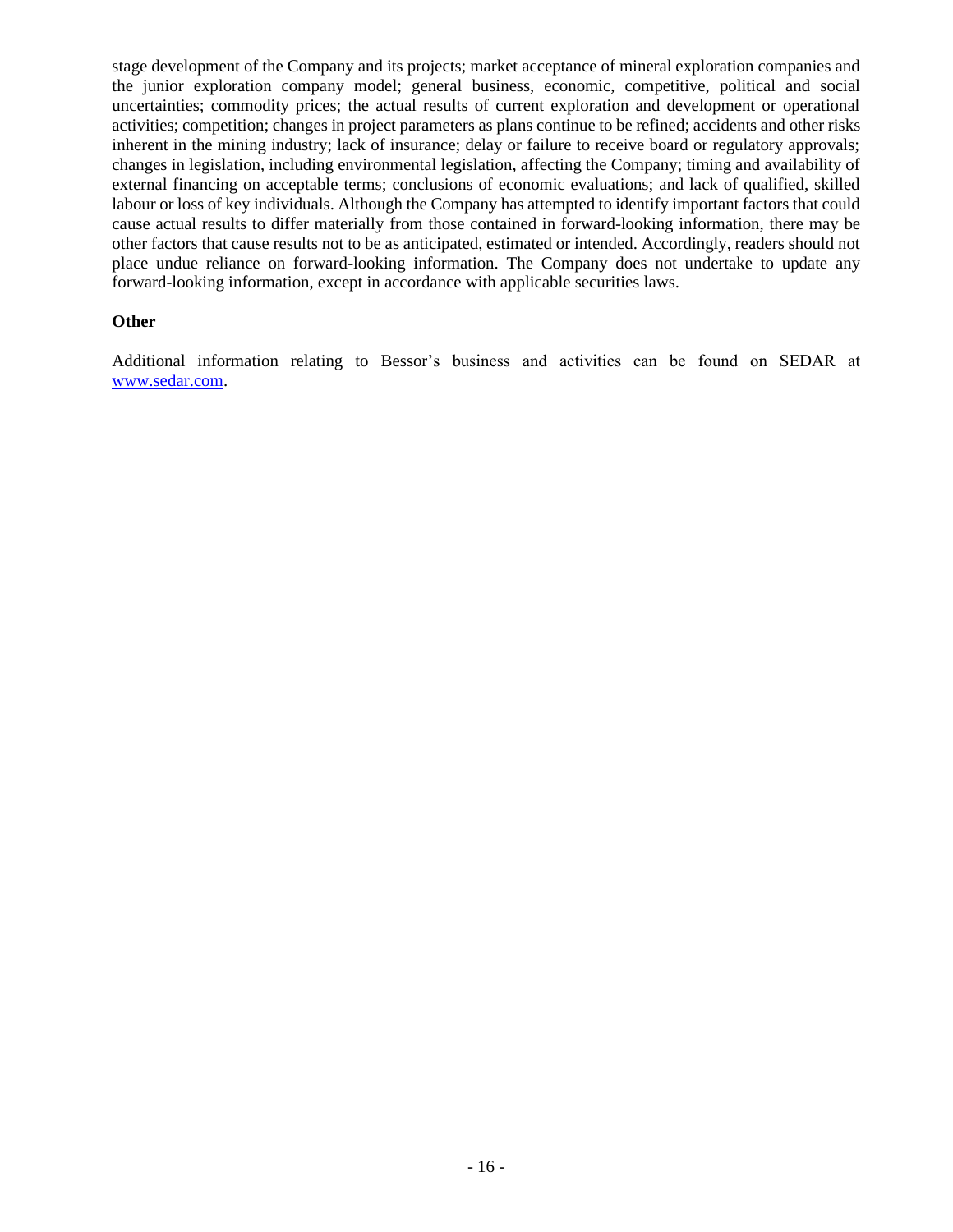stage development of the Company and its projects; market acceptance of mineral exploration companies and the junior exploration company model; general business, economic, competitive, political and social uncertainties; commodity prices; the actual results of current exploration and development or operational activities; competition; changes in project parameters as plans continue to be refined; accidents and other risks inherent in the mining industry; lack of insurance; delay or failure to receive board or regulatory approvals; changes in legislation, including environmental legislation, affecting the Company; timing and availability of external financing on acceptable terms; conclusions of economic evaluations; and lack of qualified, skilled labour or loss of key individuals. Although the Company has attempted to identify important factors that could cause actual results to differ materially from those contained in forward-looking information, there may be other factors that cause results not to be as anticipated, estimated or intended. Accordingly, readers should not place undue reliance on forward-looking information. The Company does not undertake to update any forward-looking information, except in accordance with applicable securities laws.

**Other**

Additional information relating to Bessor's business and activities can be found on SEDAR at www.sedar.com.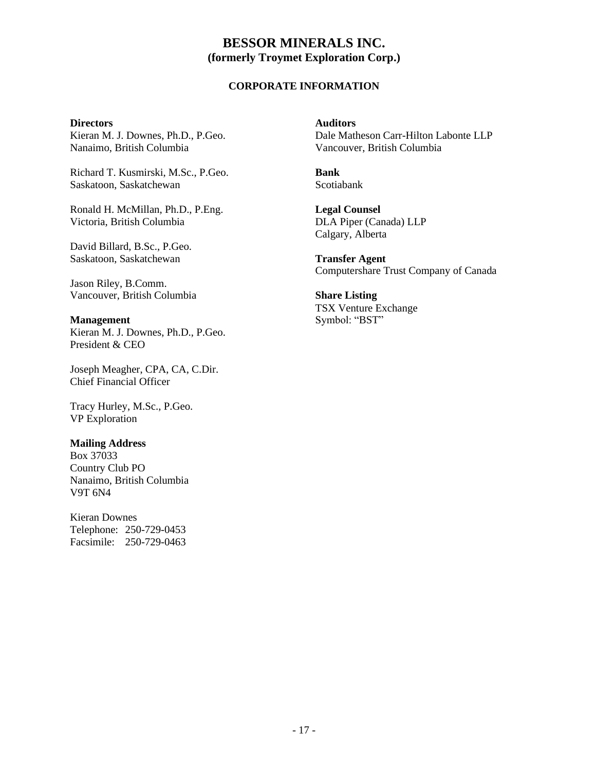# BESSOR MINERALS INC.
## (formerly Troymet Exploration Corp.)

### CORPORATE INFORMATION

**Directors**
Kieran M. J. Downes, Ph.D., P.Geo.
Nanaimo, British Columbia

Richard T. Kusmirski, M.Sc., P.Geo.
Saskatoon, Saskatchewan

Ronald H. McMillan, Ph.D., P.Eng.
Victoria, British Columbia

David Billard, B.Sc., P.Geo.
Saskatoon, Saskatchewan

Jason Riley, B.Comm.
Vancouver, British Columbia

**Management**
Kieran M. J. Downes, Ph.D., P.Geo.
President & CEO

Joseph Meagher, CPA, CA, C.Dir.
Chief Financial Officer

Tracy Hurley, M.Sc., P.Geo.
VP Exploration

**Mailing Address**
Box 37033
Country Club PO
Nanaimo, British Columbia
V9T 6N4

Kieran Downes
Telephone: 250-729-0453
Facsimile: 250-729-0463

**Auditors**
Dale Matheson Carr-Hilton Labonte LLP
Vancouver, British Columbia

**Bank**
Scotiabank

**Legal Counsel**
DLA Piper (Canada) LLP
Calgary, Alberta

**Transfer Agent**
Computershare Trust Company of Canada

**Share Listing**
TSX Venture Exchange
Symbol: "BST"